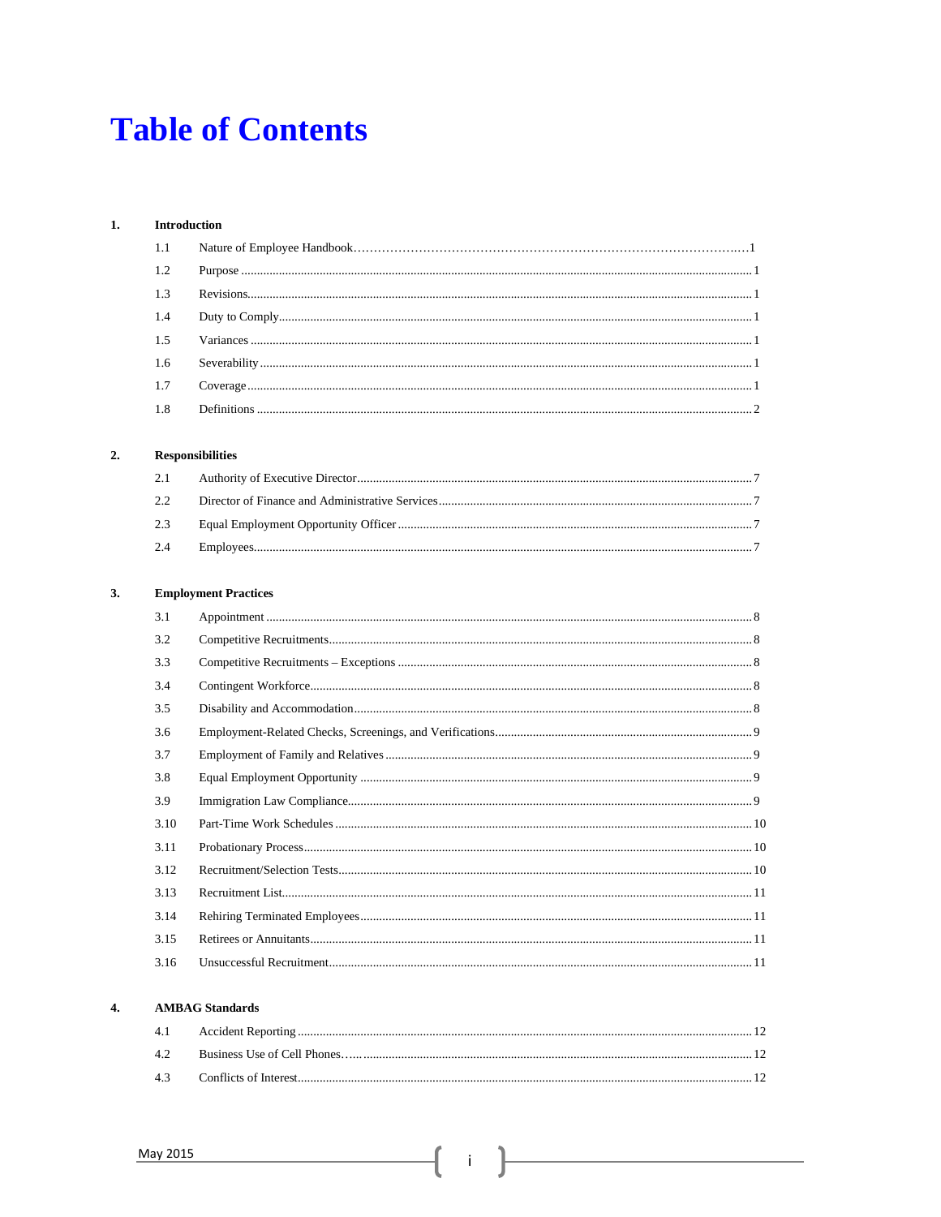# Table of Contents

**1. Introduction**

| | | |
|---|---|---|
| 1.1 | Nature of Employee Handbook | 1 |
| 1.2 | Purpose | 1 |
| 1.3 | Revisions | 1 |
| 1.4 | Duty to Comply | 1 |
| 1.5 | Variances | 1 |
| 1.6 | Severability | 1 |
| 1.7 | Coverage | 1 |
| 1.8 | Definitions | 2 |

**2. Responsibilities**

| | | |
|---|---|---|
| 2.1 | Authority of Executive Director | 7 |
| 2.2 | Director of Finance and Administrative Services | 7 |
| 2.3 | Equal Employment Opportunity Officer | 7 |
| 2.4 | Employees | 7 |

**3. Employment Practices**

| | | |
|---|---|---|
| 3.1 | Appointment | 8 |
| 3.2 | Competitive Recruitments | 8 |
| 3.3 | Competitive Recruitments – Exceptions | 8 |
| 3.4 | Contingent Workforce | 8 |
| 3.5 | Disability and Accommodation | 8 |
| 3.6 | Employment-Related Checks, Screenings, and Verifications | 9 |
| 3.7 | Employment of Family and Relatives | 9 |
| 3.8 | Equal Employment Opportunity | 9 |
| 3.9 | Immigration Law Compliance | 9 |
| 3.10 | Part-Time Work Schedules | 10 |
| 3.11 | Probationary Process | 10 |
| 3.12 | Recruitment/Selection Tests | 10 |
| 3.13 | Recruitment List | 11 |
| 3.14 | Rehiring Terminated Employees | 11 |
| 3.15 | Retirees or Annuitants | 11 |
| 3.16 | Unsuccessful Recruitment | 11 |

**4. AMBAG Standards**

| | | |
|---|---|---|
| 4.1 | Accident Reporting | 12 |
| 4.2 | Business Use of Cell Phones | 12 |
| 4.3 | Conflicts of Interest | 12 |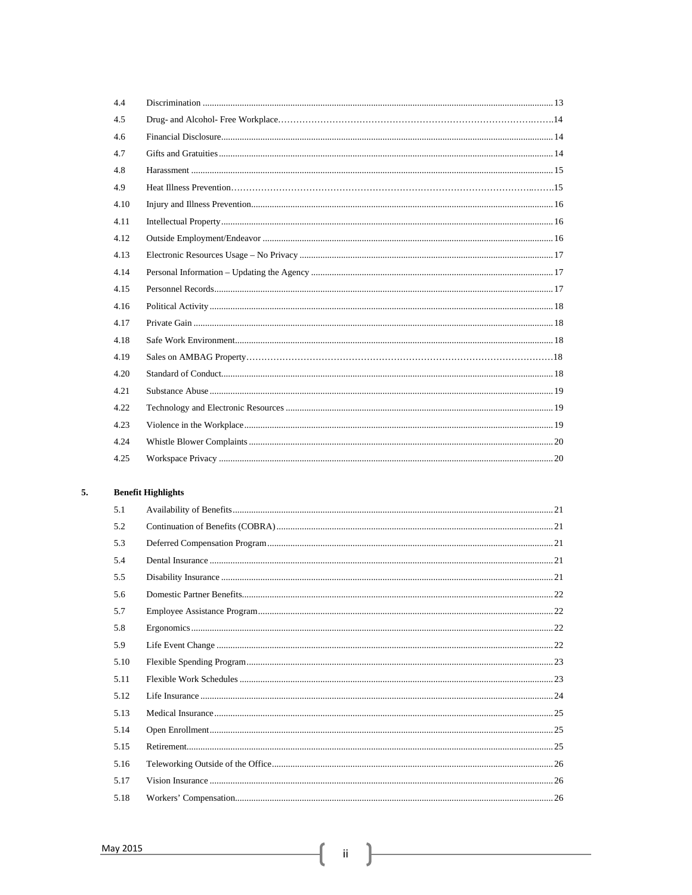| | | |
|---|---|---|
| 4.4 | Discrimination | 13 |
| 4.5 | Drug- and Alcohol- Free Workplace | 14 |
| 4.6 | Financial Disclosure | 14 |
| 4.7 | Gifts and Gratuities | 14 |
| 4.8 | Harassment | 15 |
| 4.9 | Heat Illness Prevention | 15 |
| 4.10 | Injury and Illness Prevention | 16 |
| 4.11 | Intellectual Property | 16 |
| 4.12 | Outside Employment/Endeavor | 16 |
| 4.13 | Electronic Resources Usage – No Privacy | 17 |
| 4.14 | Personal Information – Updating the Agency | 17 |
| 4.15 | Personnel Records | 17 |
| 4.16 | Political Activity | 18 |
| 4.17 | Private Gain | 18 |
| 4.18 | Safe Work Environment | 18 |
| 4.19 | Sales on AMBAG Property | 18 |
| 4.20 | Standard of Conduct | 18 |
| 4.21 | Substance Abuse | 19 |
| 4.22 | Technology and Electronic Resources | 19 |
| 4.23 | Violence in the Workplace | 19 |
| 4.24 | Whistle Blower Complaints | 20 |
| 4.25 | Workspace Privacy | 20 |

**5. Benefit Highlights**

| | | |
|---|---|---|
| 5.1 | Availability of Benefits | 21 |
| 5.2 | Continuation of Benefits (COBRA) | 21 |
| 5.3 | Deferred Compensation Program | 21 |
| 5.4 | Dental Insurance | 21 |
| 5.5 | Disability Insurance | 21 |
| 5.6 | Domestic Partner Benefits | 22 |
| 5.7 | Employee Assistance Program | 22 |
| 5.8 | Ergonomics | 22 |
| 5.9 | Life Event Change | 22 |
| 5.10 | Flexible Spending Program | 23 |
| 5.11 | Flexible Work Schedules | 23 |
| 5.12 | Life Insurance | 24 |
| 5.13 | Medical Insurance | 25 |
| 5.14 | Open Enrollment | 25 |
| 5.15 | Retirement | 25 |
| 5.16 | Teleworking Outside of the Office | 26 |
| 5.17 | Vision Insurance | 26 |
| 5.18 | Workers' Compensation | 26 |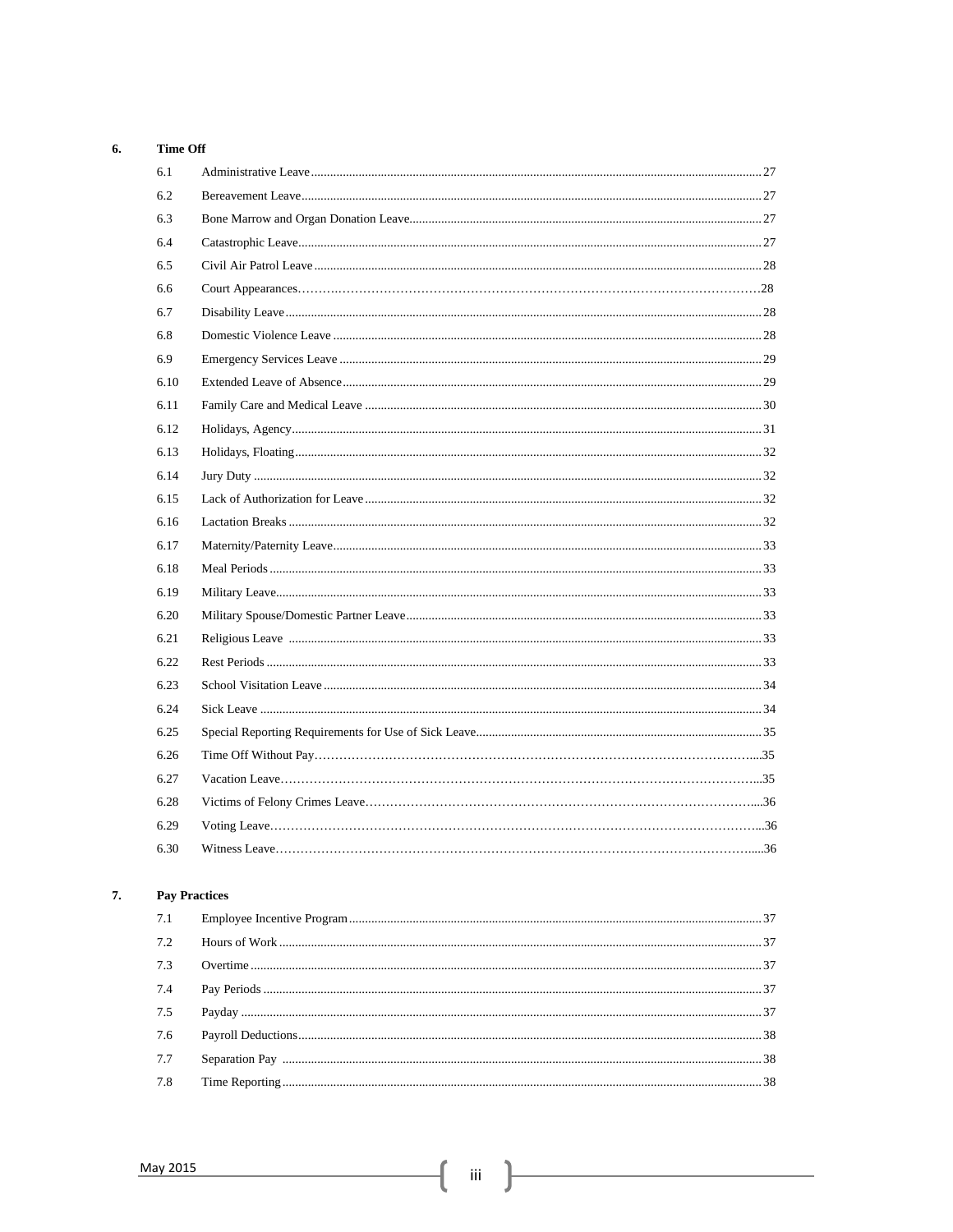**6. Time Off**

| | | |
|---|---|---|
| 6.1 | Administrative Leave | 27 |
| 6.2 | Bereavement Leave | 27 |
| 6.3 | Bone Marrow and Organ Donation Leave | 27 |
| 6.4 | Catastrophic Leave | 27 |
| 6.5 | Civil Air Patrol Leave | 28 |
| 6.6 | Court Appearances | 28 |
| 6.7 | Disability Leave | 28 |
| 6.8 | Domestic Violence Leave | 28 |
| 6.9 | Emergency Services Leave | 29 |
| 6.10 | Extended Leave of Absence | 29 |
| 6.11 | Family Care and Medical Leave | 30 |
| 6.12 | Holidays, Agency | 31 |
| 6.13 | Holidays, Floating | 32 |
| 6.14 | Jury Duty | 32 |
| 6.15 | Lack of Authorization for Leave | 32 |
| 6.16 | Lactation Breaks | 32 |
| 6.17 | Maternity/Paternity Leave | 33 |
| 6.18 | Meal Periods | 33 |
| 6.19 | Military Leave | 33 |
| 6.20 | Military Spouse/Domestic Partner Leave | 33 |
| 6.21 | Religious Leave | 33 |
| 6.22 | Rest Periods | 33 |
| 6.23 | School Visitation Leave | 34 |
| 6.24 | Sick Leave | 34 |
| 6.25 | Special Reporting Requirements for Use of Sick Leave | 35 |
| 6.26 | Time Off Without Pay | 35 |
| 6.27 | Vacation Leave | 35 |
| 6.28 | Victims of Felony Crimes Leave | 36 |
| 6.29 | Voting Leave | 36 |
| 6.30 | Witness Leave | 36 |

**7. Pay Practices**

| | | |
|---|---|---|
| 7.1 | Employee Incentive Program | 37 |
| 7.2 | Hours of Work | 37 |
| 7.3 | Overtime | 37 |
| 7.4 | Pay Periods | 37 |
| 7.5 | Payday | 37 |
| 7.6 | Payroll Deductions | 38 |
| 7.7 | Separation Pay | 38 |
| 7.8 | Time Reporting | 38 |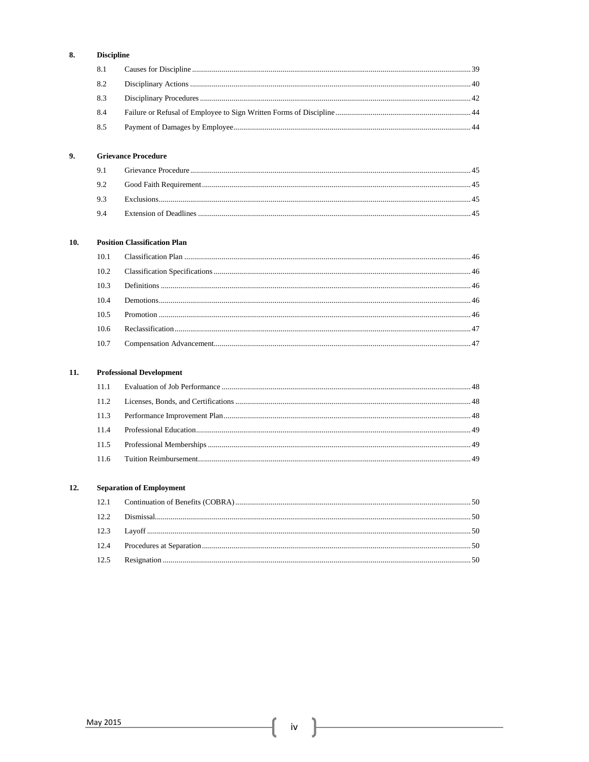**8. Discipline**

| | | |
|---|---|---|
| 8.1 | Causes for Discipline | 39 |
| 8.2 | Disciplinary Actions | 40 |
| 8.3 | Disciplinary Procedures | 42 |
| 8.4 | Failure or Refusal of Employee to Sign Written Forms of Discipline | 44 |
| 8.5 | Payment of Damages by Employee | 44 |

**9. Grievance Procedure**

| | | |
|---|---|---|
| 9.1 | Grievance Procedure | 45 |
| 9.2 | Good Faith Requirement | 45 |
| 9.3 | Exclusions | 45 |
| 9.4 | Extension of Deadlines | 45 |

**10. Position Classification Plan**

| | | |
|---|---|---|
| 10.1 | Classification Plan | 46 |
| 10.2 | Classification Specifications | 46 |
| 10.3 | Definitions | 46 |
| 10.4 | Demotions | 46 |
| 10.5 | Promotion | 46 |
| 10.6 | Reclassification | 47 |
| 10.7 | Compensation Advancement | 47 |

**11. Professional Development**

| | | |
|---|---|---|
| 11.1 | Evaluation of Job Performance | 48 |
| 11.2 | Licenses, Bonds, and Certifications | 48 |
| 11.3 | Performance Improvement Plan | 48 |
| 11.4 | Professional Education | 49 |
| 11.5 | Professional Memberships | 49 |
| 11.6 | Tuition Reimbursement | 49 |

**12. Separation of Employment**

| | | |
|---|---|---|
| 12.1 | Continuation of Benefits (COBRA) | 50 |
| 12.2 | Dismissal | 50 |
| 12.3 | Layoff | 50 |
| 12.4 | Procedures at Separation | 50 |
| 12.5 | Resignation | 50 |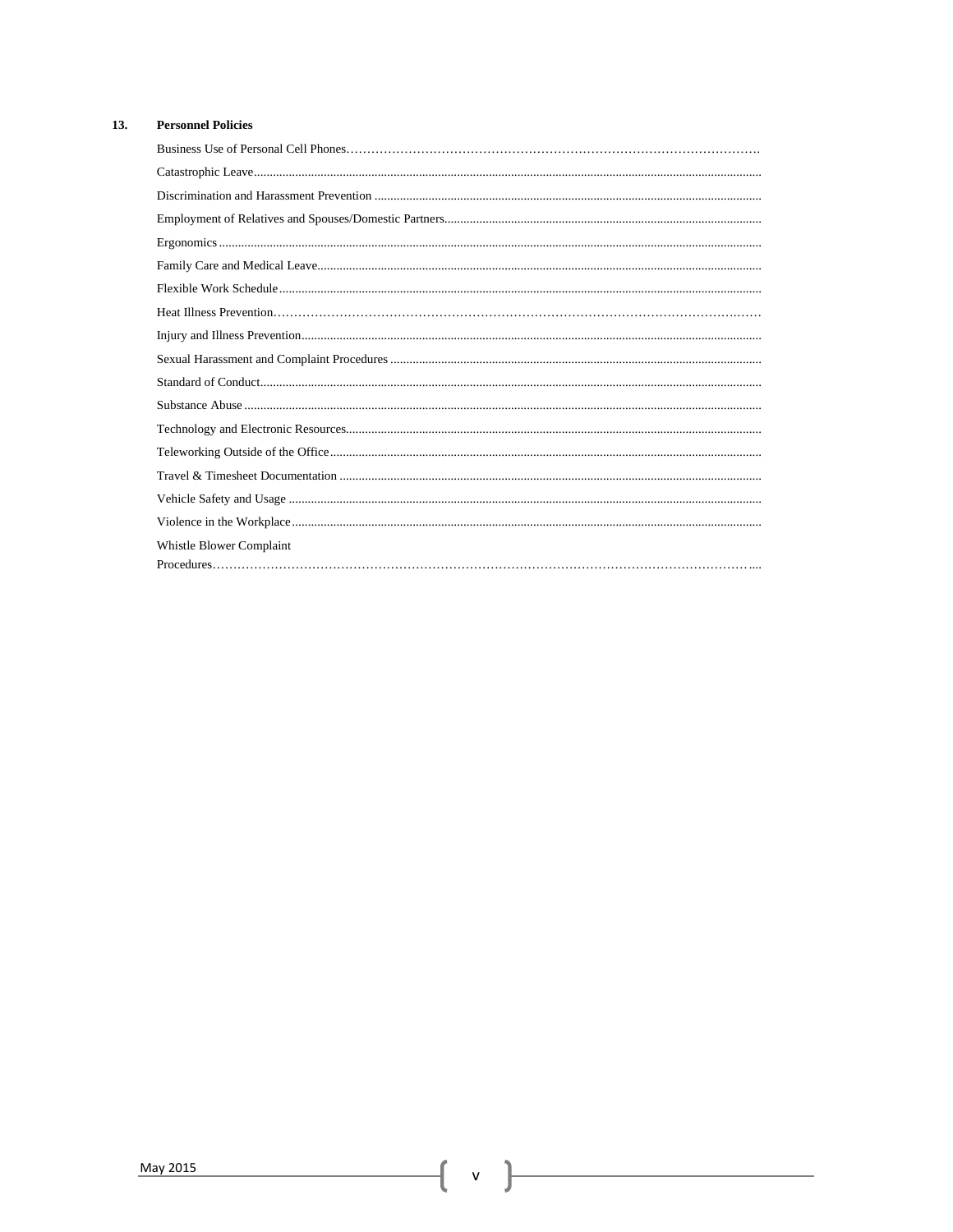**13. Personnel Policies**

- Business Use of Personal Cell Phones
- Catastrophic Leave
- Discrimination and Harassment Prevention
- Employment of Relatives and Spouses/Domestic Partners
- Ergonomics
- Family Care and Medical Leave
- Flexible Work Schedule
- Heat Illness Prevention
- Injury and Illness Prevention
- Sexual Harassment and Complaint Procedures
- Standard of Conduct
- Substance Abuse
- Technology and Electronic Resources
- Teleworking Outside of the Office
- Travel & Timesheet Documentation
- Vehicle Safety and Usage
- Violence in the Workplace
- Whistle Blower Complaint Procedures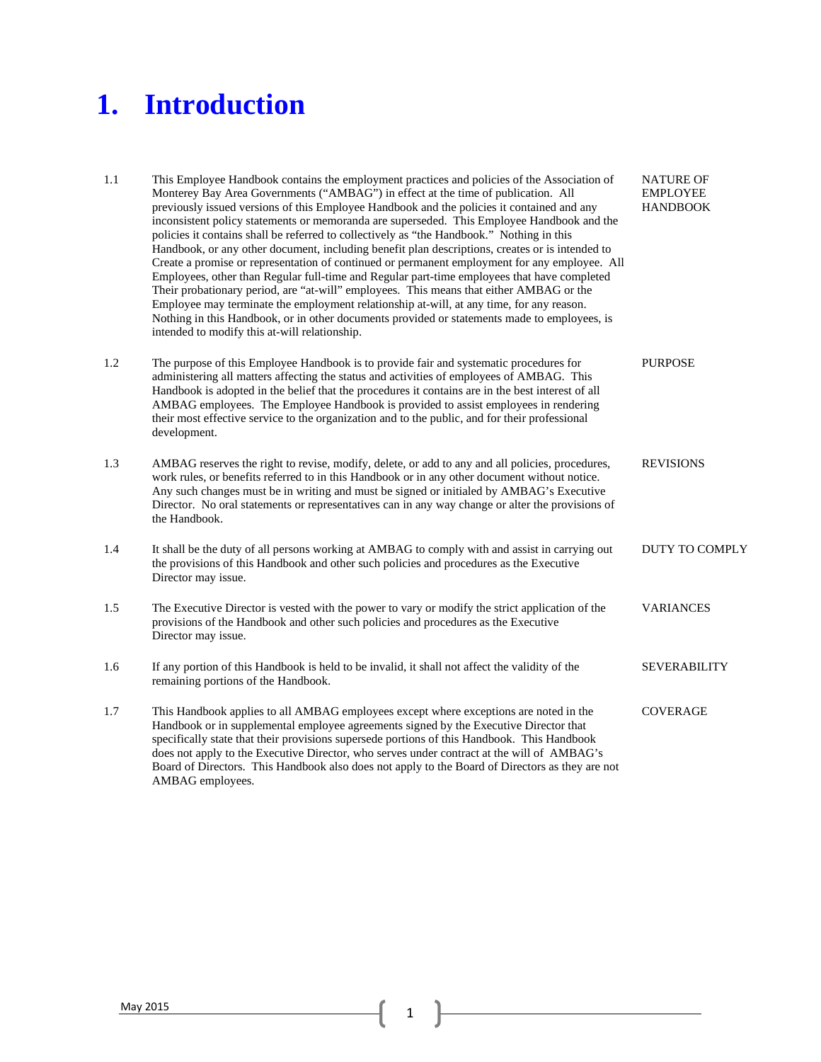# 1. Introduction

| | | |
|---|---|---|
| 1.1 | This Employee Handbook contains the employment practices and policies of the Association of Monterey Bay Area Governments ("AMBAG") in effect at the time of publication. All previously issued versions of this Employee Handbook and the policies it contained and any inconsistent policy statements or memoranda are superseded. This Employee Handbook and the policies it contains shall be referred to collectively as "the Handbook." Nothing in this Handbook, or any other document, including benefit plan descriptions, creates or is intended to Create a promise or representation of continued or permanent employment for any employee. All Employees, other than Regular full-time and Regular part-time employees that have completed Their probationary period, are "at-will" employees. This means that either AMBAG or the Employee may terminate the employment relationship at-will, at any time, for any reason. Nothing in this Handbook, or in other documents provided or statements made to employees, is intended to modify this at-will relationship. | NATURE OF EMPLOYEE HANDBOOK |
| 1.2 | The purpose of this Employee Handbook is to provide fair and systematic procedures for administering all matters affecting the status and activities of employees of AMBAG. This Handbook is adopted in the belief that the procedures it contains are in the best interest of all AMBAG employees. The Employee Handbook is provided to assist employees in rendering their most effective service to the organization and to the public, and for their professional development. | PURPOSE |
| 1.3 | AMBAG reserves the right to revise, modify, delete, or add to any and all policies, procedures, work rules, or benefits referred to in this Handbook or in any other document without notice. Any such changes must be in writing and must be signed or initialed by AMBAG's Executive Director. No oral statements or representatives can in any way change or alter the provisions of the Handbook. | REVISIONS |
| 1.4 | It shall be the duty of all persons working at AMBAG to comply with and assist in carrying out the provisions of this Handbook and other such policies and procedures as the Executive Director may issue. | DUTY TO COMPLY |
| 1.5 | The Executive Director is vested with the power to vary or modify the strict application of the provisions of the Handbook and other such policies and procedures as the Executive Director may issue. | VARIANCES |
| 1.6 | If any portion of this Handbook is held to be invalid, it shall not affect the validity of the remaining portions of the Handbook. | SEVERABILITY |
| 1.7 | This Handbook applies to all AMBAG employees except where exceptions are noted in the Handbook or in supplemental employee agreements signed by the Executive Director that specifically state that their provisions supersede portions of this Handbook. This Handbook does not apply to the Executive Director, who serves under contract at the will of AMBAG's Board of Directors. This Handbook also does not apply to the Board of Directors as they are not AMBAG employees. | COVERAGE |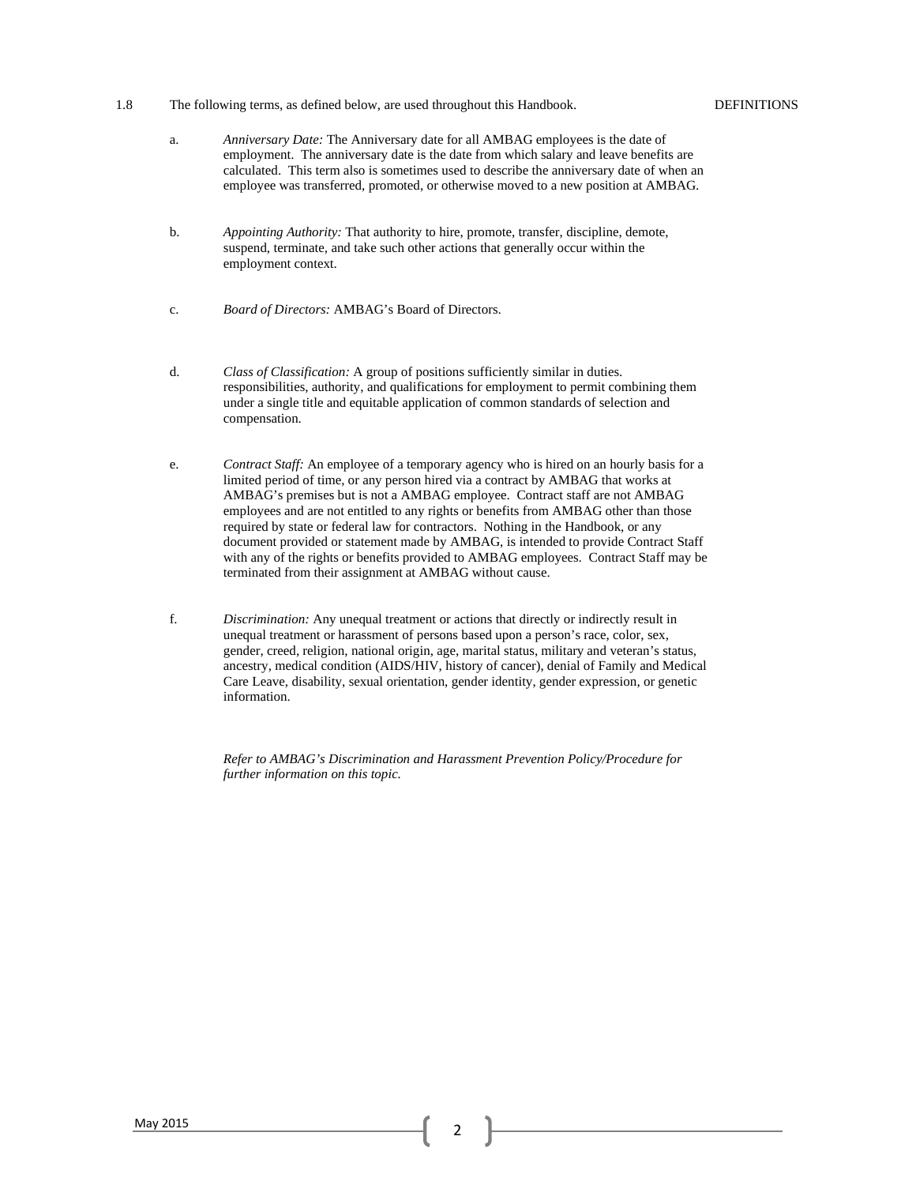1.8 The following terms, as defined below, are used throughout this Handbook. DEFINITIONS

a. *Anniversary Date:* The Anniversary date for all AMBAG employees is the date of employment. The anniversary date is the date from which salary and leave benefits are calculated. This term also is sometimes used to describe the anniversary date of when an employee was transferred, promoted, or otherwise moved to a new position at AMBAG.

b. *Appointing Authority:* That authority to hire, promote, transfer, discipline, demote, suspend, terminate, and take such other actions that generally occur within the employment context.

c. *Board of Directors:* AMBAG's Board of Directors.

d. *Class of Classification:* A group of positions sufficiently similar in duties. responsibilities, authority, and qualifications for employment to permit combining them under a single title and equitable application of common standards of selection and compensation.

e. *Contract Staff:* An employee of a temporary agency who is hired on an hourly basis for a limited period of time, or any person hired via a contract by AMBAG that works at AMBAG's premises but is not a AMBAG employee. Contract staff are not AMBAG employees and are not entitled to any rights or benefits from AMBAG other than those required by state or federal law for contractors. Nothing in the Handbook, or any document provided or statement made by AMBAG, is intended to provide Contract Staff with any of the rights or benefits provided to AMBAG employees. Contract Staff may be terminated from their assignment at AMBAG without cause.

f. *Discrimination:* Any unequal treatment or actions that directly or indirectly result in unequal treatment or harassment of persons based upon a person's race, color, sex, gender, creed, religion, national origin, age, marital status, military and veteran's status, ancestry, medical condition (AIDS/HIV, history of cancer), denial of Family and Medical Care Leave, disability, sexual orientation, gender identity, gender expression, or genetic information.

*Refer to AMBAG's Discrimination and Harassment Prevention Policy/Procedure for further information on this topic.*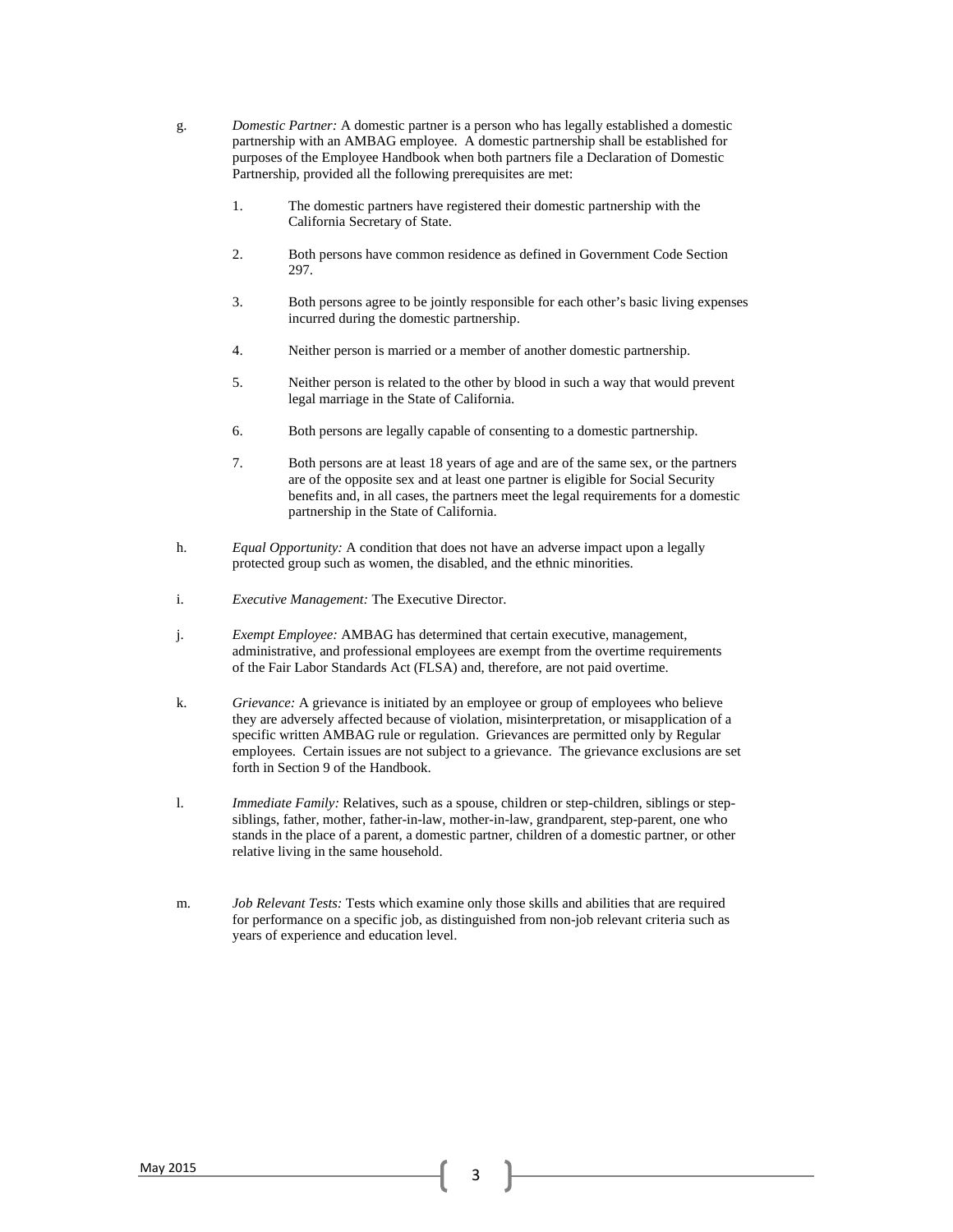g. *Domestic Partner:* A domestic partner is a person who has legally established a domestic partnership with an AMBAG employee. A domestic partnership shall be established for purposes of the Employee Handbook when both partners file a Declaration of Domestic Partnership, provided all the following prerequisites are met:

1. The domestic partners have registered their domestic partnership with the California Secretary of State.

2. Both persons have common residence as defined in Government Code Section 297.

3. Both persons agree to be jointly responsible for each other's basic living expenses incurred during the domestic partnership.

4. Neither person is married or a member of another domestic partnership.

5. Neither person is related to the other by blood in such a way that would prevent legal marriage in the State of California.

6. Both persons are legally capable of consenting to a domestic partnership.

7. Both persons are at least 18 years of age and are of the same sex, or the partners are of the opposite sex and at least one partner is eligible for Social Security benefits and, in all cases, the partners meet the legal requirements for a domestic partnership in the State of California.

h. *Equal Opportunity:* A condition that does not have an adverse impact upon a legally protected group such as women, the disabled, and the ethnic minorities.

i. *Executive Management:* The Executive Director.

j. *Exempt Employee:* AMBAG has determined that certain executive, management, administrative, and professional employees are exempt from the overtime requirements of the Fair Labor Standards Act (FLSA) and, therefore, are not paid overtime.

k. *Grievance:* A grievance is initiated by an employee or group of employees who believe they are adversely affected because of violation, misinterpretation, or misapplication of a specific written AMBAG rule or regulation. Grievances are permitted only by Regular employees. Certain issues are not subject to a grievance. The grievance exclusions are set forth in Section 9 of the Handbook.

l. *Immediate Family:* Relatives, such as a spouse, children or step-children, siblings or step-siblings, father, mother, father-in-law, mother-in-law, grandparent, step-parent, one who stands in the place of a parent, a domestic partner, children of a domestic partner, or other relative living in the same household.

m. *Job Relevant Tests:* Tests which examine only those skills and abilities that are required for performance on a specific job, as distinguished from non-job relevant criteria such as years of experience and education level.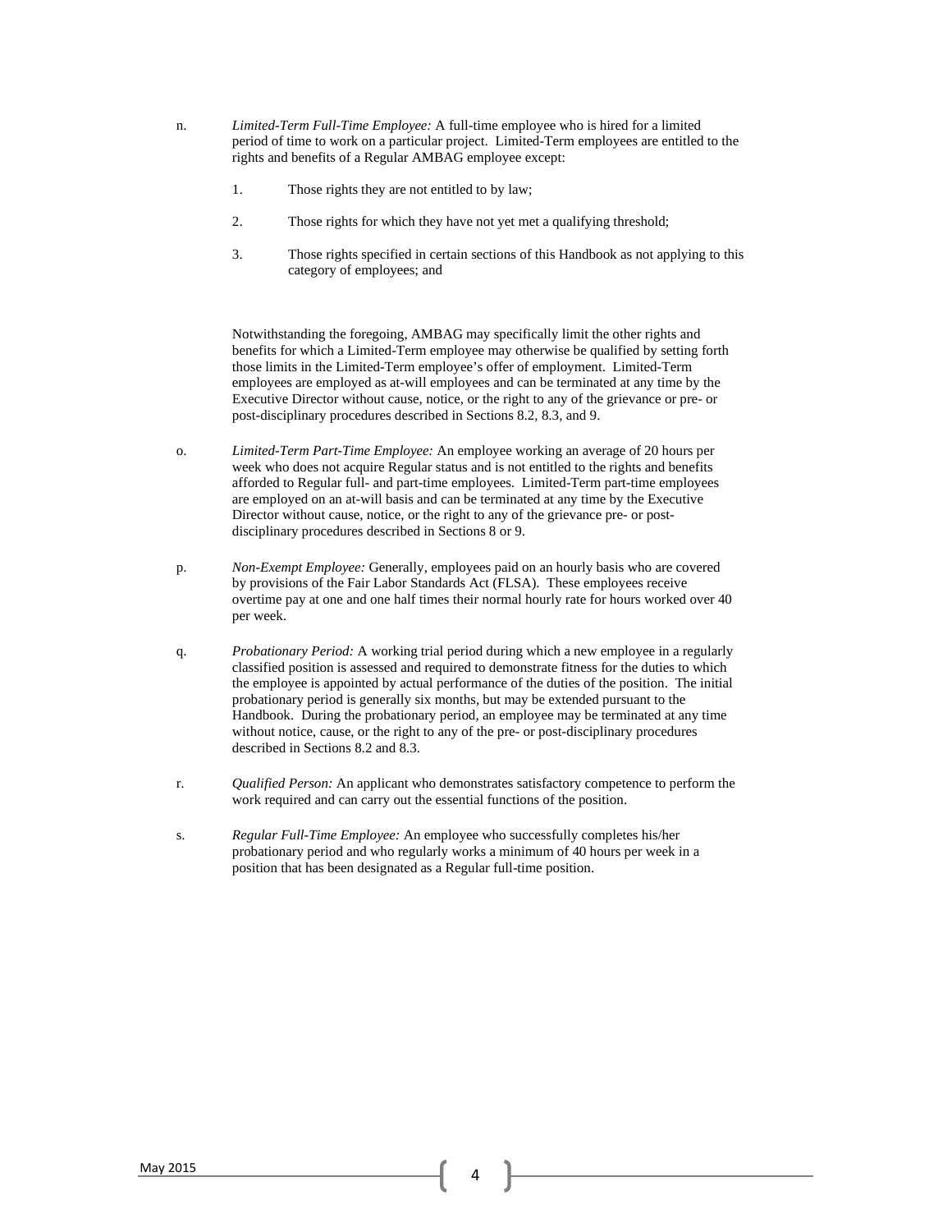n. *Limited-Term Full-Time Employee:* A full-time employee who is hired for a limited period of time to work on a particular project. Limited-Term employees are entitled to the rights and benefits of a Regular AMBAG employee except:

   1. Those rights they are not entitled to by law;

   2. Those rights for which they have not yet met a qualifying threshold;

   3. Those rights specified in certain sections of this Handbook as not applying to this category of employees; and

   Notwithstanding the foregoing, AMBAG may specifically limit the other rights and benefits for which a Limited-Term employee may otherwise be qualified by setting forth those limits in the Limited-Term employee's offer of employment. Limited-Term employees are employed as at-will employees and can be terminated at any time by the Executive Director without cause, notice, or the right to any of the grievance or pre- or post-disciplinary procedures described in Sections 8.2, 8.3, and 9.

o. *Limited-Term Part-Time Employee:* An employee working an average of 20 hours per week who does not acquire Regular status and is not entitled to the rights and benefits afforded to Regular full- and part-time employees. Limited-Term part-time employees are employed on an at-will basis and can be terminated at any time by the Executive Director without cause, notice, or the right to any of the grievance pre- or post-disciplinary procedures described in Sections 8 or 9.

p. *Non-Exempt Employee:* Generally, employees paid on an hourly basis who are covered by provisions of the Fair Labor Standards Act (FLSA). These employees receive overtime pay at one and one half times their normal hourly rate for hours worked over 40 per week.

q. *Probationary Period:* A working trial period during which a new employee in a regularly classified position is assessed and required to demonstrate fitness for the duties to which the employee is appointed by actual performance of the duties of the position. The initial probationary period is generally six months, but may be extended pursuant to the Handbook. During the probationary period, an employee may be terminated at any time without notice, cause, or the right to any of the pre- or post-disciplinary procedures described in Sections 8.2 and 8.3.

r. *Qualified Person:* An applicant who demonstrates satisfactory competence to perform the work required and can carry out the essential functions of the position.

s. *Regular Full-Time Employee:* An employee who successfully completes his/her probationary period and who regularly works a minimum of 40 hours per week in a position that has been designated as a Regular full-time position.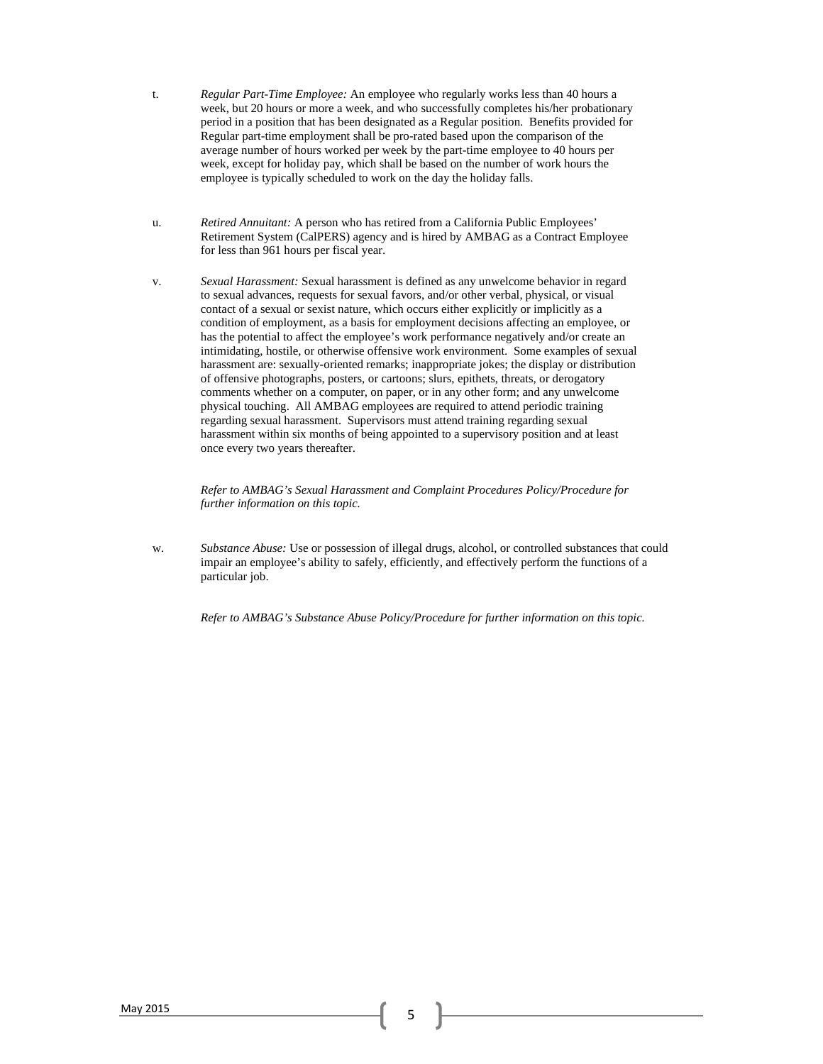t. *Regular Part-Time Employee:* An employee who regularly works less than 40 hours a week, but 20 hours or more a week, and who successfully completes his/her probationary period in a position that has been designated as a Regular position. Benefits provided for Regular part-time employment shall be pro-rated based upon the comparison of the average number of hours worked per week by the part-time employee to 40 hours per week, except for holiday pay, which shall be based on the number of work hours the employee is typically scheduled to work on the day the holiday falls.

u. *Retired Annuitant:* A person who has retired from a California Public Employees' Retirement System (CalPERS) agency and is hired by AMBAG as a Contract Employee for less than 961 hours per fiscal year.

v. *Sexual Harassment:* Sexual harassment is defined as any unwelcome behavior in regard to sexual advances, requests for sexual favors, and/or other verbal, physical, or visual contact of a sexual or sexist nature, which occurs either explicitly or implicitly as a condition of employment, as a basis for employment decisions affecting an employee, or has the potential to affect the employee's work performance negatively and/or create an intimidating, hostile, or otherwise offensive work environment. Some examples of sexual harassment are: sexually-oriented remarks; inappropriate jokes; the display or distribution of offensive photographs, posters, or cartoons; slurs, epithets, threats, or derogatory comments whether on a computer, on paper, or in any other form; and any unwelcome physical touching. All AMBAG employees are required to attend periodic training regarding sexual harassment. Supervisors must attend training regarding sexual harassment within six months of being appointed to a supervisory position and at least once every two years thereafter.

*Refer to AMBAG's Sexual Harassment and Complaint Procedures Policy/Procedure for further information on this topic.*

w. *Substance Abuse:* Use or possession of illegal drugs, alcohol, or controlled substances that could impair an employee's ability to safely, efficiently, and effectively perform the functions of a particular job.

*Refer to AMBAG's Substance Abuse Policy/Procedure for further information on this topic.*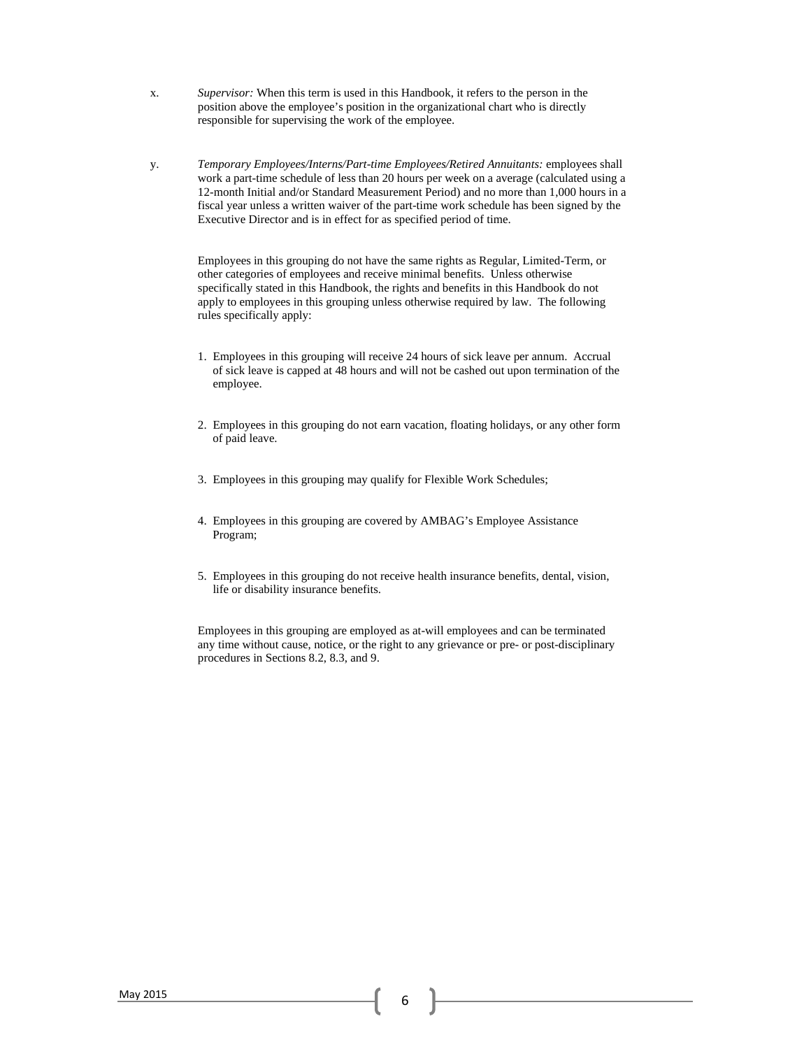x. *Supervisor:* When this term is used in this Handbook, it refers to the person in the position above the employee's position in the organizational chart who is directly responsible for supervising the work of the employee.

y. *Temporary Employees/Interns/Part-time Employees/Retired Annuitants:* employees shall work a part-time schedule of less than 20 hours per week on a average (calculated using a 12-month Initial and/or Standard Measurement Period) and no more than 1,000 hours in a fiscal year unless a written waiver of the part-time work schedule has been signed by the Executive Director and is in effect for as specified period of time.

Employees in this grouping do not have the same rights as Regular, Limited-Term, or other categories of employees and receive minimal benefits. Unless otherwise specifically stated in this Handbook, the rights and benefits in this Handbook do not apply to employees in this grouping unless otherwise required by law. The following rules specifically apply:

1. Employees in this grouping will receive 24 hours of sick leave per annum. Accrual of sick leave is capped at 48 hours and will not be cashed out upon termination of the employee.

2. Employees in this grouping do not earn vacation, floating holidays, or any other form of paid leave.

3. Employees in this grouping may qualify for Flexible Work Schedules;

4. Employees in this grouping are covered by AMBAG's Employee Assistance Program;

5. Employees in this grouping do not receive health insurance benefits, dental, vision, life or disability insurance benefits.

Employees in this grouping are employed as at-will employees and can be terminated any time without cause, notice, or the right to any grievance or pre- or post-disciplinary procedures in Sections 8.2, 8.3, and 9.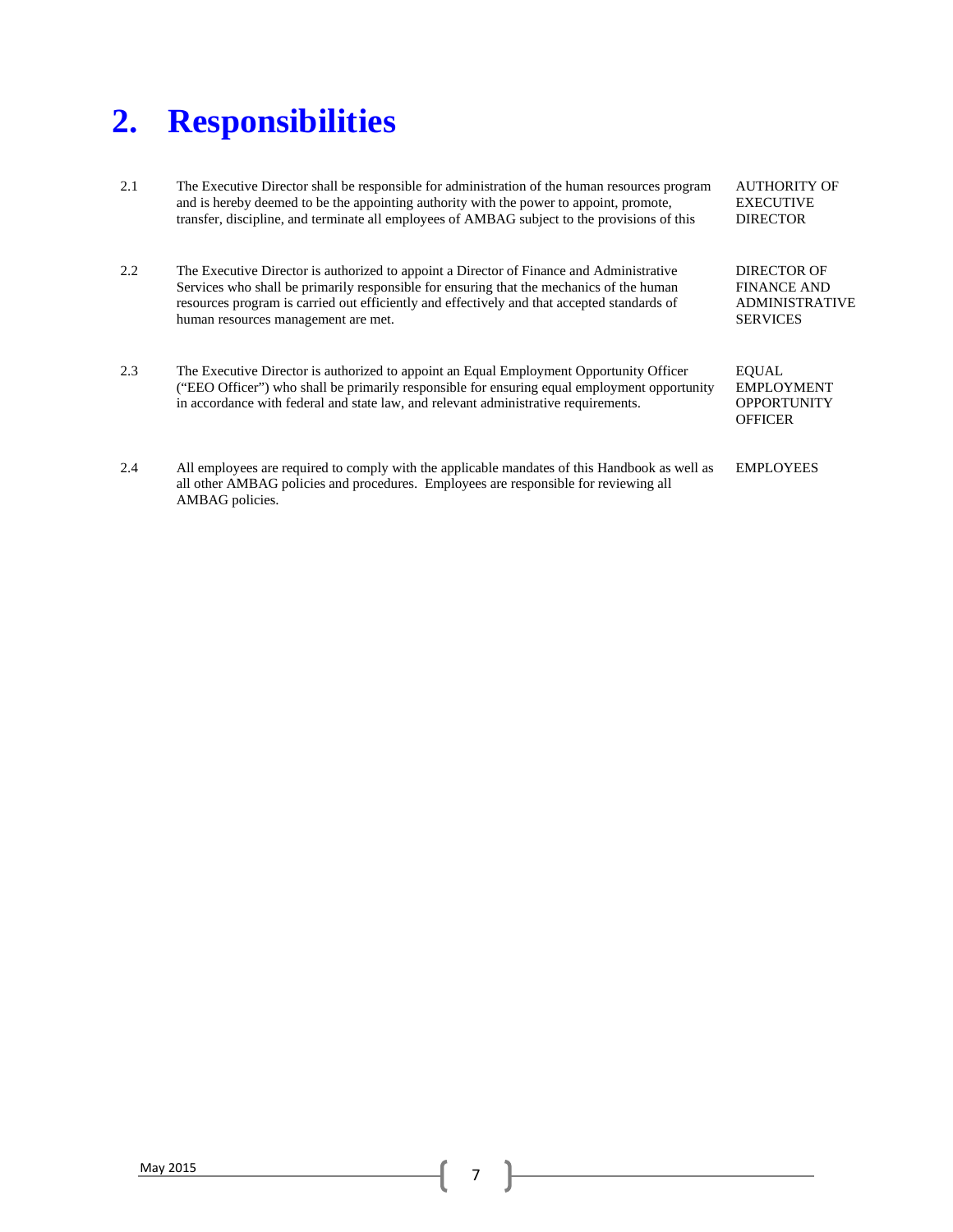# 2. Responsibilities

| | | |
|---|---|---|
| 2.1 | The Executive Director shall be responsible for administration of the human resources program and is hereby deemed to be the appointing authority with the power to appoint, promote, transfer, discipline, and terminate all employees of AMBAG subject to the provisions of this | AUTHORITY OF EXECUTIVE DIRECTOR |
| 2.2 | The Executive Director is authorized to appoint a Director of Finance and Administrative Services who shall be primarily responsible for ensuring that the mechanics of the human resources program is carried out efficiently and effectively and that accepted standards of human resources management are met. | DIRECTOR OF FINANCE AND ADMINISTRATIVE SERVICES |
| 2.3 | The Executive Director is authorized to appoint an Equal Employment Opportunity Officer ("EEO Officer") who shall be primarily responsible for ensuring equal employment opportunity in accordance with federal and state law, and relevant administrative requirements. | EQUAL EMPLOYMENT OPPORTUNITY OFFICER |
| 2.4 | All employees are required to comply with the applicable mandates of this Handbook as well as all other AMBAG policies and procedures. Employees are responsible for reviewing all AMBAG policies. | EMPLOYEES |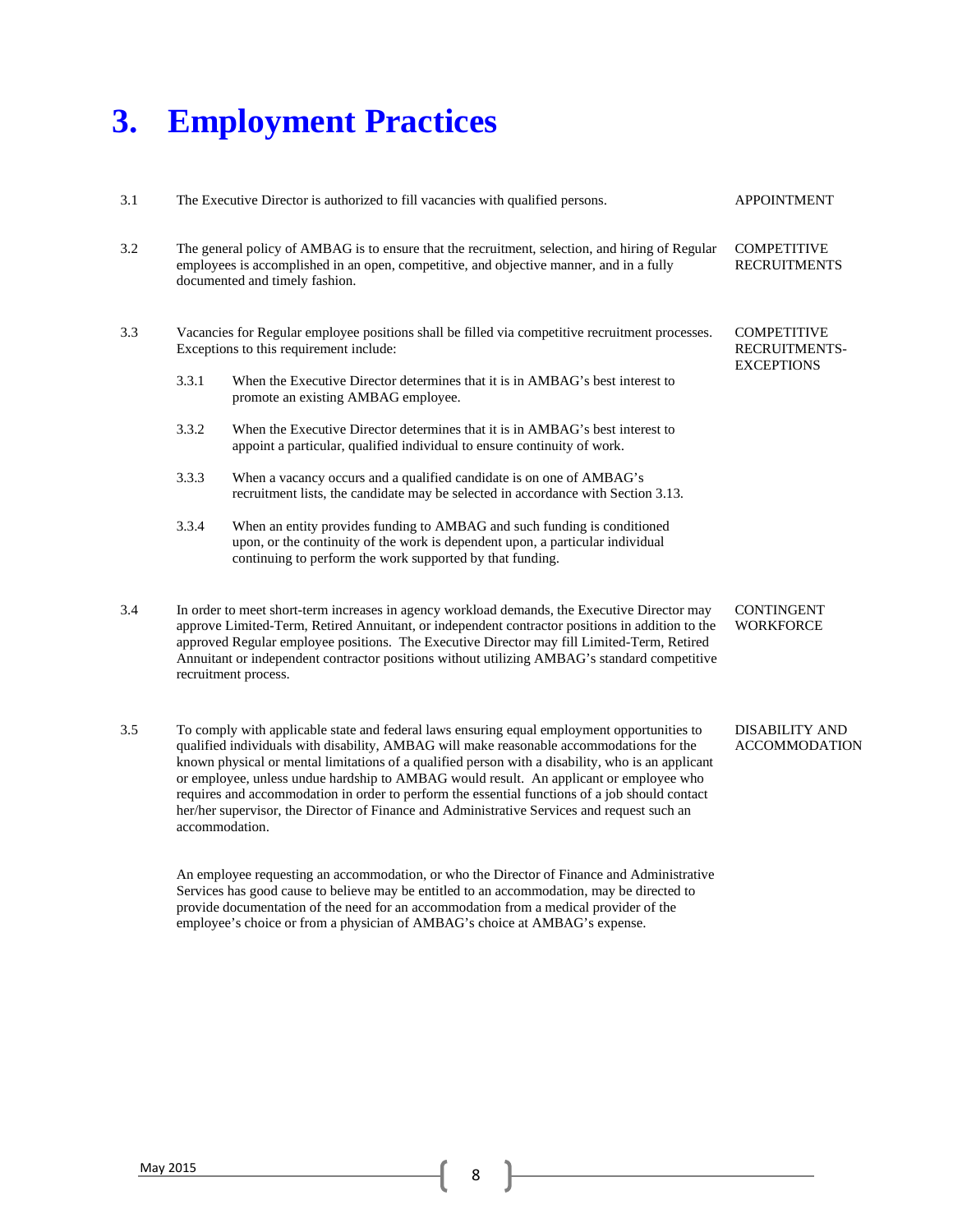# 3. Employment Practices

3.1 The Executive Director is authorized to fill vacancies with qualified persons. APPOINTMENT

3.2 The general policy of AMBAG is to ensure that the recruitment, selection, and hiring of Regular employees is accomplished in an open, competitive, and objective manner, and in a fully documented and timely fashion. COMPETITIVE RECRUITMENTS

3.3 Vacancies for Regular employee positions shall be filled via competitive recruitment processes. Exceptions to this requirement include: COMPETITIVE RECRUITMENTS-EXCEPTIONS

3.3.1 When the Executive Director determines that it is in AMBAG's best interest to promote an existing AMBAG employee.

3.3.2 When the Executive Director determines that it is in AMBAG's best interest to appoint a particular, qualified individual to ensure continuity of work.

3.3.3 When a vacancy occurs and a qualified candidate is on one of AMBAG's recruitment lists, the candidate may be selected in accordance with Section 3.13.

3.3.4 When an entity provides funding to AMBAG and such funding is conditioned upon, or the continuity of the work is dependent upon, a particular individual continuing to perform the work supported by that funding.

3.4 In order to meet short-term increases in agency workload demands, the Executive Director may approve Limited-Term, Retired Annuitant, or independent contractor positions in addition to the approved Regular employee positions. The Executive Director may fill Limited-Term, Retired Annuitant or independent contractor positions without utilizing AMBAG's standard competitive recruitment process. CONTINGENT WORKFORCE

3.5 To comply with applicable state and federal laws ensuring equal employment opportunities to qualified individuals with disability, AMBAG will make reasonable accommodations for the known physical or mental limitations of a qualified person with a disability, who is an applicant or employee, unless undue hardship to AMBAG would result. An applicant or employee who requires and accommodation in order to perform the essential functions of a job should contact her/her supervisor, the Director of Finance and Administrative Services and request such an accommodation. DISABILITY AND ACCOMMODATION

An employee requesting an accommodation, or who the Director of Finance and Administrative Services has good cause to believe may be entitled to an accommodation, may be directed to provide documentation of the need for an accommodation from a medical provider of the employee's choice or from a physician of AMBAG's choice at AMBAG's expense.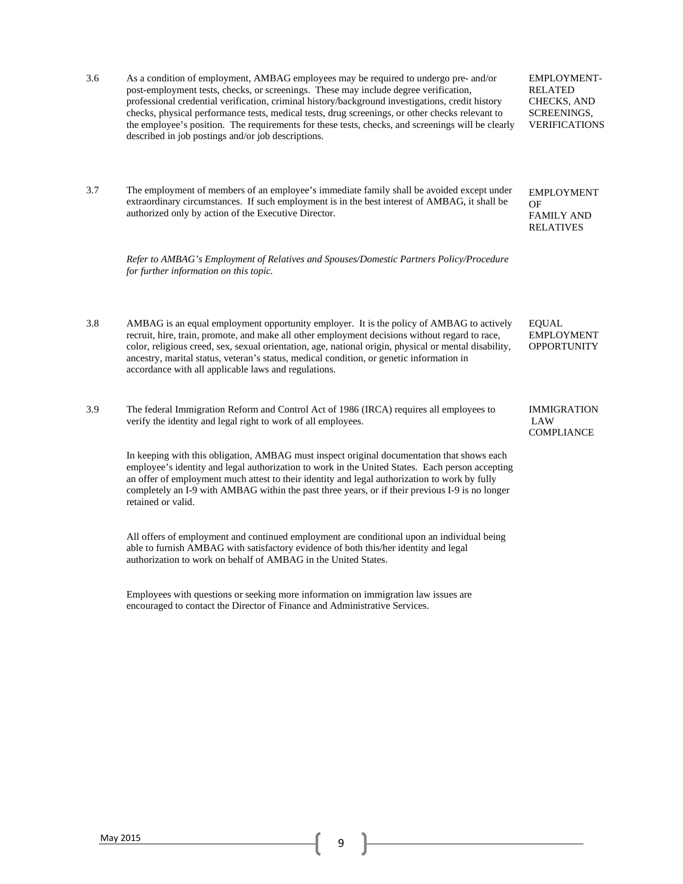**3.6 EMPLOYMENT-RELATED CHECKS, AND SCREENINGS, VERIFICATIONS**

As a condition of employment, AMBAG employees may be required to undergo pre- and/or post-employment tests, checks, or screenings. These may include degree verification, professional credential verification, criminal history/background investigations, credit history checks, physical performance tests, medical tests, drug screenings, or other checks relevant to the employee's position. The requirements for these tests, checks, and screenings will be clearly described in job postings and/or job descriptions.

**3.7 EMPLOYMENT OF FAMILY AND RELATIVES**

The employment of members of an employee's immediate family shall be avoided except under extraordinary circumstances. If such employment is in the best interest of AMBAG, it shall be authorized only by action of the Executive Director.

*Refer to AMBAG's Employment of Relatives and Spouses/Domestic Partners Policy/Procedure for further information on this topic.*

**3.8 EQUAL EMPLOYMENT OPPORTUNITY**

AMBAG is an equal employment opportunity employer. It is the policy of AMBAG to actively recruit, hire, train, promote, and make all other employment decisions without regard to race, color, religious creed, sex, sexual orientation, age, national origin, physical or mental disability, ancestry, marital status, veteran's status, medical condition, or genetic information in accordance with all applicable laws and regulations.

**3.9 IMMIGRATION LAW COMPLIANCE**

The federal Immigration Reform and Control Act of 1986 (IRCA) requires all employees to verify the identity and legal right to work of all employees.

In keeping with this obligation, AMBAG must inspect original documentation that shows each employee's identity and legal authorization to work in the United States. Each person accepting an offer of employment much attest to their identity and legal authorization to work by fully completely an I-9 with AMBAG within the past three years, or if their previous I-9 is no longer retained or valid.

All offers of employment and continued employment are conditional upon an individual being able to furnish AMBAG with satisfactory evidence of both this/her identity and legal authorization to work on behalf of AMBAG in the United States.

Employees with questions or seeking more information on immigration law issues are encouraged to contact the Director of Finance and Administrative Services.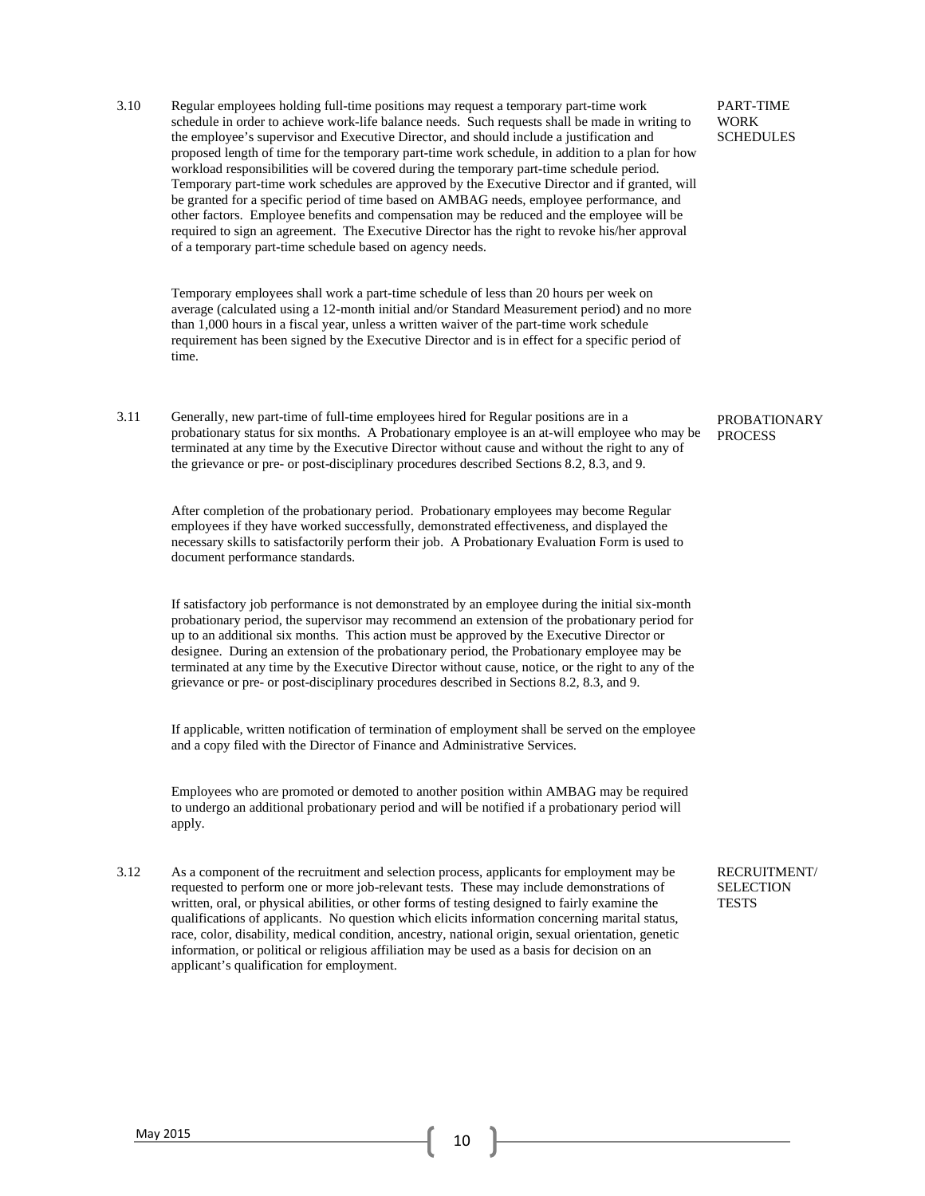**3.10 PART-TIME WORK SCHEDULES**

Regular employees holding full-time positions may request a temporary part-time work schedule in order to achieve work-life balance needs. Such requests shall be made in writing to the employee's supervisor and Executive Director, and should include a justification and proposed length of time for the temporary part-time work schedule, in addition to a plan for how workload responsibilities will be covered during the temporary part-time schedule period. Temporary part-time work schedules are approved by the Executive Director and if granted, will be granted for a specific period of time based on AMBAG needs, employee performance, and other factors. Employee benefits and compensation may be reduced and the employee will be required to sign an agreement. The Executive Director has the right to revoke his/her approval of a temporary part-time schedule based on agency needs.

Temporary employees shall work a part-time schedule of less than 20 hours per week on average (calculated using a 12-month initial and/or Standard Measurement period) and no more than 1,000 hours in a fiscal year, unless a written waiver of the part-time work schedule requirement has been signed by the Executive Director and is in effect for a specific period of time.

**3.11 PROBATIONARY PROCESS**

Generally, new part-time of full-time employees hired for Regular positions are in a probationary status for six months. A Probationary employee is an at-will employee who may be terminated at any time by the Executive Director without cause and without the right to any of the grievance or pre- or post-disciplinary procedures described Sections 8.2, 8.3, and 9.

After completion of the probationary period. Probationary employees may become Regular employees if they have worked successfully, demonstrated effectiveness, and displayed the necessary skills to satisfactorily perform their job. A Probationary Evaluation Form is used to document performance standards.

If satisfactory job performance is not demonstrated by an employee during the initial six-month probationary period, the supervisor may recommend an extension of the probationary period for up to an additional six months. This action must be approved by the Executive Director or designee. During an extension of the probationary period, the Probationary employee may be terminated at any time by the Executive Director without cause, notice, or the right to any of the grievance or pre- or post-disciplinary procedures described in Sections 8.2, 8.3, and 9.

If applicable, written notification of termination of employment shall be served on the employee and a copy filed with the Director of Finance and Administrative Services.

Employees who are promoted or demoted to another position within AMBAG may be required to undergo an additional probationary period and will be notified if a probationary period will apply.

**3.12 RECRUITMENT/ SELECTION TESTS**

As a component of the recruitment and selection process, applicants for employment may be requested to perform one or more job-relevant tests. These may include demonstrations of written, oral, or physical abilities, or other forms of testing designed to fairly examine the qualifications of applicants. No question which elicits information concerning marital status, race, color, disability, medical condition, ancestry, national origin, sexual orientation, genetic information, or political or religious affiliation may be used as a basis for decision on an applicant's qualification for employment.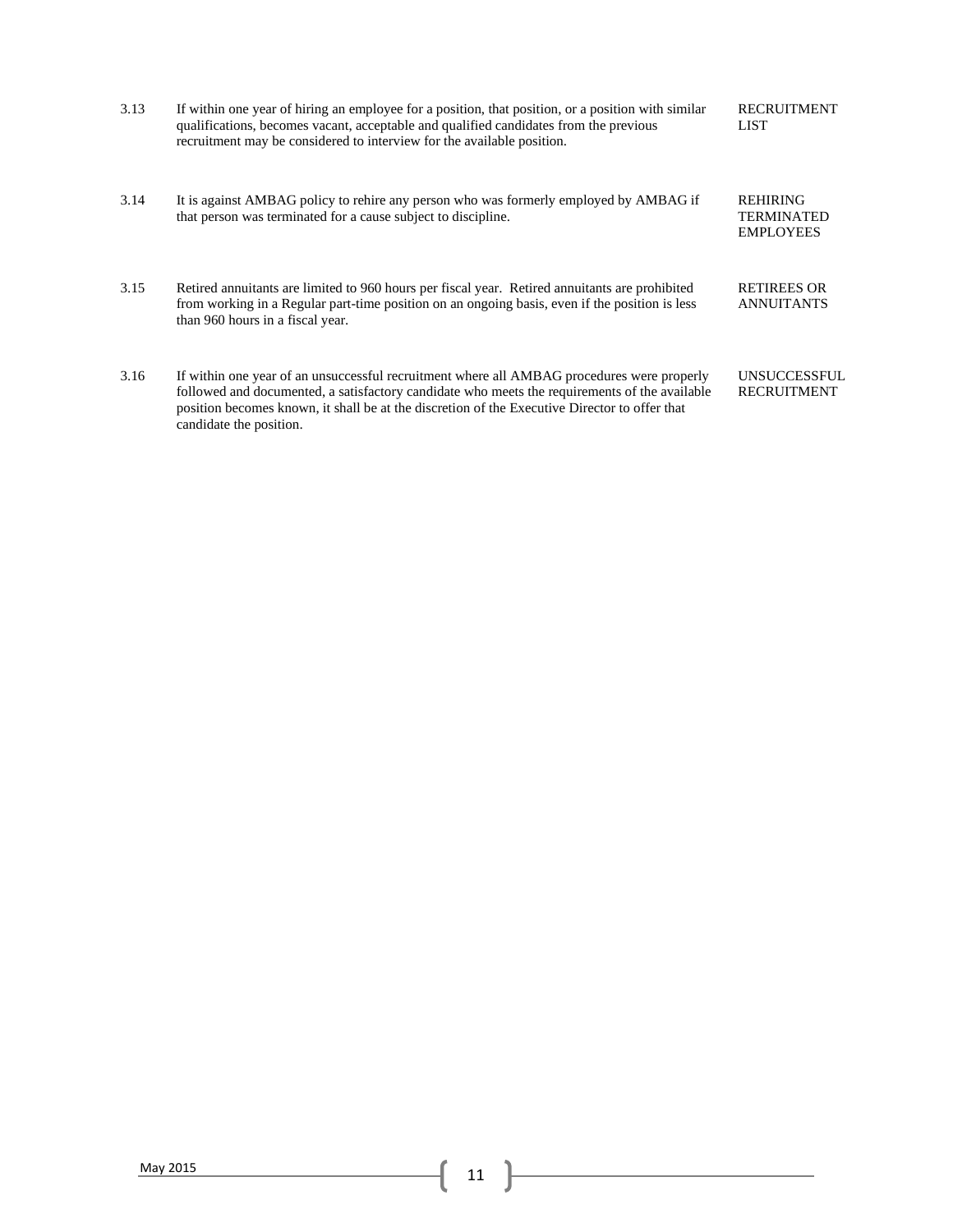| | | |
|---|---|---|
| 3.13 | If within one year of hiring an employee for a position, that position, or a position with similar qualifications, becomes vacant, acceptable and qualified candidates from the previous recruitment may be considered to interview for the available position. | RECRUITMENT LIST |
| 3.14 | It is against AMBAG policy to rehire any person who was formerly employed by AMBAG if that person was terminated for a cause subject to discipline. | REHIRING TERMINATED EMPLOYEES |
| 3.15 | Retired annuitants are limited to 960 hours per fiscal year. Retired annuitants are prohibited from working in a Regular part-time position on an ongoing basis, even if the position is less than 960 hours in a fiscal year. | RETIREES OR ANNUITANTS |
| 3.16 | If within one year of an unsuccessful recruitment where all AMBAG procedures were properly followed and documented, a satisfactory candidate who meets the requirements of the available position becomes known, it shall be at the discretion of the Executive Director to offer that candidate the position. | UNSUCCESSFUL RECRUITMENT |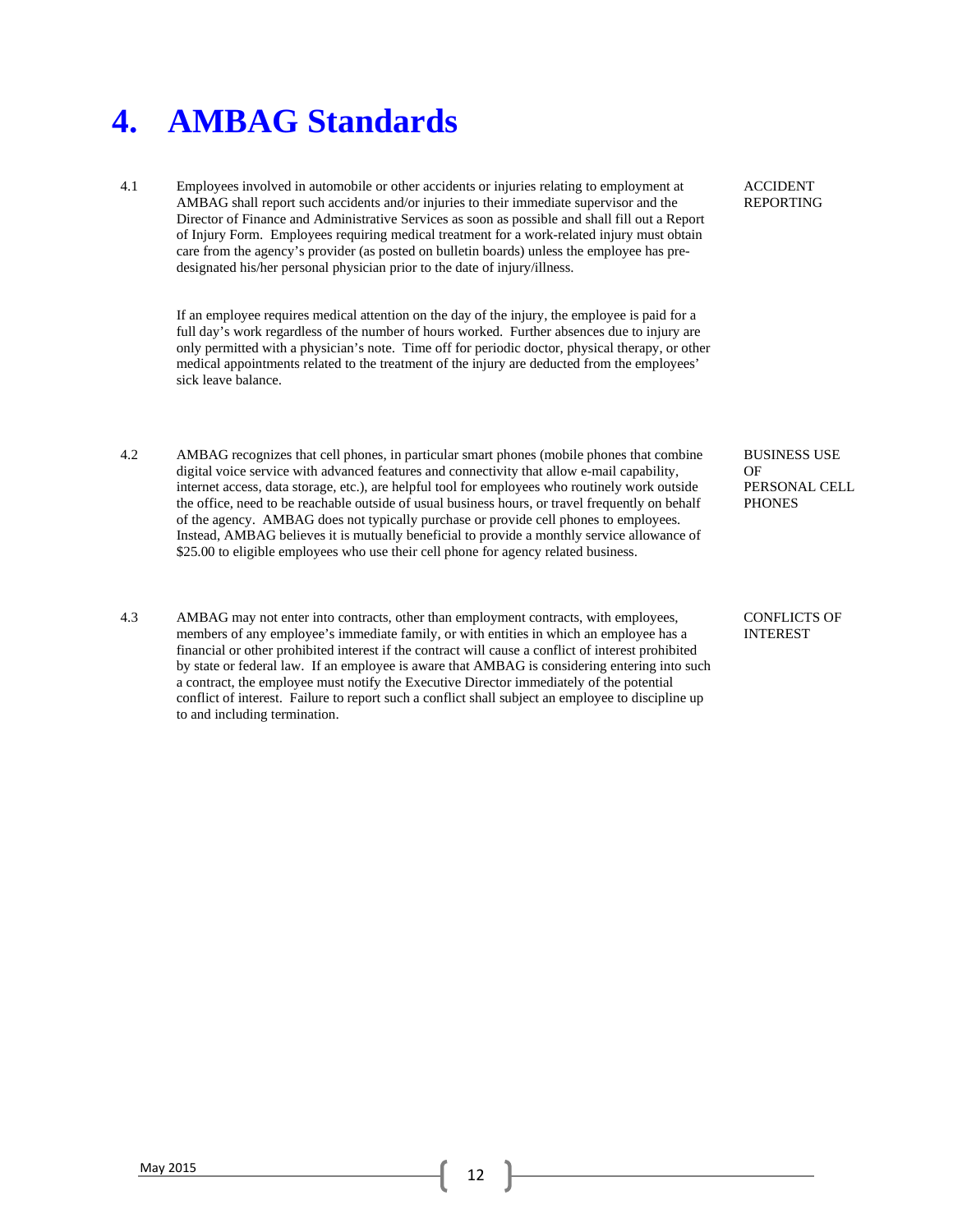# 4. AMBAG Standards

4.1 **ACCIDENT REPORTING**

Employees involved in automobile or other accidents or injuries relating to employment at AMBAG shall report such accidents and/or injuries to their immediate supervisor and the Director of Finance and Administrative Services as soon as possible and shall fill out a Report of Injury Form. Employees requiring medical treatment for a work-related injury must obtain care from the agency's provider (as posted on bulletin boards) unless the employee has pre-designated his/her personal physician prior to the date of injury/illness.

If an employee requires medical attention on the day of the injury, the employee is paid for a full day's work regardless of the number of hours worked. Further absences due to injury are only permitted with a physician's note. Time off for periodic doctor, physical therapy, or other medical appointments related to the treatment of the injury are deducted from the employees' sick leave balance.

4.2 **BUSINESS USE OF PERSONAL CELL PHONES**

AMBAG recognizes that cell phones, in particular smart phones (mobile phones that combine digital voice service with advanced features and connectivity that allow e-mail capability, internet access, data storage, etc.), are helpful tool for employees who routinely work outside the office, need to be reachable outside of usual business hours, or travel frequently on behalf of the agency. AMBAG does not typically purchase or provide cell phones to employees. Instead, AMBAG believes it is mutually beneficial to provide a monthly service allowance of $25.00 to eligible employees who use their cell phone for agency related business.

4.3 **CONFLICTS OF INTEREST**

AMBAG may not enter into contracts, other than employment contracts, with employees, members of any employee's immediate family, or with entities in which an employee has a financial or other prohibited interest if the contract will cause a conflict of interest prohibited by state or federal law. If an employee is aware that AMBAG is considering entering into such a contract, the employee must notify the Executive Director immediately of the potential conflict of interest. Failure to report such a conflict shall subject an employee to discipline up to and including termination.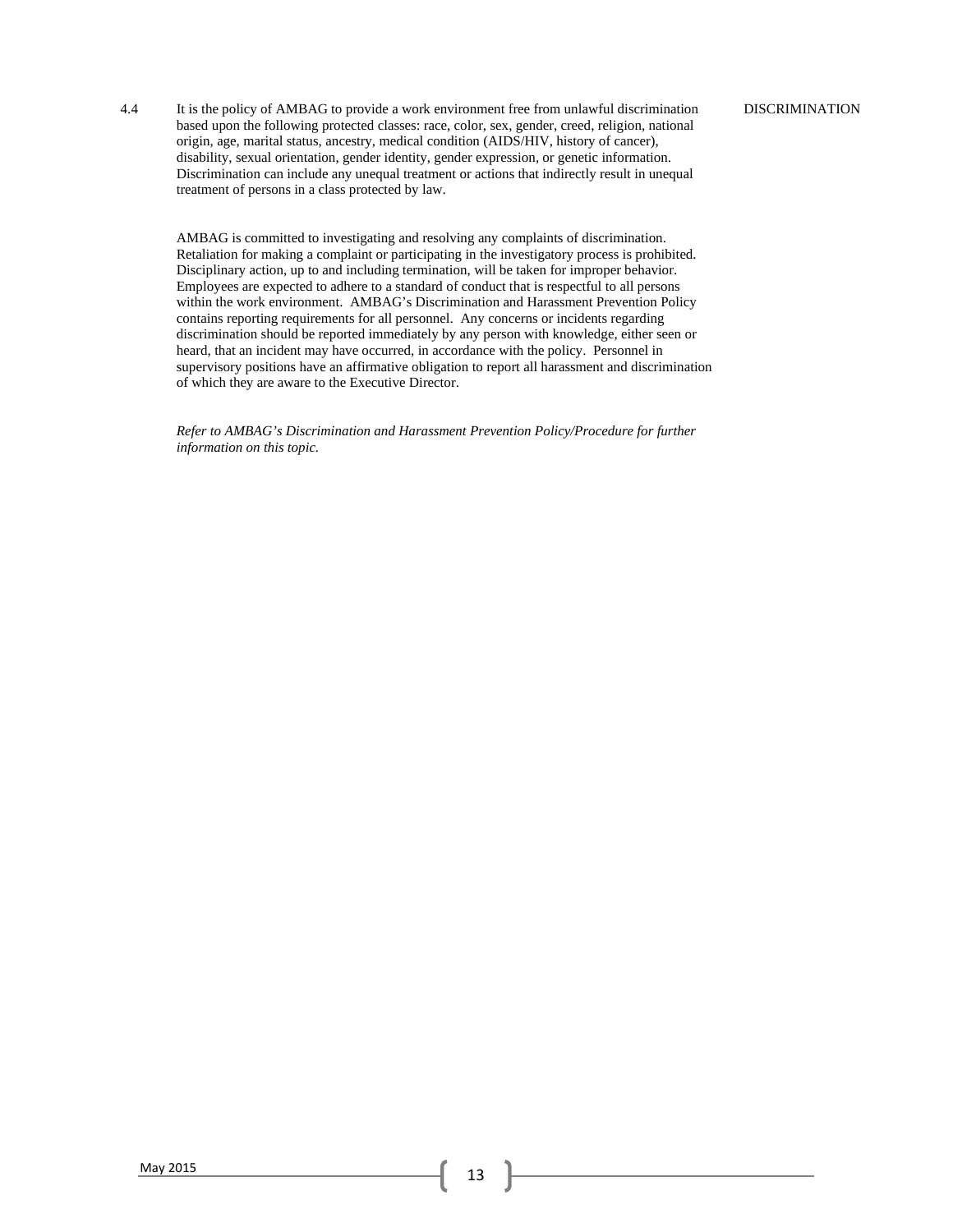4.4 It is the policy of AMBAG to provide a work environment free from unlawful discrimination based upon the following protected classes: race, color, sex, gender, creed, religion, national origin, age, marital status, ancestry, medical condition (AIDS/HIV, history of cancer), disability, sexual orientation, gender identity, gender expression, or genetic information. Discrimination can include any unequal treatment or actions that indirectly result in unequal treatment of persons in a class protected by law.

DISCRIMINATION

AMBAG is committed to investigating and resolving any complaints of discrimination. Retaliation for making a complaint or participating in the investigatory process is prohibited. Disciplinary action, up to and including termination, will be taken for improper behavior. Employees are expected to adhere to a standard of conduct that is respectful to all persons within the work environment. AMBAG's Discrimination and Harassment Prevention Policy contains reporting requirements for all personnel. Any concerns or incidents regarding discrimination should be reported immediately by any person with knowledge, either seen or heard, that an incident may have occurred, in accordance with the policy. Personnel in supervisory positions have an affirmative obligation to report all harassment and discrimination of which they are aware to the Executive Director.

*Refer to AMBAG's Discrimination and Harassment Prevention Policy/Procedure for further information on this topic.*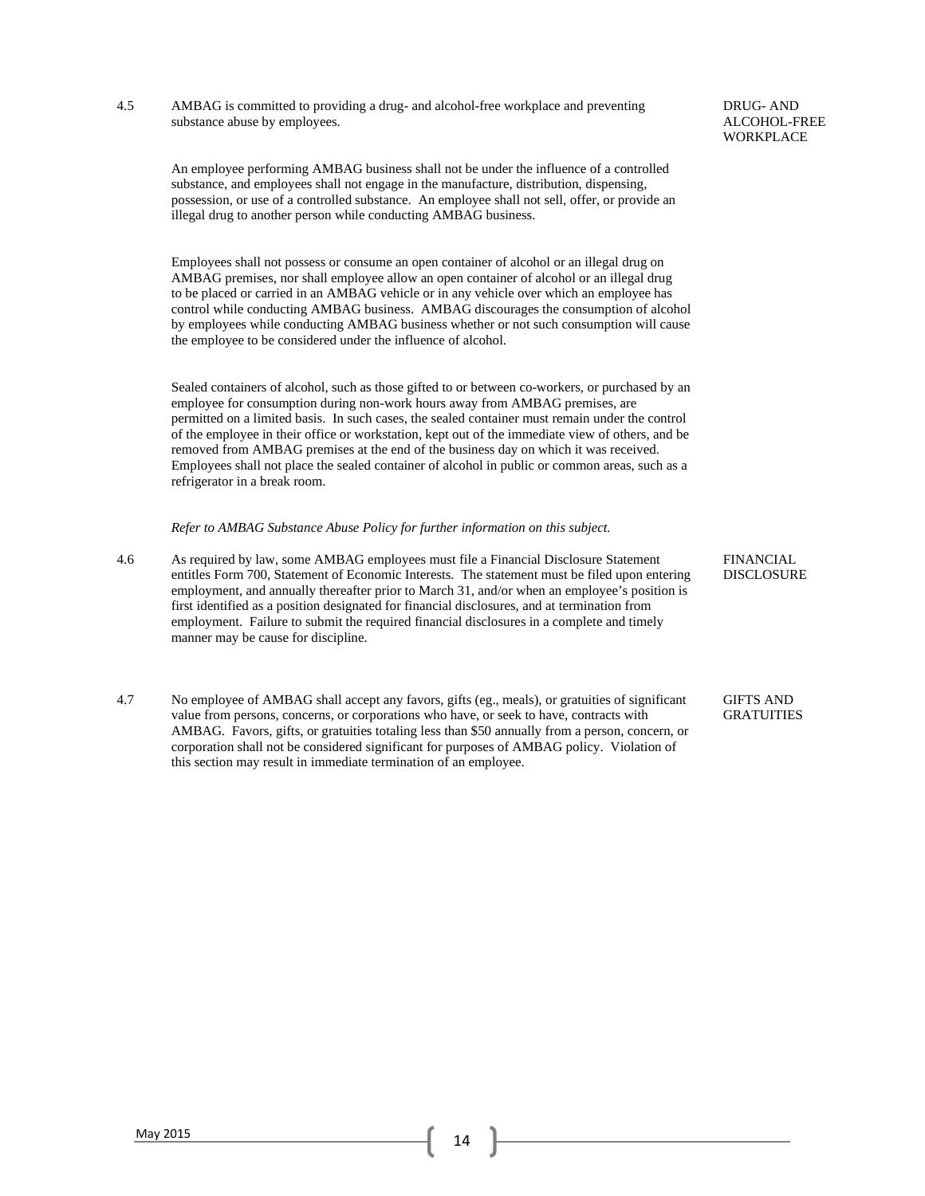**4.5 DRUG- AND ALCOHOL-FREE WORKPLACE**

AMBAG is committed to providing a drug- and alcohol-free workplace and preventing substance abuse by employees.

An employee performing AMBAG business shall not be under the influence of a controlled substance, and employees shall not engage in the manufacture, distribution, dispensing, possession, or use of a controlled substance. An employee shall not sell, offer, or provide an illegal drug to another person while conducting AMBAG business.

Employees shall not possess or consume an open container of alcohol or an illegal drug on AMBAG premises, nor shall employee allow an open container of alcohol or an illegal drug to be placed or carried in an AMBAG vehicle or in any vehicle over which an employee has control while conducting AMBAG business. AMBAG discourages the consumption of alcohol by employees while conducting AMBAG business whether or not such consumption will cause the employee to be considered under the influence of alcohol.

Sealed containers of alcohol, such as those gifted to or between co-workers, or purchased by an employee for consumption during non-work hours away from AMBAG premises, are permitted on a limited basis. In such cases, the sealed container must remain under the control of the employee in their office or workstation, kept out of the immediate view of others, and be removed from AMBAG premises at the end of the business day on which it was received. Employees shall not place the sealed container of alcohol in public or common areas, such as a refrigerator in a break room.

*Refer to AMBAG Substance Abuse Policy for further information on this subject.*

**4.6 FINANCIAL DISCLOSURE**

As required by law, some AMBAG employees must file a Financial Disclosure Statement entitles Form 700, Statement of Economic Interests. The statement must be filed upon entering employment, and annually thereafter prior to March 31, and/or when an employee's position is first identified as a position designated for financial disclosures, and at termination from employment. Failure to submit the required financial disclosures in a complete and timely manner may be cause for discipline.

**4.7 GIFTS AND GRATUITIES**

No employee of AMBAG shall accept any favors, gifts (eg., meals), or gratuities of significant value from persons, concerns, or corporations who have, or seek to have, contracts with AMBAG. Favors, gifts, or gratuities totaling less than $50 annually from a person, concern, or corporation shall not be considered significant for purposes of AMBAG policy. Violation of this section may result in immediate termination of an employee.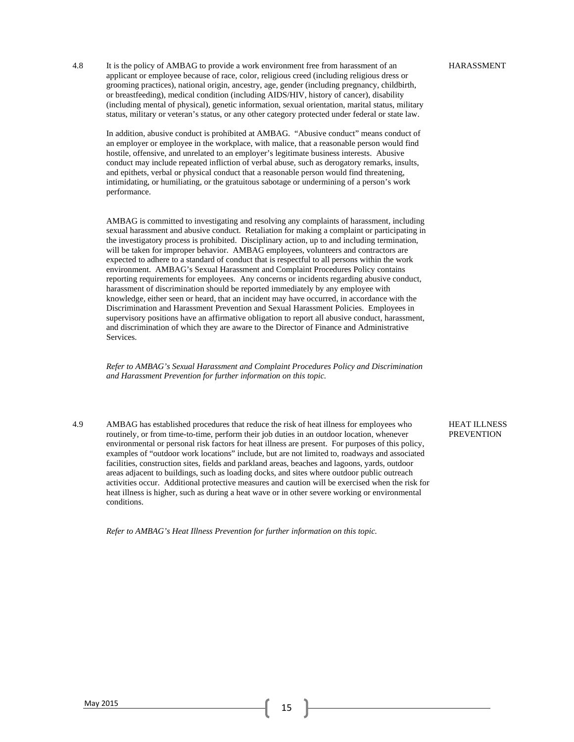## 4.8 HARASSMENT

It is the policy of AMBAG to provide a work environment free from harassment of an applicant or employee because of race, color, religious creed (including religious dress or grooming practices), national origin, ancestry, age, gender (including pregnancy, childbirth, or breastfeeding), medical condition (including AIDS/HIV, history of cancer), disability (including mental of physical), genetic information, sexual orientation, marital status, military status, military or veteran's status, or any other category protected under federal or state law.

In addition, abusive conduct is prohibited at AMBAG. "Abusive conduct" means conduct of an employer or employee in the workplace, with malice, that a reasonable person would find hostile, offensive, and unrelated to an employer's legitimate business interests. Abusive conduct may include repeated infliction of verbal abuse, such as derogatory remarks, insults, and epithets, verbal or physical conduct that a reasonable person would find threatening, intimidating, or humiliating, or the gratuitous sabotage or undermining of a person's work performance.

AMBAG is committed to investigating and resolving any complaints of harassment, including sexual harassment and abusive conduct. Retaliation for making a complaint or participating in the investigatory process is prohibited. Disciplinary action, up to and including termination, will be taken for improper behavior. AMBAG employees, volunteers and contractors are expected to adhere to a standard of conduct that is respectful to all persons within the work environment. AMBAG's Sexual Harassment and Complaint Procedures Policy contains reporting requirements for employees. Any concerns or incidents regarding abusive conduct, harassment of discrimination should be reported immediately by any employee with knowledge, either seen or heard, that an incident may have occurred, in accordance with the Discrimination and Harassment Prevention and Sexual Harassment Policies. Employees in supervisory positions have an affirmative obligation to report all abusive conduct, harassment, and discrimination of which they are aware to the Director of Finance and Administrative Services.

*Refer to AMBAG's Sexual Harassment and Complaint Procedures Policy and Discrimination and Harassment Prevention for further information on this topic.*

## 4.9 HEAT ILLNESS PREVENTION

AMBAG has established procedures that reduce the risk of heat illness for employees who routinely, or from time-to-time, perform their job duties in an outdoor location, whenever environmental or personal risk factors for heat illness are present. For purposes of this policy, examples of "outdoor work locations" include, but are not limited to, roadways and associated facilities, construction sites, fields and parkland areas, beaches and lagoons, yards, outdoor areas adjacent to buildings, such as loading docks, and sites where outdoor public outreach activities occur. Additional protective measures and caution will be exercised when the risk for heat illness is higher, such as during a heat wave or in other severe working or environmental conditions.

*Refer to AMBAG's Heat Illness Prevention for further information on this topic.*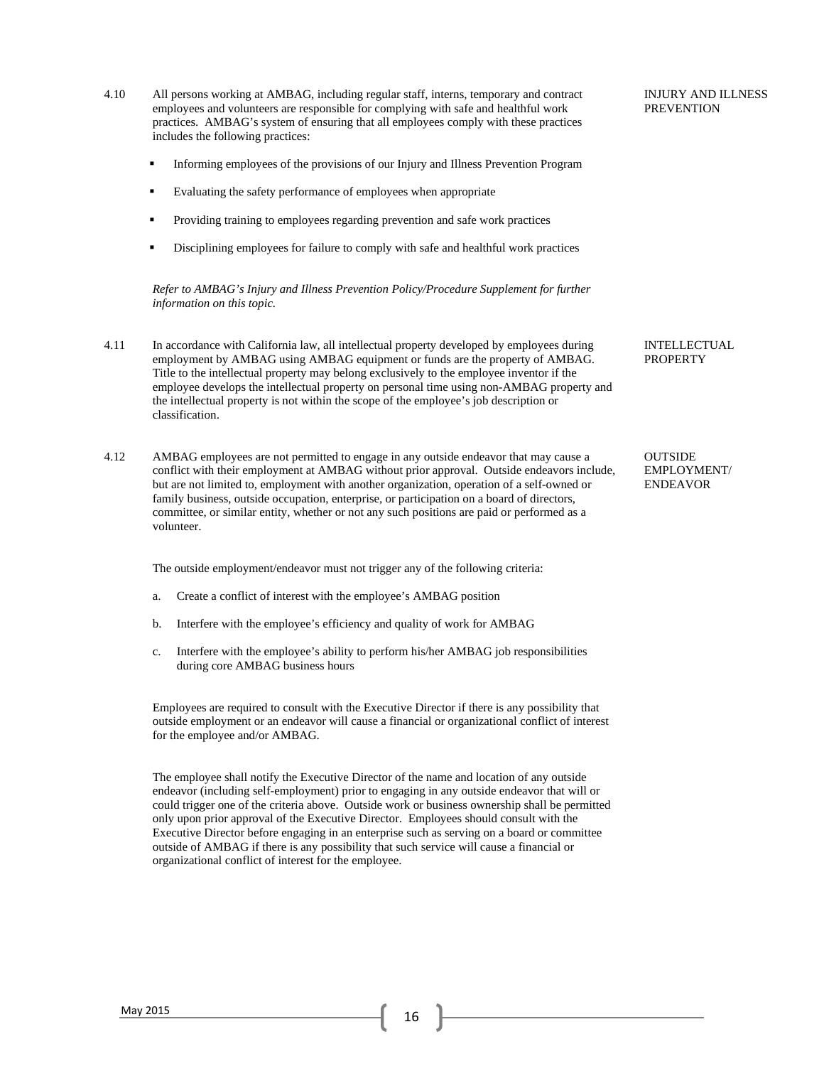**4.10 INJURY AND ILLNESS PREVENTION**

All persons working at AMBAG, including regular staff, interns, temporary and contract employees and volunteers are responsible for complying with safe and healthful work practices. AMBAG's system of ensuring that all employees comply with these practices includes the following practices:

- Informing employees of the provisions of our Injury and Illness Prevention Program
- Evaluating the safety performance of employees when appropriate
- Providing training to employees regarding prevention and safe work practices
- Disciplining employees for failure to comply with safe and healthful work practices

*Refer to AMBAG's Injury and Illness Prevention Policy/Procedure Supplement for further information on this topic.*

**4.11 INTELLECTUAL PROPERTY**

In accordance with California law, all intellectual property developed by employees during employment by AMBAG using AMBAG equipment or funds are the property of AMBAG. Title to the intellectual property may belong exclusively to the employee inventor if the employee develops the intellectual property on personal time using non-AMBAG property and the intellectual property is not within the scope of the employee's job description or classification.

**4.12 OUTSIDE EMPLOYMENT/ ENDEAVOR**

AMBAG employees are not permitted to engage in any outside endeavor that may cause a conflict with their employment at AMBAG without prior approval. Outside endeavors include, but are not limited to, employment with another organization, operation of a self-owned or family business, outside occupation, enterprise, or participation on a board of directors, committee, or similar entity, whether or not any such positions are paid or performed as a volunteer.

The outside employment/endeavor must not trigger any of the following criteria:

a. Create a conflict of interest with the employee's AMBAG position

b. Interfere with the employee's efficiency and quality of work for AMBAG

c. Interfere with the employee's ability to perform his/her AMBAG job responsibilities during core AMBAG business hours

Employees are required to consult with the Executive Director if there is any possibility that outside employment or an endeavor will cause a financial or organizational conflict of interest for the employee and/or AMBAG.

The employee shall notify the Executive Director of the name and location of any outside endeavor (including self-employment) prior to engaging in any outside endeavor that will or could trigger one of the criteria above. Outside work or business ownership shall be permitted only upon prior approval of the Executive Director. Employees should consult with the Executive Director before engaging in an enterprise such as serving on a board or committee outside of AMBAG if there is any possibility that such service will cause a financial or organizational conflict of interest for the employee.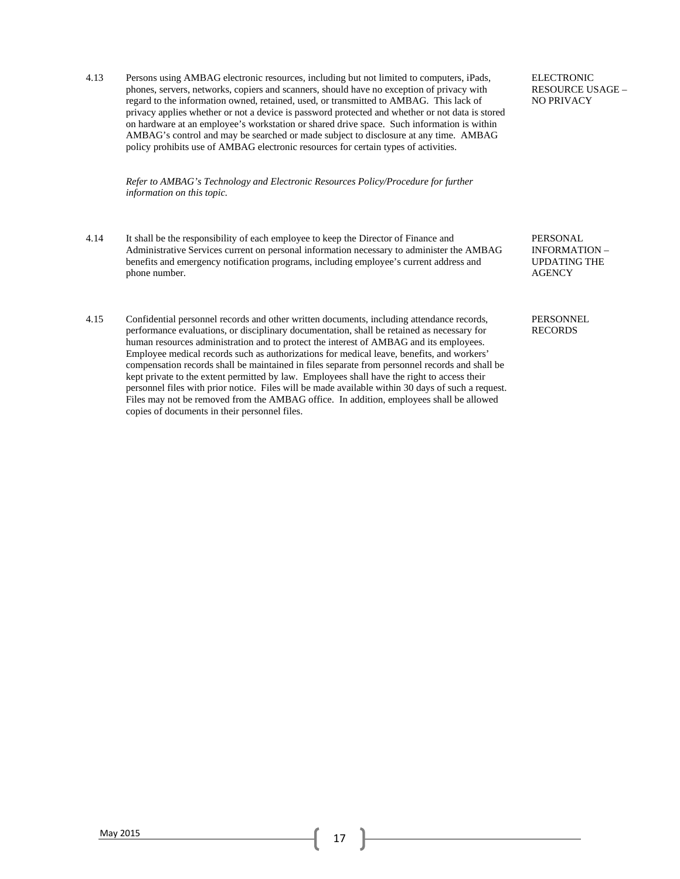4.13 Persons using AMBAG electronic resources, including but not limited to computers, iPads, phones, servers, networks, copiers and scanners, should have no exception of privacy with regard to the information owned, retained, used, or transmitted to AMBAG. This lack of privacy applies whether or not a device is password protected and whether or not data is stored on hardware at an employee's workstation or shared drive space. Such information is within AMBAG's control and may be searched or made subject to disclosure at any time. AMBAG policy prohibits use of AMBAG electronic resources for certain types of activities.

ELECTRONIC RESOURCE USAGE – NO PRIVACY

*Refer to AMBAG's Technology and Electronic Resources Policy/Procedure for further information on this topic.*

4.14 It shall be the responsibility of each employee to keep the Director of Finance and Administrative Services current on personal information necessary to administer the AMBAG benefits and emergency notification programs, including employee's current address and phone number.

PERSONAL INFORMATION – UPDATING THE AGENCY

4.15 Confidential personnel records and other written documents, including attendance records, performance evaluations, or disciplinary documentation, shall be retained as necessary for human resources administration and to protect the interest of AMBAG and its employees. Employee medical records such as authorizations for medical leave, benefits, and workers' compensation records shall be maintained in files separate from personnel records and shall be kept private to the extent permitted by law. Employees shall have the right to access their personnel files with prior notice. Files will be made available within 30 days of such a request. Files may not be removed from the AMBAG office. In addition, employees shall be allowed copies of documents in their personnel files.

PERSONNEL RECORDS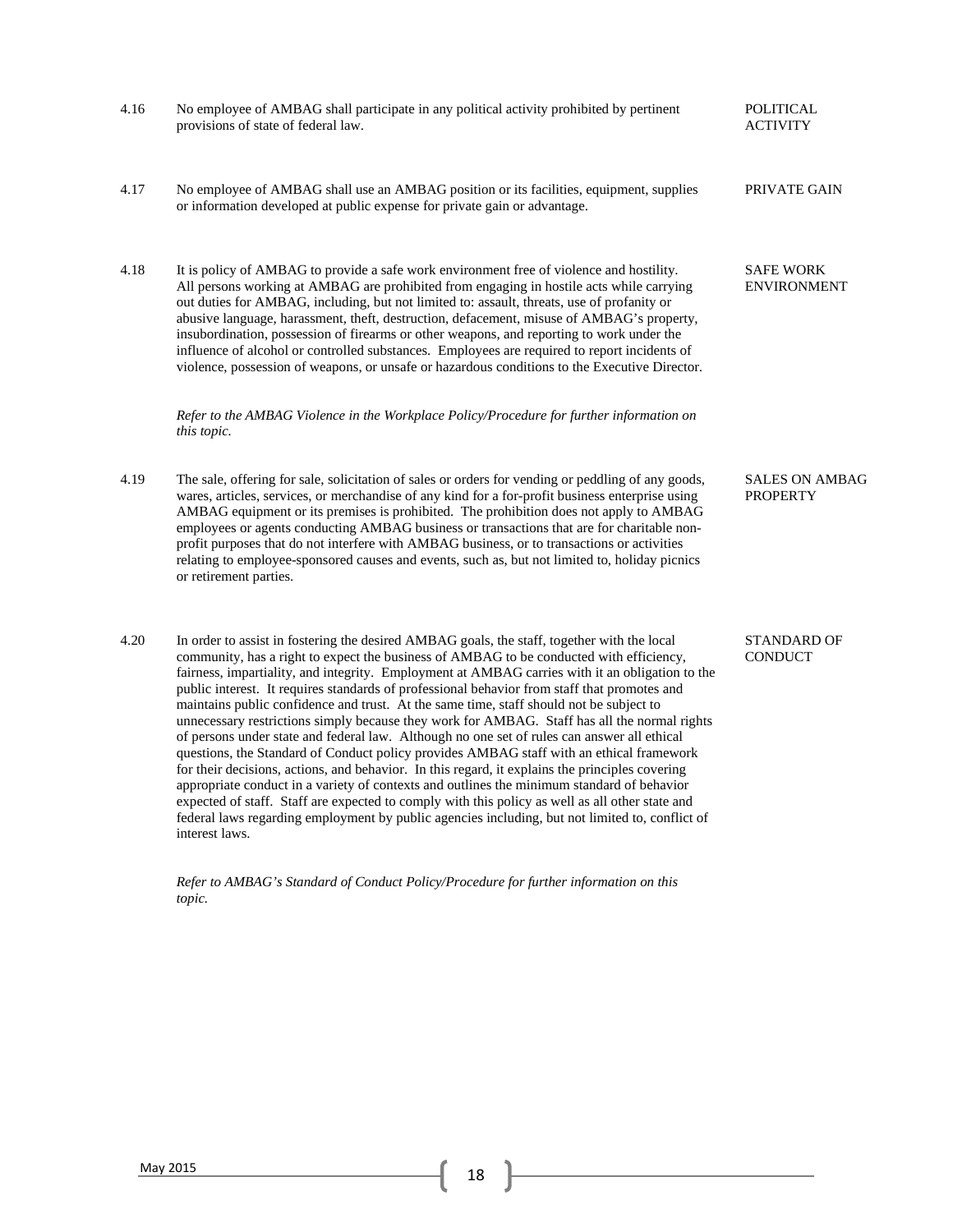4.16 No employee of AMBAG shall participate in any political activity prohibited by pertinent provisions of state of federal law. **POLITICAL ACTIVITY**

4.17 No employee of AMBAG shall use an AMBAG position or its facilities, equipment, supplies or information developed at public expense for private gain or advantage. **PRIVATE GAIN**

4.18 It is policy of AMBAG to provide a safe work environment free of violence and hostility. All persons working at AMBAG are prohibited from engaging in hostile acts while carrying out duties for AMBAG, including, but not limited to: assault, threats, use of profanity or abusive language, harassment, theft, destruction, defacement, misuse of AMBAG's property, insubordination, possession of firearms or other weapons, and reporting to work under the influence of alcohol or controlled substances. Employees are required to report incidents of violence, possession of weapons, or unsafe or hazardous conditions to the Executive Director. **SAFE WORK ENVIRONMENT**

*Refer to the AMBAG Violence in the Workplace Policy/Procedure for further information on this topic.*

4.19 The sale, offering for sale, solicitation of sales or orders for vending or peddling of any goods, wares, articles, services, or merchandise of any kind for a for-profit business enterprise using AMBAG equipment or its premises is prohibited. The prohibition does not apply to AMBAG employees or agents conducting AMBAG business or transactions that are for charitable non-profit purposes that do not interfere with AMBAG business, or to transactions or activities relating to employee-sponsored causes and events, such as, but not limited to, holiday picnics or retirement parties. **SALES ON AMBAG PROPERTY**

4.20 In order to assist in fostering the desired AMBAG goals, the staff, together with the local community, has a right to expect the business of AMBAG to be conducted with efficiency, fairness, impartiality, and integrity. Employment at AMBAG carries with it an obligation to the public interest. It requires standards of professional behavior from staff that promotes and maintains public confidence and trust. At the same time, staff should not be subject to unnecessary restrictions simply because they work for AMBAG. Staff has all the normal rights of persons under state and federal law. Although no one set of rules can answer all ethical questions, the Standard of Conduct policy provides AMBAG staff with an ethical framework for their decisions, actions, and behavior. In this regard, it explains the principles covering appropriate conduct in a variety of contexts and outlines the minimum standard of behavior expected of staff. Staff are expected to comply with this policy as well as all other state and federal laws regarding employment by public agencies including, but not limited to, conflict of interest laws. **STANDARD OF CONDUCT**

*Refer to AMBAG's Standard of Conduct Policy/Procedure for further information on this topic.*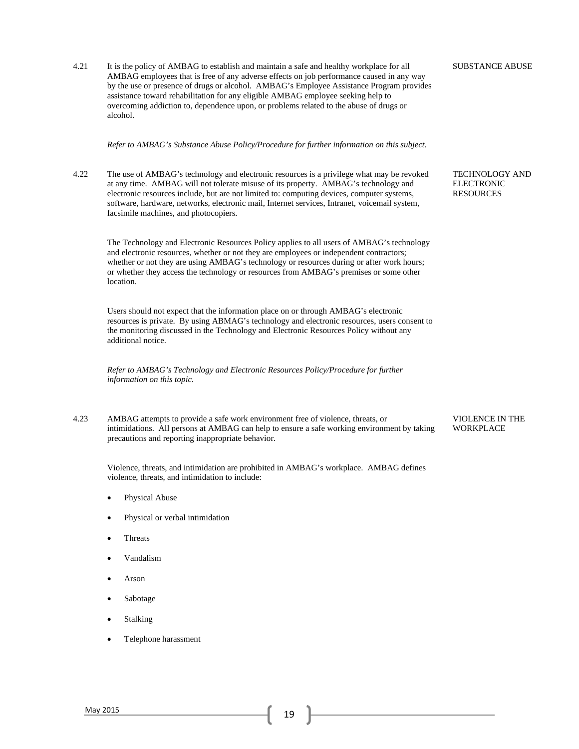**4.21 SUBSTANCE ABUSE**

It is the policy of AMBAG to establish and maintain a safe and healthy workplace for all AMBAG employees that is free of any adverse effects on job performance caused in any way by the use or presence of drugs or alcohol. AMBAG's Employee Assistance Program provides assistance toward rehabilitation for any eligible AMBAG employee seeking help to overcoming addiction to, dependence upon, or problems related to the abuse of drugs or alcohol.

*Refer to AMBAG's Substance Abuse Policy/Procedure for further information on this subject.*

**4.22 TECHNOLOGY AND ELECTRONIC RESOURCES**

The use of AMBAG's technology and electronic resources is a privilege what may be revoked at any time. AMBAG will not tolerate misuse of its property. AMBAG's technology and electronic resources include, but are not limited to: computing devices, computer systems, software, hardware, networks, electronic mail, Internet services, Intranet, voicemail system, facsimile machines, and photocopiers.

The Technology and Electronic Resources Policy applies to all users of AMBAG's technology and electronic resources, whether or not they are employees or independent contractors; whether or not they are using AMBAG's technology or resources during or after work hours; or whether they access the technology or resources from AMBAG's premises or some other location.

Users should not expect that the information place on or through AMBAG's electronic resources is private. By using ABMAG's technology and electronic resources, users consent to the monitoring discussed in the Technology and Electronic Resources Policy without any additional notice.

*Refer to AMBAG's Technology and Electronic Resources Policy/Procedure for further information on this topic.*

**4.23 VIOLENCE IN THE WORKPLACE**

AMBAG attempts to provide a safe work environment free of violence, threats, or intimidations. All persons at AMBAG can help to ensure a safe working environment by taking precautions and reporting inappropriate behavior.

Violence, threats, and intimidation are prohibited in AMBAG's workplace. AMBAG defines violence, threats, and intimidation to include:

- Physical Abuse
- Physical or verbal intimidation
- Threats
- Vandalism
- Arson
- Sabotage
- Stalking
- Telephone harassment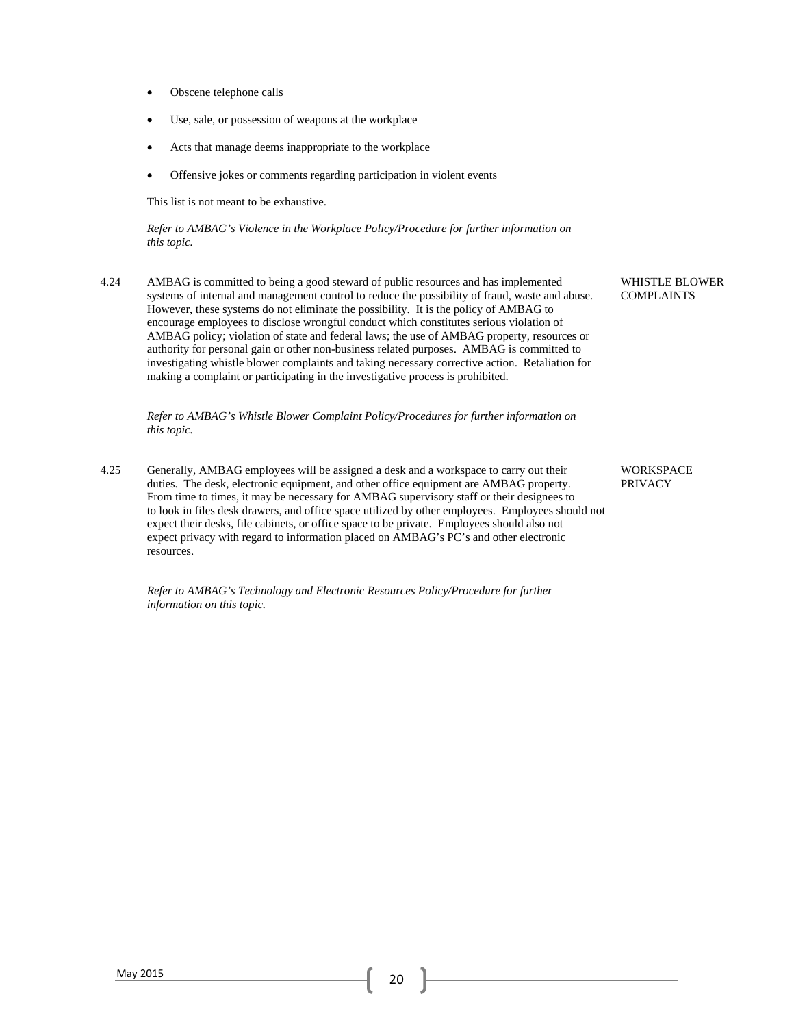- Obscene telephone calls
- Use, sale, or possession of weapons at the workplace
- Acts that manage deems inappropriate to the workplace
- Offensive jokes or comments regarding participation in violent events

This list is not meant to be exhaustive.

*Refer to AMBAG's Violence in the Workplace Policy/Procedure for further information on this topic.*

**4.24 WHISTLE BLOWER COMPLAINTS**

AMBAG is committed to being a good steward of public resources and has implemented systems of internal and management control to reduce the possibility of fraud, waste and abuse. However, these systems do not eliminate the possibility. It is the policy of AMBAG to encourage employees to disclose wrongful conduct which constitutes serious violation of AMBAG policy; violation of state and federal laws; the use of AMBAG property, resources or authority for personal gain or other non-business related purposes. AMBAG is committed to investigating whistle blower complaints and taking necessary corrective action. Retaliation for making a complaint or participating in the investigative process is prohibited.

*Refer to AMBAG's Whistle Blower Complaint Policy/Procedures for further information on this topic.*

**4.25 WORKSPACE PRIVACY**

Generally, AMBAG employees will be assigned a desk and a workspace to carry out their duties. The desk, electronic equipment, and other office equipment are AMBAG property. From time to times, it may be necessary for AMBAG supervisory staff or their designees to to look in files desk drawers, and office space utilized by other employees. Employees should not expect their desks, file cabinets, or office space to be private. Employees should also not expect privacy with regard to information placed on AMBAG's PC's and other electronic resources.

*Refer to AMBAG's Technology and Electronic Resources Policy/Procedure for further information on this topic.*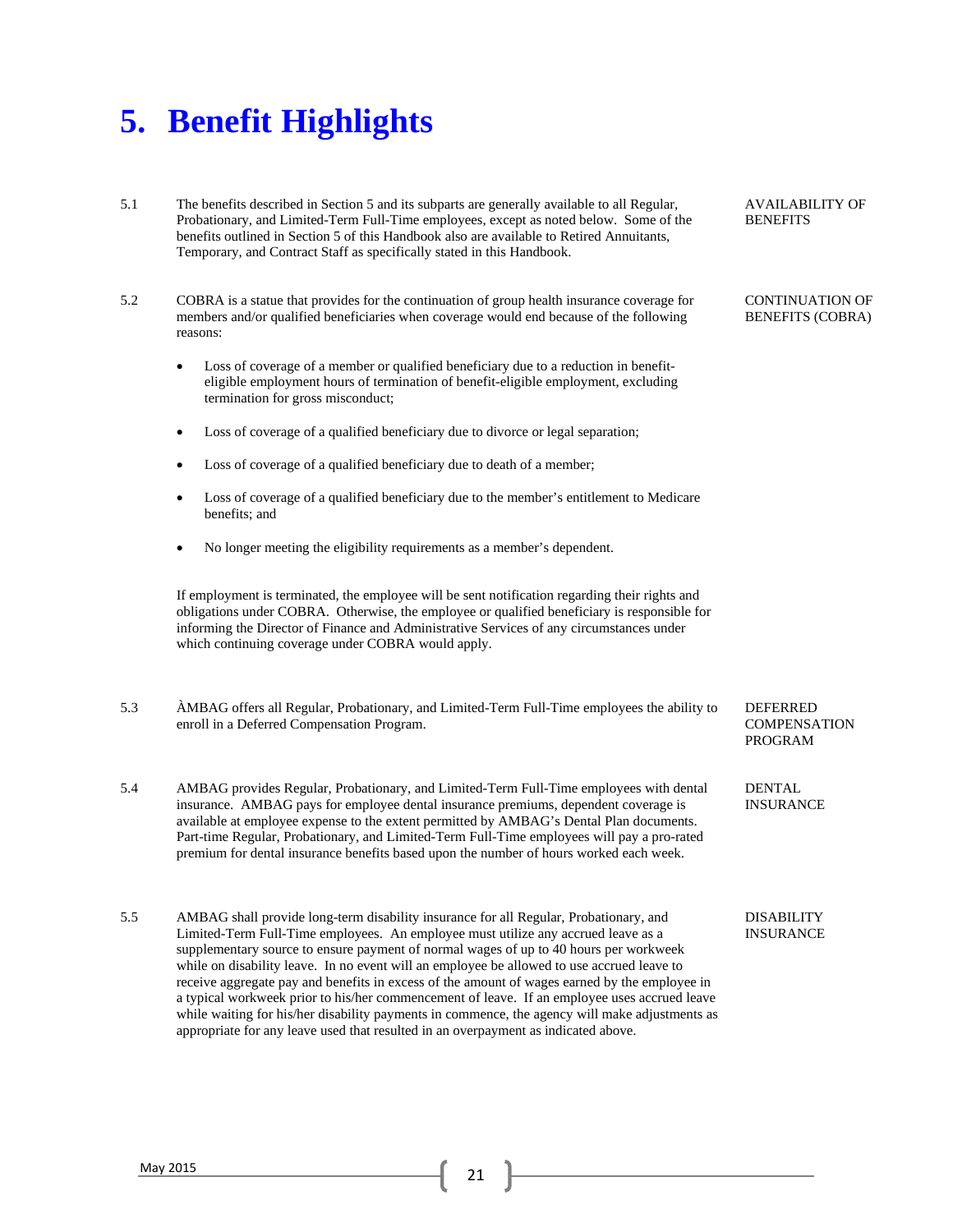# 5. Benefit Highlights

5.1 **AVAILABILITY OF BENEFITS**

The benefits described in Section 5 and its subparts are generally available to all Regular, Probationary, and Limited-Term Full-Time employees, except as noted below. Some of the benefits outlined in Section 5 of this Handbook also are available to Retired Annuitants, Temporary, and Contract Staff as specifically stated in this Handbook.

5.2 **CONTINUATION OF BENEFITS (COBRA)**

COBRA is a statue that provides for the continuation of group health insurance coverage for members and/or qualified beneficiaries when coverage would end because of the following reasons:

- Loss of coverage of a member or qualified beneficiary due to a reduction in benefit-eligible employment hours of termination of benefit-eligible employment, excluding termination for gross misconduct;
- Loss of coverage of a qualified beneficiary due to divorce or legal separation;
- Loss of coverage of a qualified beneficiary due to death of a member;
- Loss of coverage of a qualified beneficiary due to the member's entitlement to Medicare benefits; and
- No longer meeting the eligibility requirements as a member's dependent.

If employment is terminated, the employee will be sent notification regarding their rights and obligations under COBRA. Otherwise, the employee or qualified beneficiary is responsible for informing the Director of Finance and Administrative Services of any circumstances under which continuing coverage under COBRA would apply.

5.3 **DEFERRED COMPENSATION PROGRAM**

ÀMBAG offers all Regular, Probationary, and Limited-Term Full-Time employees the ability to enroll in a Deferred Compensation Program.

5.4 **DENTAL INSURANCE**

AMBAG provides Regular, Probationary, and Limited-Term Full-Time employees with dental insurance. AMBAG pays for employee dental insurance premiums, dependent coverage is available at employee expense to the extent permitted by AMBAG's Dental Plan documents. Part-time Regular, Probationary, and Limited-Term Full-Time employees will pay a pro-rated premium for dental insurance benefits based upon the number of hours worked each week.

5.5 **DISABILITY INSURANCE**

AMBAG shall provide long-term disability insurance for all Regular, Probationary, and Limited-Term Full-Time employees. An employee must utilize any accrued leave as a supplementary source to ensure payment of normal wages of up to 40 hours per workweek while on disability leave. In no event will an employee be allowed to use accrued leave to receive aggregate pay and benefits in excess of the amount of wages earned by the employee in a typical workweek prior to his/her commencement of leave. If an employee uses accrued leave while waiting for his/her disability payments in commence, the agency will make adjustments as appropriate for any leave used that resulted in an overpayment as indicated above.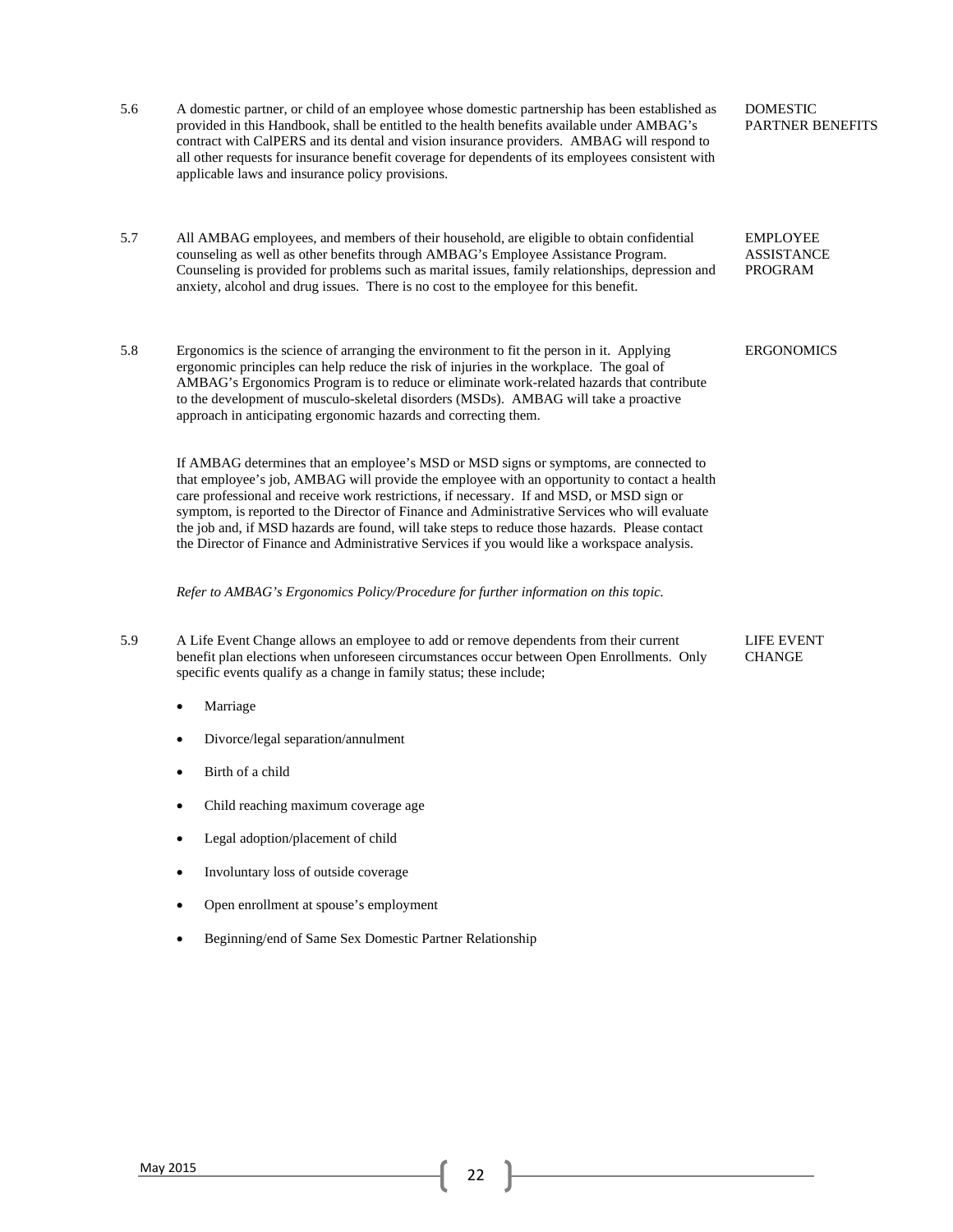5.6 A domestic partner, or child of an employee whose domestic partnership has been established as provided in this Handbook, shall be entitled to the health benefits available under AMBAG's contract with CalPERS and its dental and vision insurance providers. AMBAG will respond to all other requests for insurance benefit coverage for dependents of its employees consistent with applicable laws and insurance policy provisions.

**DOMESTIC PARTNER BENEFITS**

5.7 All AMBAG employees, and members of their household, are eligible to obtain confidential counseling as well as other benefits through AMBAG's Employee Assistance Program. Counseling is provided for problems such as marital issues, family relationships, depression and anxiety, alcohol and drug issues. There is no cost to the employee for this benefit.

**EMPLOYEE ASSISTANCE PROGRAM**

5.8 Ergonomics is the science of arranging the environment to fit the person in it. Applying ergonomic principles can help reduce the risk of injuries in the workplace. The goal of AMBAG's Ergonomics Program is to reduce or eliminate work-related hazards that contribute to the development of musculo-skeletal disorders (MSDs). AMBAG will take a proactive approach in anticipating ergonomic hazards and correcting them.

**ERGONOMICS**

If AMBAG determines that an employee's MSD or MSD signs or symptoms, are connected to that employee's job, AMBAG will provide the employee with an opportunity to contact a health care professional and receive work restrictions, if necessary. If and MSD, or MSD sign or symptom, is reported to the Director of Finance and Administrative Services who will evaluate the job and, if MSD hazards are found, will take steps to reduce those hazards. Please contact the Director of Finance and Administrative Services if you would like a workspace analysis.

*Refer to AMBAG's Ergonomics Policy/Procedure for further information on this topic.*

5.9 A Life Event Change allows an employee to add or remove dependents from their current benefit plan elections when unforeseen circumstances occur between Open Enrollments. Only specific events qualify as a change in family status; these include;

**LIFE EVENT CHANGE**

- Marriage
- Divorce/legal separation/annulment
- Birth of a child
- Child reaching maximum coverage age
- Legal adoption/placement of child
- Involuntary loss of outside coverage
- Open enrollment at spouse's employment
- Beginning/end of Same Sex Domestic Partner Relationship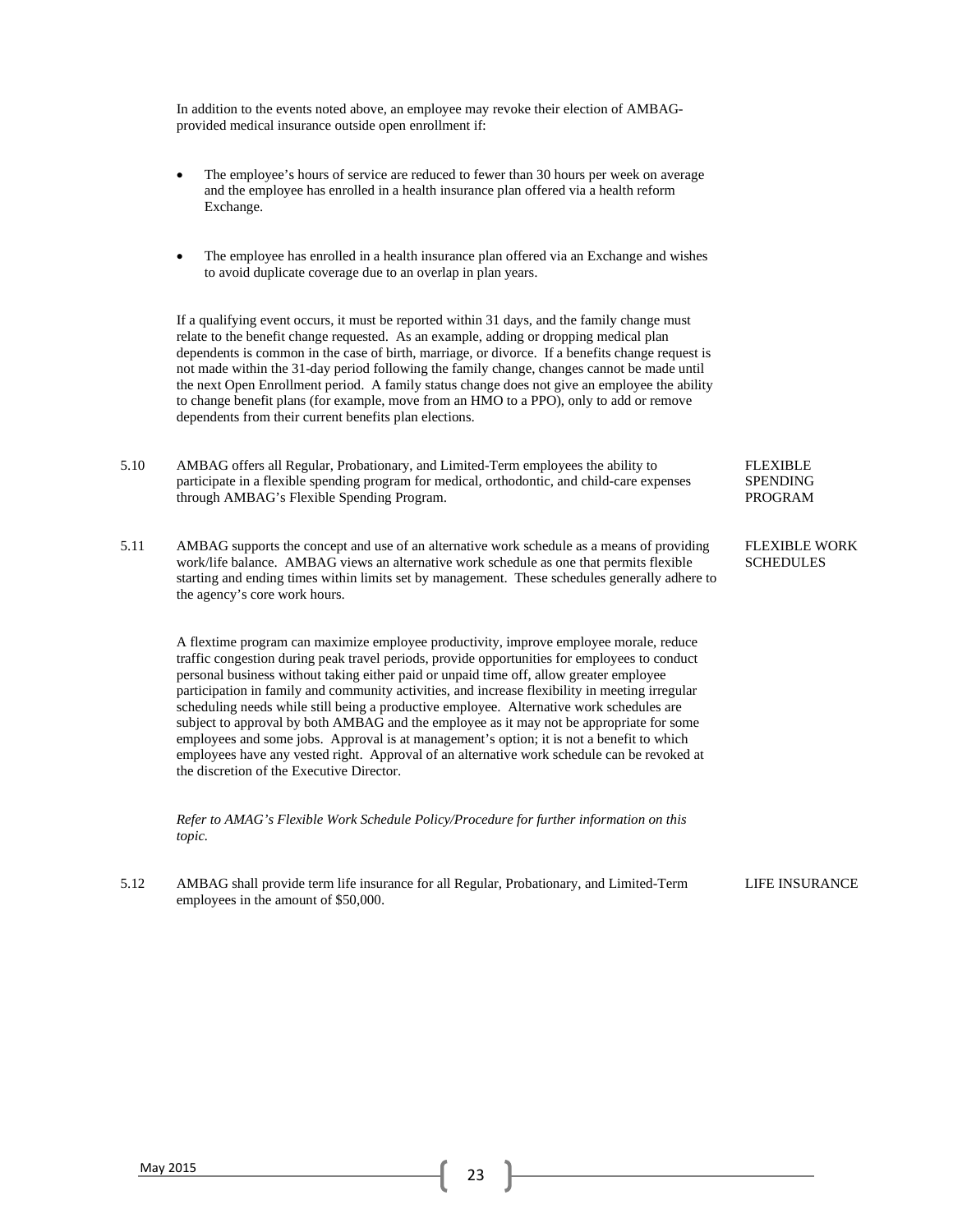In addition to the events noted above, an employee may revoke their election of AMBAG-provided medical insurance outside open enrollment if:

- The employee's hours of service are reduced to fewer than 30 hours per week on average and the employee has enrolled in a health insurance plan offered via a health reform Exchange.
- The employee has enrolled in a health insurance plan offered via an Exchange and wishes to avoid duplicate coverage due to an overlap in plan years.

If a qualifying event occurs, it must be reported within 31 days, and the family change must relate to the benefit change requested. As an example, adding or dropping medical plan dependents is common in the case of birth, marriage, or divorce. If a benefits change request is not made within the 31-day period following the family change, changes cannot be made until the next Open Enrollment period. A family status change does not give an employee the ability to change benefit plans (for example, move from an HMO to a PPO), only to add or remove dependents from their current benefits plan elections.

**5.10 FLEXIBLE SPENDING PROGRAM**

AMBAG offers all Regular, Probationary, and Limited-Term employees the ability to participate in a flexible spending program for medical, orthodontic, and child-care expenses through AMBAG's Flexible Spending Program.

**5.11 FLEXIBLE WORK SCHEDULES**

AMBAG supports the concept and use of an alternative work schedule as a means of providing work/life balance. AMBAG views an alternative work schedule as one that permits flexible starting and ending times within limits set by management. These schedules generally adhere to the agency's core work hours.

A flextime program can maximize employee productivity, improve employee morale, reduce traffic congestion during peak travel periods, provide opportunities for employees to conduct personal business without taking either paid or unpaid time off, allow greater employee participation in family and community activities, and increase flexibility in meeting irregular scheduling needs while still being a productive employee. Alternative work schedules are subject to approval by both AMBAG and the employee as it may not be appropriate for some employees and some jobs. Approval is at management's option; it is not a benefit to which employees have any vested right. Approval of an alternative work schedule can be revoked at the discretion of the Executive Director.

*Refer to AMAG's Flexible Work Schedule Policy/Procedure for further information on this topic.*

**5.12 LIFE INSURANCE**

AMBAG shall provide term life insurance for all Regular, Probationary, and Limited-Term employees in the amount of $50,000.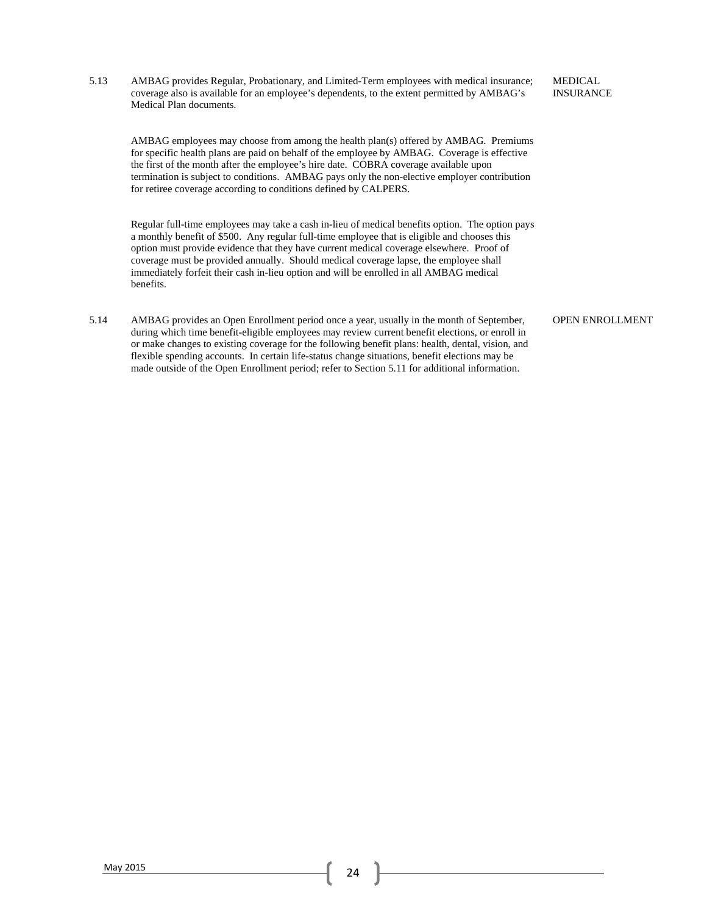5.13 **MEDICAL INSURANCE**

AMBAG provides Regular, Probationary, and Limited-Term employees with medical insurance; coverage also is available for an employee's dependents, to the extent permitted by AMBAG's Medical Plan documents.

AMBAG employees may choose from among the health plan(s) offered by AMBAG. Premiums for specific health plans are paid on behalf of the employee by AMBAG. Coverage is effective the first of the month after the employee's hire date. COBRA coverage available upon termination is subject to conditions. AMBAG pays only the non-elective employer contribution for retiree coverage according to conditions defined by CALPERS.

Regular full-time employees may take a cash in-lieu of medical benefits option. The option pays a monthly benefit of $500. Any regular full-time employee that is eligible and chooses this option must provide evidence that they have current medical coverage elsewhere. Proof of coverage must be provided annually. Should medical coverage lapse, the employee shall immediately forfeit their cash in-lieu option and will be enrolled in all AMBAG medical benefits.

5.14 **OPEN ENROLLMENT**

AMBAG provides an Open Enrollment period once a year, usually in the month of September, during which time benefit-eligible employees may review current benefit elections, or enroll in or make changes to existing coverage for the following benefit plans: health, dental, vision, and flexible spending accounts. In certain life-status change situations, benefit elections may be made outside of the Open Enrollment period; refer to Section 5.11 for additional information.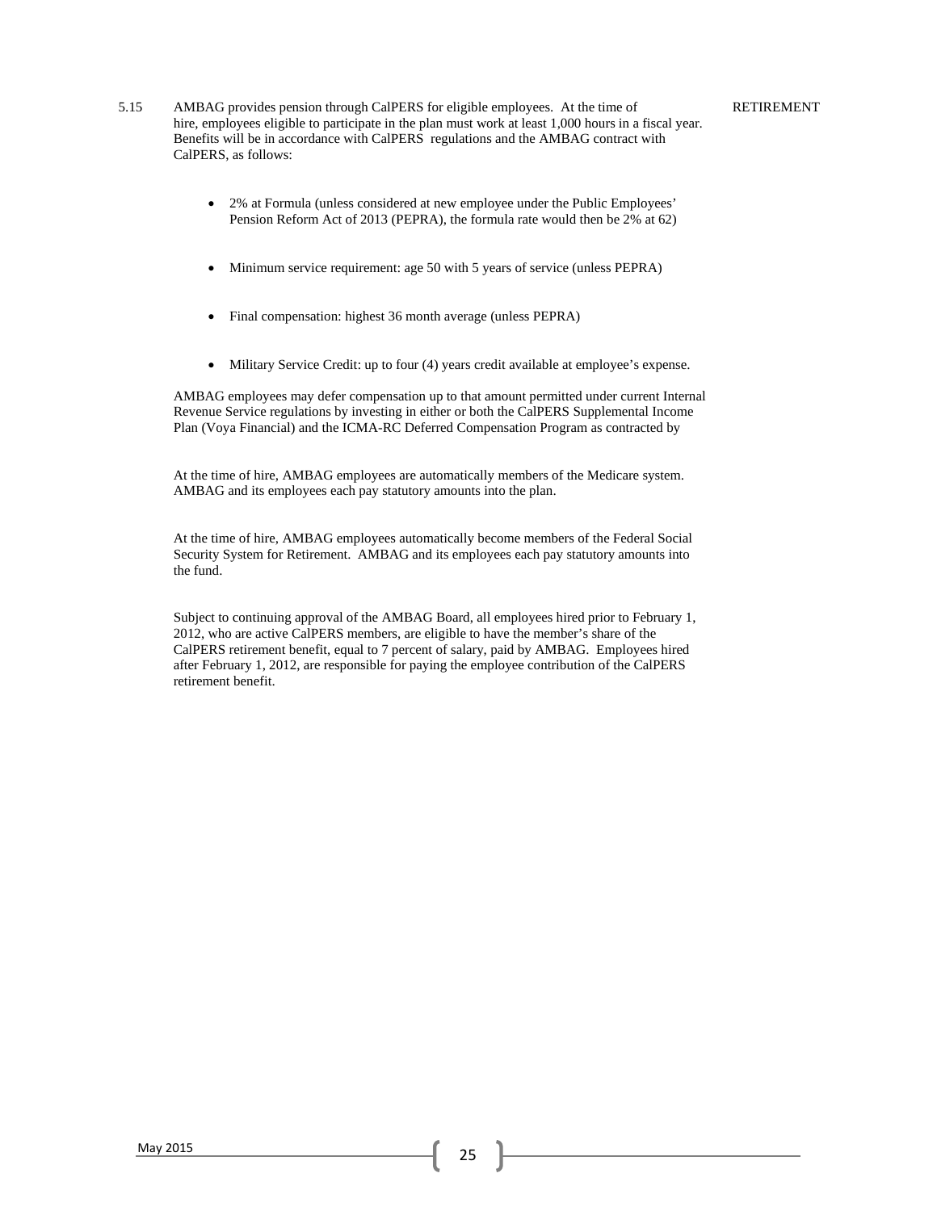5.15 AMBAG provides pension through CalPERS for eligible employees. At the time of hire, employees eligible to participate in the plan must work at least 1,000 hours in a fiscal year. Benefits will be in accordance with CalPERS regulations and the AMBAG contract with CalPERS, as follows: **RETIREMENT**

- 2% at Formula (unless considered at new employee under the Public Employees' Pension Reform Act of 2013 (PEPRA), the formula rate would then be 2% at 62)
- Minimum service requirement: age 50 with 5 years of service (unless PEPRA)
- Final compensation: highest 36 month average (unless PEPRA)
- Military Service Credit: up to four (4) years credit available at employee's expense.

AMBAG employees may defer compensation up to that amount permitted under current Internal Revenue Service regulations by investing in either or both the CalPERS Supplemental Income Plan (Voya Financial) and the ICMA-RC Deferred Compensation Program as contracted by

At the time of hire, AMBAG employees are automatically members of the Medicare system. AMBAG and its employees each pay statutory amounts into the plan.

At the time of hire, AMBAG employees automatically become members of the Federal Social Security System for Retirement. AMBAG and its employees each pay statutory amounts into the fund.

Subject to continuing approval of the AMBAG Board, all employees hired prior to February 1, 2012, who are active CalPERS members, are eligible to have the member's share of the CalPERS retirement benefit, equal to 7 percent of salary, paid by AMBAG. Employees hired after February 1, 2012, are responsible for paying the employee contribution of the CalPERS retirement benefit.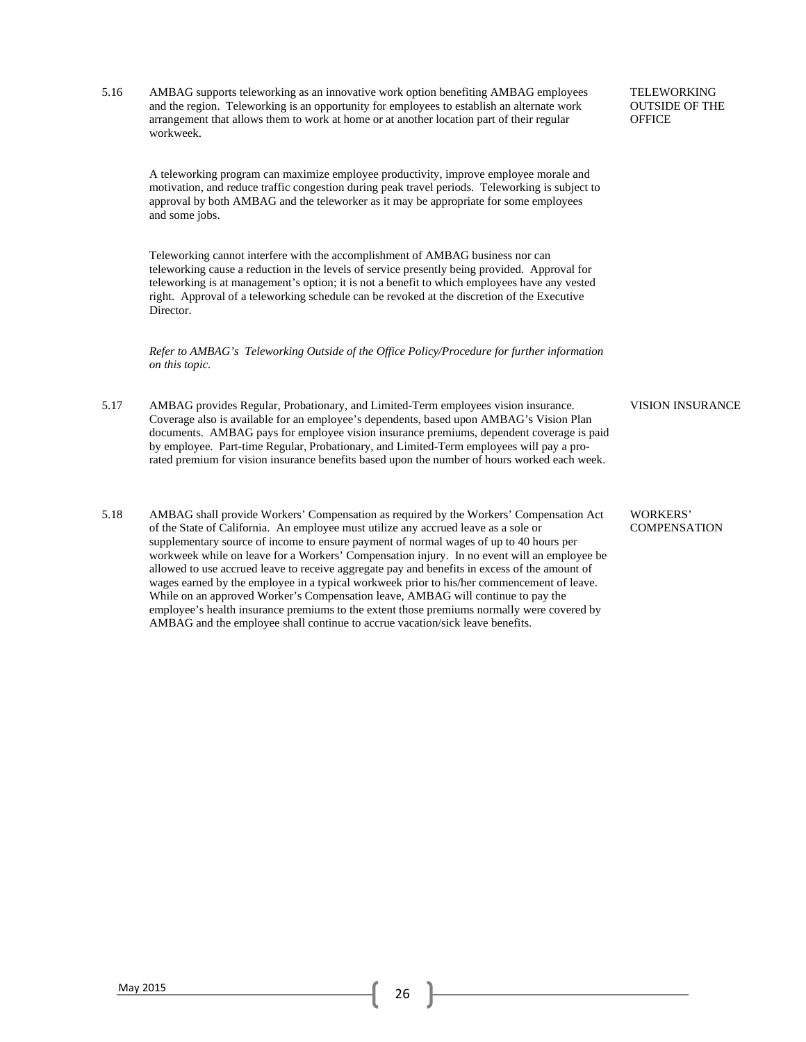**5.16 TELEWORKING OUTSIDE OF THE OFFICE**

AMBAG supports teleworking as an innovative work option benefiting AMBAG employees and the region. Teleworking is an opportunity for employees to establish an alternate work arrangement that allows them to work at home or at another location part of their regular workweek.

A teleworking program can maximize employee productivity, improve employee morale and motivation, and reduce traffic congestion during peak travel periods. Teleworking is subject to approval by both AMBAG and the teleworker as it may be appropriate for some employees and some jobs.

Teleworking cannot interfere with the accomplishment of AMBAG business nor can teleworking cause a reduction in the levels of service presently being provided. Approval for teleworking is at management's option; it is not a benefit to which employees have any vested right. Approval of a teleworking schedule can be revoked at the discretion of the Executive Director.

*Refer to AMBAG's Teleworking Outside of the Office Policy/Procedure for further information on this topic.*

**5.17 VISION INSURANCE**

AMBAG provides Regular, Probationary, and Limited-Term employees vision insurance. Coverage also is available for an employee's dependents, based upon AMBAG's Vision Plan documents. AMBAG pays for employee vision insurance premiums, dependent coverage is paid by employee. Part-time Regular, Probationary, and Limited-Term employees will pay a pro-rated premium for vision insurance benefits based upon the number of hours worked each week.

**5.18 WORKERS' COMPENSATION**

AMBAG shall provide Workers' Compensation as required by the Workers' Compensation Act of the State of California. An employee must utilize any accrued leave as a sole or supplementary source of income to ensure payment of normal wages of up to 40 hours per workweek while on leave for a Workers' Compensation injury. In no event will an employee be allowed to use accrued leave to receive aggregate pay and benefits in excess of the amount of wages earned by the employee in a typical workweek prior to his/her commencement of leave. While on an approved Worker's Compensation leave, AMBAG will continue to pay the employee's health insurance premiums to the extent those premiums normally were covered by AMBAG and the employee shall continue to accrue vacation/sick leave benefits.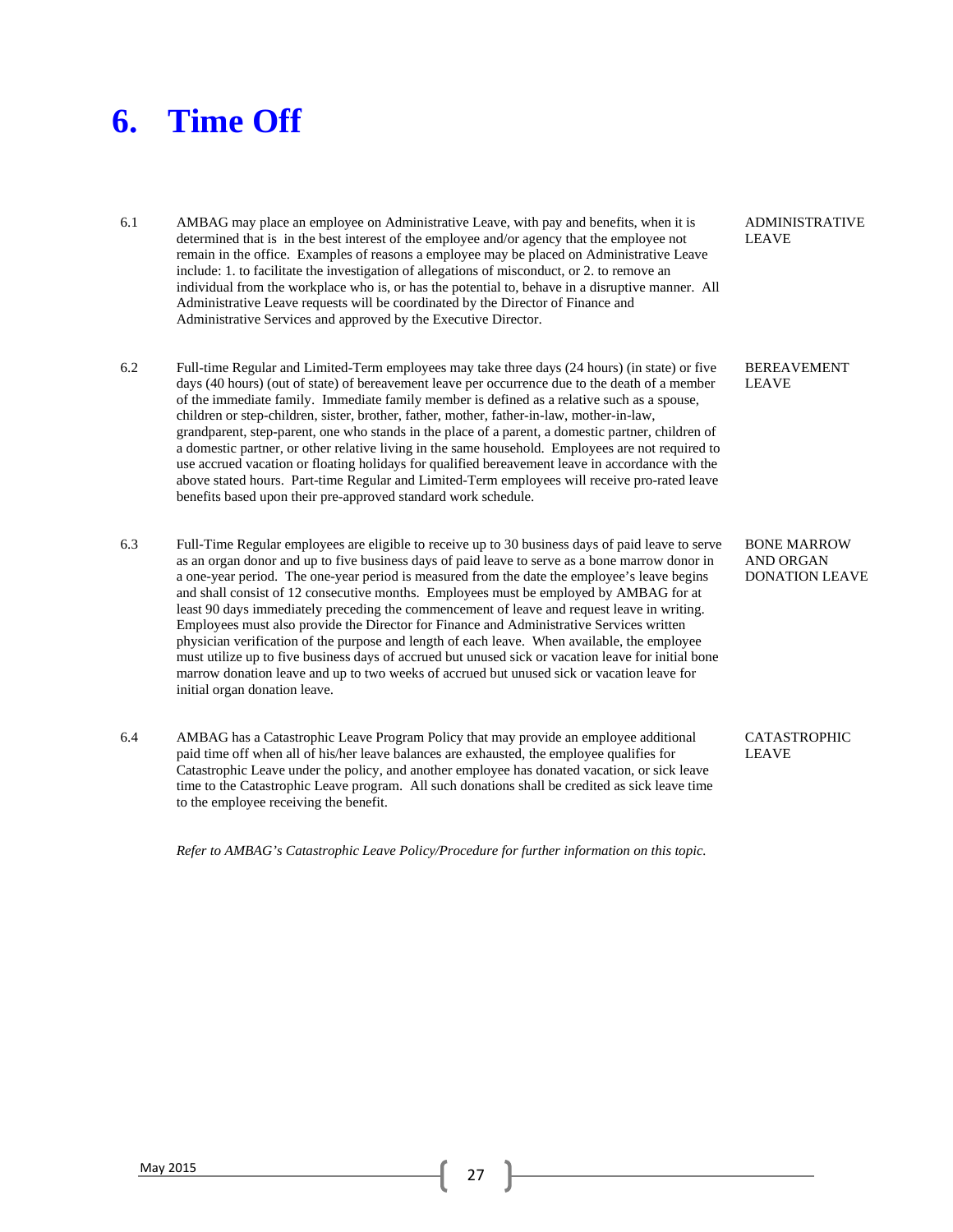# 6. Time Off

6.1 **ADMINISTRATIVE LEAVE**

AMBAG may place an employee on Administrative Leave, with pay and benefits, when it is determined that is in the best interest of the employee and/or agency that the employee not remain in the office. Examples of reasons a employee may be placed on Administrative Leave include: 1. to facilitate the investigation of allegations of misconduct, or 2. to remove an individual from the workplace who is, or has the potential to, behave in a disruptive manner. All Administrative Leave requests will be coordinated by the Director of Finance and Administrative Services and approved by the Executive Director.

6.2 **BEREAVEMENT LEAVE**

Full-time Regular and Limited-Term employees may take three days (24 hours) (in state) or five days (40 hours) (out of state) of bereavement leave per occurrence due to the death of a member of the immediate family. Immediate family member is defined as a relative such as a spouse, children or step-children, sister, brother, father, mother, father-in-law, mother-in-law, grandparent, step-parent, one who stands in the place of a parent, a domestic partner, children of a domestic partner, or other relative living in the same household. Employees are not required to use accrued vacation or floating holidays for qualified bereavement leave in accordance with the above stated hours. Part-time Regular and Limited-Term employees will receive pro-rated leave benefits based upon their pre-approved standard work schedule.

6.3 **BONE MARROW AND ORGAN DONATION LEAVE**

Full-Time Regular employees are eligible to receive up to 30 business days of paid leave to serve as an organ donor and up to five business days of paid leave to serve as a bone marrow donor in a one-year period. The one-year period is measured from the date the employee's leave begins and shall consist of 12 consecutive months. Employees must be employed by AMBAG for at least 90 days immediately preceding the commencement of leave and request leave in writing. Employees must also provide the Director for Finance and Administrative Services written physician verification of the purpose and length of each leave. When available, the employee must utilize up to five business days of accrued but unused sick or vacation leave for initial bone marrow donation leave and up to two weeks of accrued but unused sick or vacation leave for initial organ donation leave.

6.4 **CATASTROPHIC LEAVE**

AMBAG has a Catastrophic Leave Program Policy that may provide an employee additional paid time off when all of his/her leave balances are exhausted, the employee qualifies for Catastrophic Leave under the policy, and another employee has donated vacation, or sick leave time to the Catastrophic Leave program. All such donations shall be credited as sick leave time to the employee receiving the benefit.

*Refer to AMBAG's Catastrophic Leave Policy/Procedure for further information on this topic.*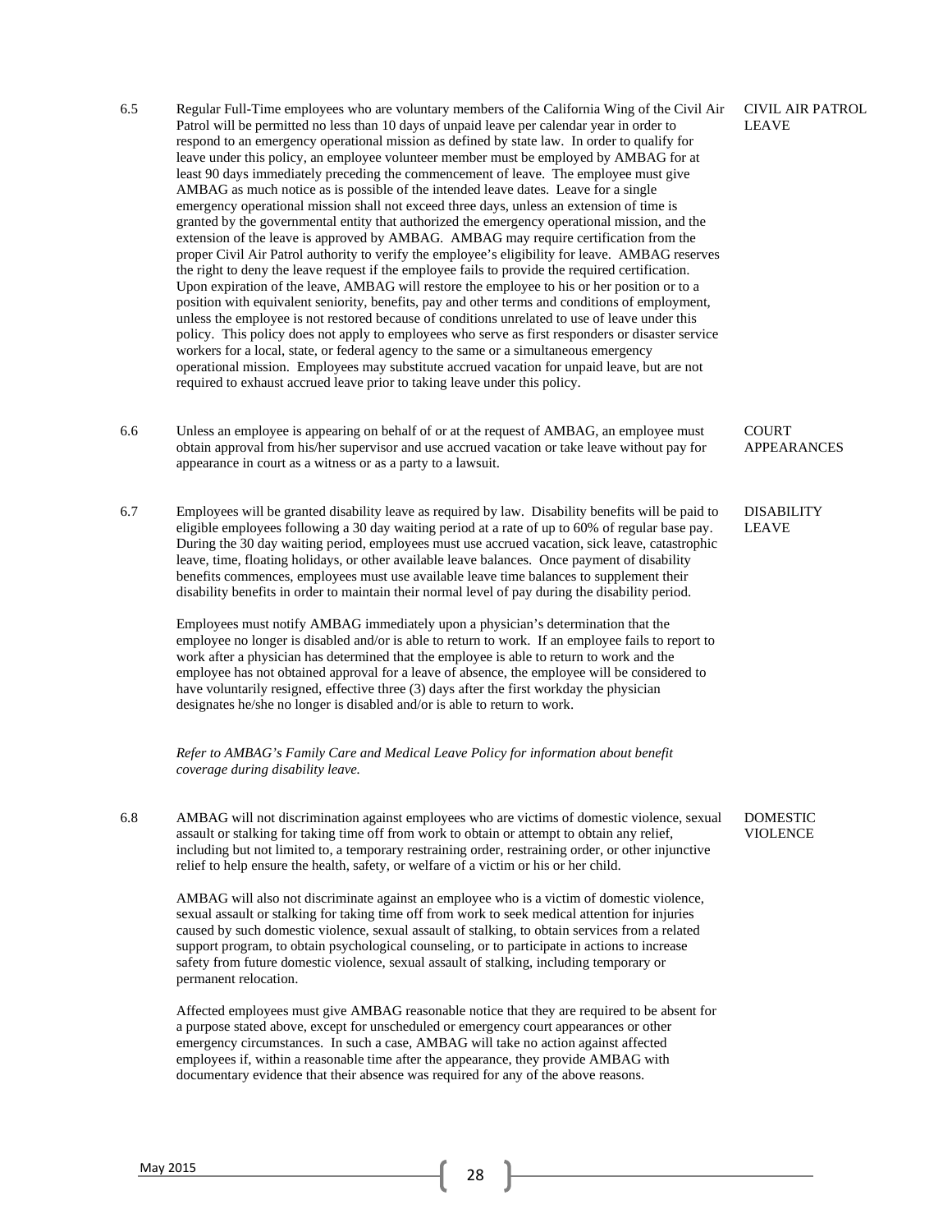6.5 Regular Full-Time employees who are voluntary members of the California Wing of the Civil Air Patrol will be permitted no less than 10 days of unpaid leave per calendar year in order to respond to an emergency operational mission as defined by state law. In order to qualify for leave under this policy, an employee volunteer member must be employed by AMBAG for at least 90 days immediately preceding the commencement of leave. The employee must give AMBAG as much notice as is possible of the intended leave dates. Leave for a single emergency operational mission shall not exceed three days, unless an extension of time is granted by the governmental entity that authorized the emergency operational mission, and the extension of the leave is approved by AMBAG. AMBAG may require certification from the proper Civil Air Patrol authority to verify the employee's eligibility for leave. AMBAG reserves the right to deny the leave request if the employee fails to provide the required certification. Upon expiration of the leave, AMBAG will restore the employee to his or her position or to a position with equivalent seniority, benefits, pay and other terms and conditions of employment, unless the employee is not restored because of conditions unrelated to use of leave under this policy. This policy does not apply to employees who serve as first responders or disaster service workers for a local, state, or federal agency to the same or a simultaneous emergency operational mission. Employees may substitute accrued vacation for unpaid leave, but are not required to exhaust accrued leave prior to taking leave under this policy. **CIVIL AIR PATROL LEAVE**

6.6 Unless an employee is appearing on behalf of or at the request of AMBAG, an employee must obtain approval from his/her supervisor and use accrued vacation or take leave without pay for appearance in court as a witness or as a party to a lawsuit. **COURT APPEARANCES**

6.7 Employees will be granted disability leave as required by law. Disability benefits will be paid to eligible employees following a 30 day waiting period at a rate of up to 60% of regular base pay. During the 30 day waiting period, employees must use accrued vacation, sick leave, catastrophic leave, time, floating holidays, or other available leave balances. Once payment of disability benefits commences, employees must use available leave time balances to supplement their disability benefits in order to maintain their normal level of pay during the disability period. **DISABILITY LEAVE**

Employees must notify AMBAG immediately upon a physician's determination that the employee no longer is disabled and/or is able to return to work. If an employee fails to report to work after a physician has determined that the employee is able to return to work and the employee has not obtained approval for a leave of absence, the employee will be considered to have voluntarily resigned, effective three (3) days after the first workday the physician designates he/she no longer is disabled and/or is able to return to work.

*Refer to AMBAG's Family Care and Medical Leave Policy for information about benefit coverage during disability leave.*

6.8 AMBAG will not discrimination against employees who are victims of domestic violence, sexual assault or stalking for taking time off from work to obtain or attempt to obtain any relief, including but not limited to, a temporary restraining order, restraining order, or other injunctive relief to help ensure the health, safety, or welfare of a victim or his or her child. **DOMESTIC VIOLENCE**

AMBAG will also not discriminate against an employee who is a victim of domestic violence, sexual assault or stalking for taking time off from work to seek medical attention for injuries caused by such domestic violence, sexual assault of stalking, to obtain services from a related support program, to obtain psychological counseling, or to participate in actions to increase safety from future domestic violence, sexual assault of stalking, including temporary or permanent relocation.

Affected employees must give AMBAG reasonable notice that they are required to be absent for a purpose stated above, except for unscheduled or emergency court appearances or other emergency circumstances. In such a case, AMBAG will take no action against affected employees if, within a reasonable time after the appearance, they provide AMBAG with documentary evidence that their absence was required for any of the above reasons.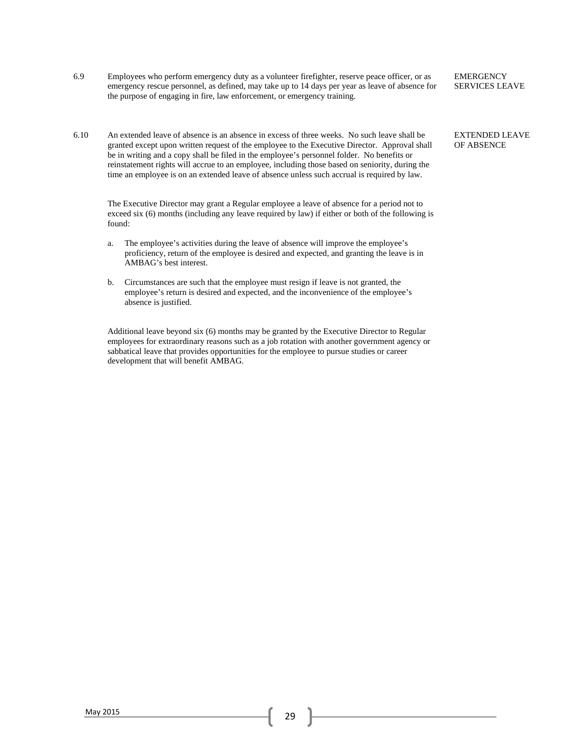6.9 Employees who perform emergency duty as a volunteer firefighter, reserve peace officer, or as emergency rescue personnel, as defined, may take up to 14 days per year as leave of absence for the purpose of engaging in fire, law enforcement, or emergency training.

**EMERGENCY SERVICES LEAVE**

6.10 An extended leave of absence is an absence in excess of three weeks. No such leave shall be granted except upon written request of the employee to the Executive Director. Approval shall be in writing and a copy shall be filed in the employee's personnel folder. No benefits or reinstatement rights will accrue to an employee, including those based on seniority, during the time an employee is on an extended leave of absence unless such accrual is required by law.

**EXTENDED LEAVE OF ABSENCE**

The Executive Director may grant a Regular employee a leave of absence for a period not to exceed six (6) months (including any leave required by law) if either or both of the following is found:

a. The employee's activities during the leave of absence will improve the employee's proficiency, return of the employee is desired and expected, and granting the leave is in AMBAG's best interest.

b. Circumstances are such that the employee must resign if leave is not granted, the employee's return is desired and expected, and the inconvenience of the employee's absence is justified.

Additional leave beyond six (6) months may be granted by the Executive Director to Regular employees for extraordinary reasons such as a job rotation with another government agency or sabbatical leave that provides opportunities for the employee to pursue studies or career development that will benefit AMBAG.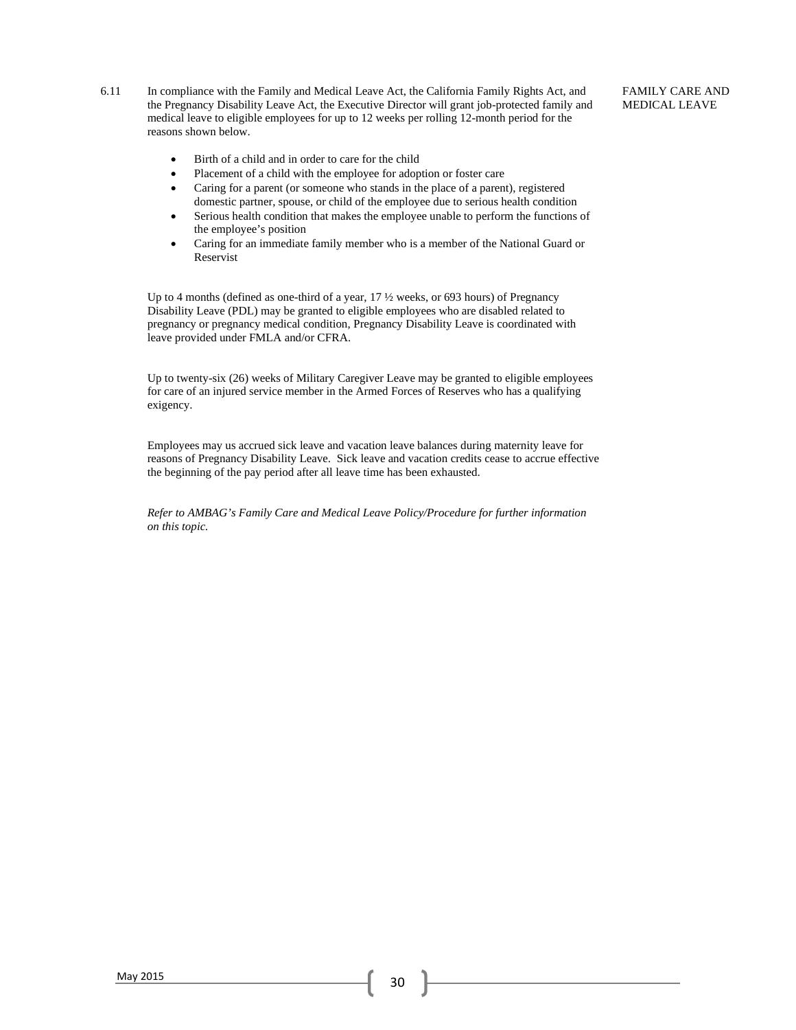6.11 In compliance with the Family and Medical Leave Act, the California Family Rights Act, and the Pregnancy Disability Leave Act, the Executive Director will grant job-protected family and medical leave to eligible employees for up to 12 weeks per rolling 12-month period for the reasons shown below.

FAMILY CARE AND MEDICAL LEAVE

- Birth of a child and in order to care for the child
- Placement of a child with the employee for adoption or foster care
- Caring for a parent (or someone who stands in the place of a parent), registered domestic partner, spouse, or child of the employee due to serious health condition
- Serious health condition that makes the employee unable to perform the functions of the employee's position
- Caring for an immediate family member who is a member of the National Guard or Reservist

Up to 4 months (defined as one-third of a year, 17 ½ weeks, or 693 hours) of Pregnancy Disability Leave (PDL) may be granted to eligible employees who are disabled related to pregnancy or pregnancy medical condition, Pregnancy Disability Leave is coordinated with leave provided under FMLA and/or CFRA.

Up to twenty-six (26) weeks of Military Caregiver Leave may be granted to eligible employees for care of an injured service member in the Armed Forces of Reserves who has a qualifying exigency.

Employees may us accrued sick leave and vacation leave balances during maternity leave for reasons of Pregnancy Disability Leave. Sick leave and vacation credits cease to accrue effective the beginning of the pay period after all leave time has been exhausted.

*Refer to AMBAG's Family Care and Medical Leave Policy/Procedure for further information on this topic.*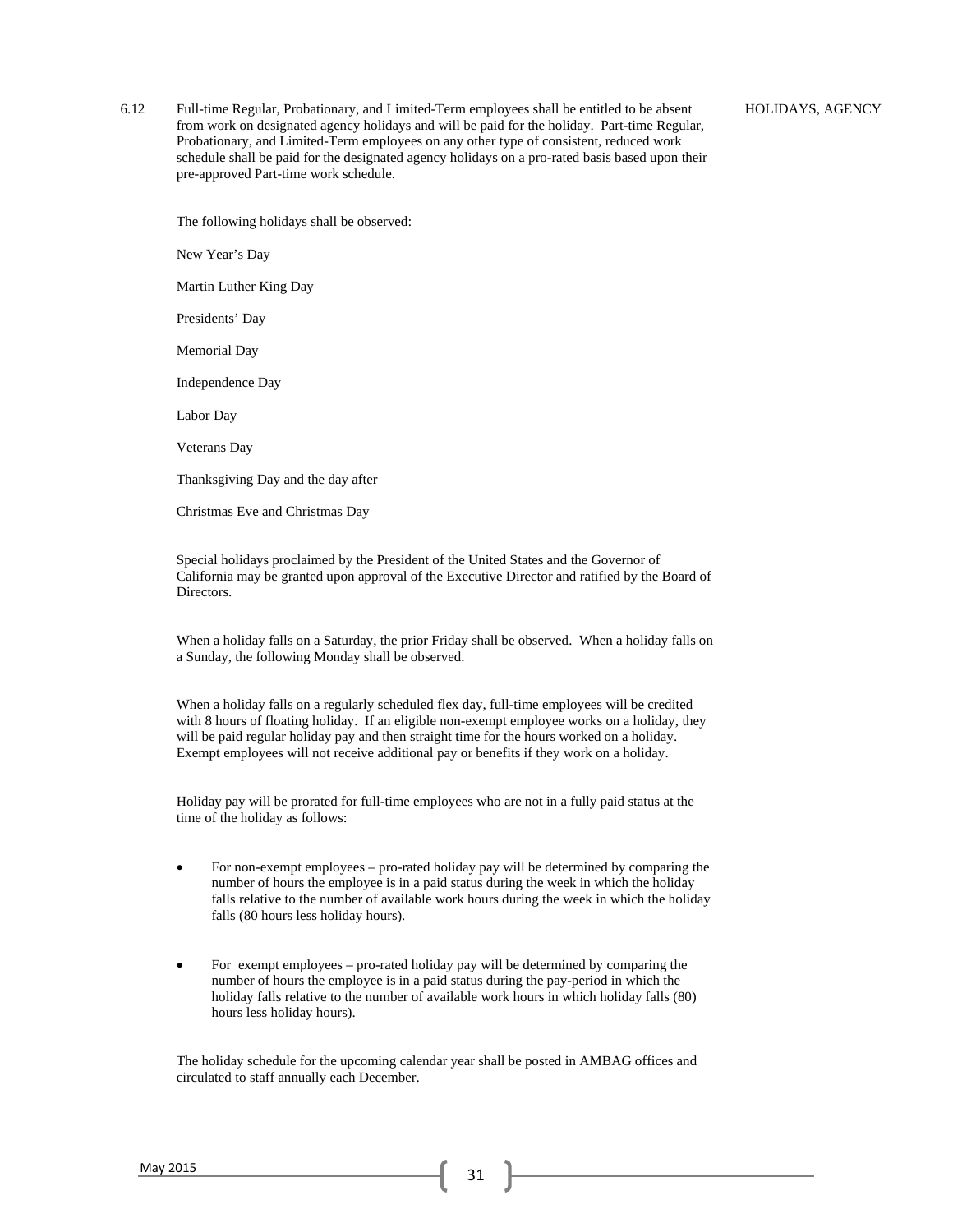6.12 Full-time Regular, Probationary, and Limited-Term employees shall be entitled to be absent from work on designated agency holidays and will be paid for the holiday. Part-time Regular, Probationary, and Limited-Term employees on any other type of consistent, reduced work schedule shall be paid for the designated agency holidays on a pro-rated basis based upon their pre-approved Part-time work schedule.

HOLIDAYS, AGENCY

The following holidays shall be observed:

New Year's Day

Martin Luther King Day

Presidents' Day

Memorial Day

Independence Day

Labor Day

Veterans Day

Thanksgiving Day and the day after

Christmas Eve and Christmas Day

Special holidays proclaimed by the President of the United States and the Governor of California may be granted upon approval of the Executive Director and ratified by the Board of Directors.

When a holiday falls on a Saturday, the prior Friday shall be observed. When a holiday falls on a Sunday, the following Monday shall be observed.

When a holiday falls on a regularly scheduled flex day, full-time employees will be credited with 8 hours of floating holiday. If an eligible non-exempt employee works on a holiday, they will be paid regular holiday pay and then straight time for the hours worked on a holiday. Exempt employees will not receive additional pay or benefits if they work on a holiday.

Holiday pay will be prorated for full-time employees who are not in a fully paid status at the time of the holiday as follows:

- For non-exempt employees – pro-rated holiday pay will be determined by comparing the number of hours the employee is in a paid status during the week in which the holiday falls relative to the number of available work hours during the week in which the holiday falls (80 hours less holiday hours).

- For exempt employees – pro-rated holiday pay will be determined by comparing the number of hours the employee is in a paid status during the pay-period in which the holiday falls relative to the number of available work hours in which holiday falls (80) hours less holiday hours).

The holiday schedule for the upcoming calendar year shall be posted in AMBAG offices and circulated to staff annually each December.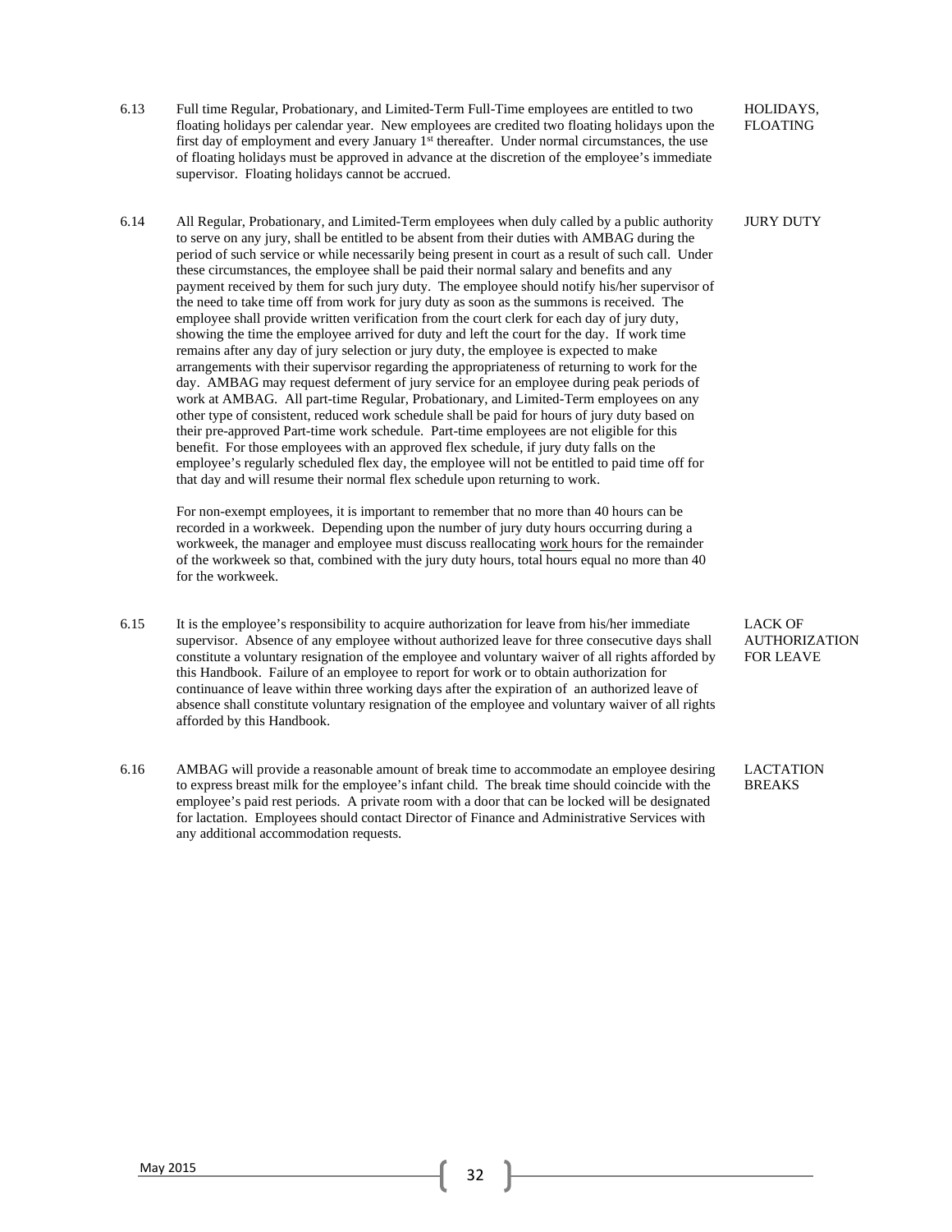6.13 Full time Regular, Probationary, and Limited-Term Full-Time employees are entitled to two floating holidays per calendar year. New employees are credited two floating holidays upon the first day of employment and every January 1st thereafter. Under normal circumstances, the use of floating holidays must be approved in advance at the discretion of the employee's immediate supervisor. Floating holidays cannot be accrued. **HOLIDAYS, FLOATING**

6.14 All Regular, Probationary, and Limited-Term employees when duly called by a public authority to serve on any jury, shall be entitled to be absent from their duties with AMBAG during the period of such service or while necessarily being present in court as a result of such call. Under these circumstances, the employee shall be paid their normal salary and benefits and any payment received by them for such jury duty. The employee should notify his/her supervisor of the need to take time off from work for jury duty as soon as the summons is received. The employee shall provide written verification from the court clerk for each day of jury duty, showing the time the employee arrived for duty and left the court for the day. If work time remains after any day of jury selection or jury duty, the employee is expected to make arrangements with their supervisor regarding the appropriateness of returning to work for the day. AMBAG may request deferment of jury service for an employee during peak periods of work at AMBAG. All part-time Regular, Probationary, and Limited-Term employees on any other type of consistent, reduced work schedule shall be paid for hours of jury duty based on their pre-approved Part-time work schedule. Part-time employees are not eligible for this benefit. For those employees with an approved flex schedule, if jury duty falls on the employee's regularly scheduled flex day, the employee will not be entitled to paid time off for that day and will resume their normal flex schedule upon returning to work. **JURY DUTY**

For non-exempt employees, it is important to remember that no more than 40 hours can be recorded in a workweek. Depending upon the number of jury duty hours occurring during a workweek, the manager and employee must discuss reallocating work hours for the remainder of the workweek so that, combined with the jury duty hours, total hours equal no more than 40 for the workweek.

6.15 It is the employee's responsibility to acquire authorization for leave from his/her immediate supervisor. Absence of any employee without authorized leave for three consecutive days shall constitute a voluntary resignation of the employee and voluntary waiver of all rights afforded by this Handbook. Failure of an employee to report for work or to obtain authorization for continuance of leave within three working days after the expiration of an authorized leave of absence shall constitute voluntary resignation of the employee and voluntary waiver of all rights afforded by this Handbook. **LACK OF AUTHORIZATION FOR LEAVE**

6.16 AMBAG will provide a reasonable amount of break time to accommodate an employee desiring to express breast milk for the employee's infant child. The break time should coincide with the employee's paid rest periods. A private room with a door that can be locked will be designated for lactation. Employees should contact Director of Finance and Administrative Services with any additional accommodation requests. **LACTATION BREAKS**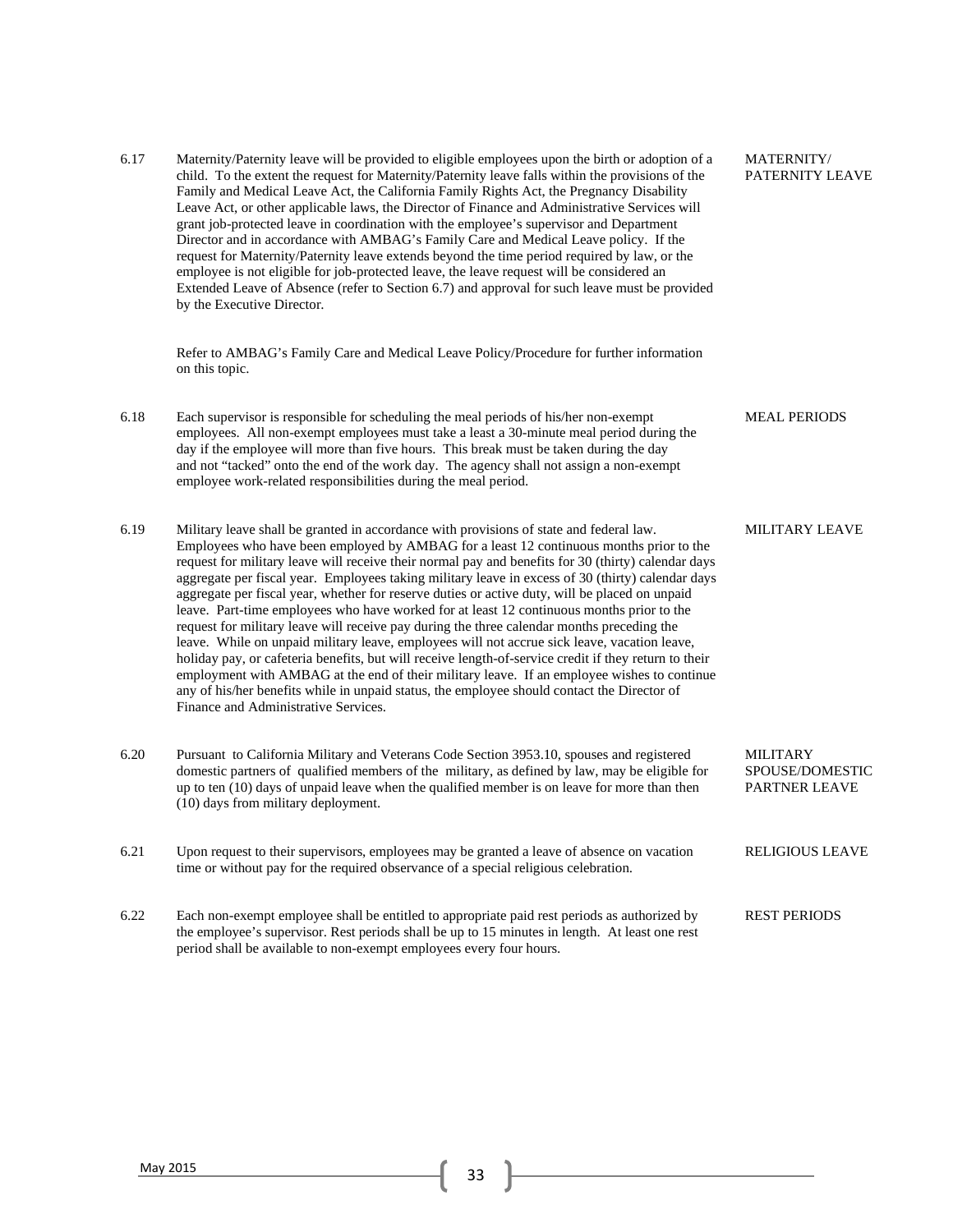6.17 Maternity/Paternity leave will be provided to eligible employees upon the birth or adoption of a child. To the extent the request for Maternity/Paternity leave falls within the provisions of the Family and Medical Leave Act, the California Family Rights Act, the Pregnancy Disability Leave Act, or other applicable laws, the Director of Finance and Administrative Services will grant job-protected leave in coordination with the employee's supervisor and Department Director and in accordance with AMBAG's Family Care and Medical Leave policy. If the request for Maternity/Paternity leave extends beyond the time period required by law, or the employee is not eligible for job-protected leave, the leave request will be considered an Extended Leave of Absence (refer to Section 6.7) and approval for such leave must be provided by the Executive Director. **MATERNITY/ PATERNITY LEAVE**

Refer to AMBAG's Family Care and Medical Leave Policy/Procedure for further information on this topic.

6.18 Each supervisor is responsible for scheduling the meal periods of his/her non-exempt employees. All non-exempt employees must take a least a 30-minute meal period during the day if the employee will more than five hours. This break must be taken during the day and not "tacked" onto the end of the work day. The agency shall not assign a non-exempt employee work-related responsibilities during the meal period. **MEAL PERIODS**

6.19 Military leave shall be granted in accordance with provisions of state and federal law. Employees who have been employed by AMBAG for a least 12 continuous months prior to the request for military leave will receive their normal pay and benefits for 30 (thirty) calendar days aggregate per fiscal year. Employees taking military leave in excess of 30 (thirty) calendar days aggregate per fiscal year, whether for reserve duties or active duty, will be placed on unpaid leave. Part-time employees who have worked for at least 12 continuous months prior to the request for military leave will receive pay during the three calendar months preceding the leave. While on unpaid military leave, employees will not accrue sick leave, vacation leave, holiday pay, or cafeteria benefits, but will receive length-of-service credit if they return to their employment with AMBAG at the end of their military leave. If an employee wishes to continue any of his/her benefits while in unpaid status, the employee should contact the Director of Finance and Administrative Services. **MILITARY LEAVE**

6.20 Pursuant to California Military and Veterans Code Section 3953.10, spouses and registered domestic partners of qualified members of the military, as defined by law, may be eligible for up to ten (10) days of unpaid leave when the qualified member is on leave for more than then (10) days from military deployment. **MILITARY SPOUSE/DOMESTIC PARTNER LEAVE**

6.21 Upon request to their supervisors, employees may be granted a leave of absence on vacation time or without pay for the required observance of a special religious celebration. **RELIGIOUS LEAVE**

6.22 Each non-exempt employee shall be entitled to appropriate paid rest periods as authorized by the employee's supervisor. Rest periods shall be up to 15 minutes in length. At least one rest period shall be available to non-exempt employees every four hours. **REST PERIODS**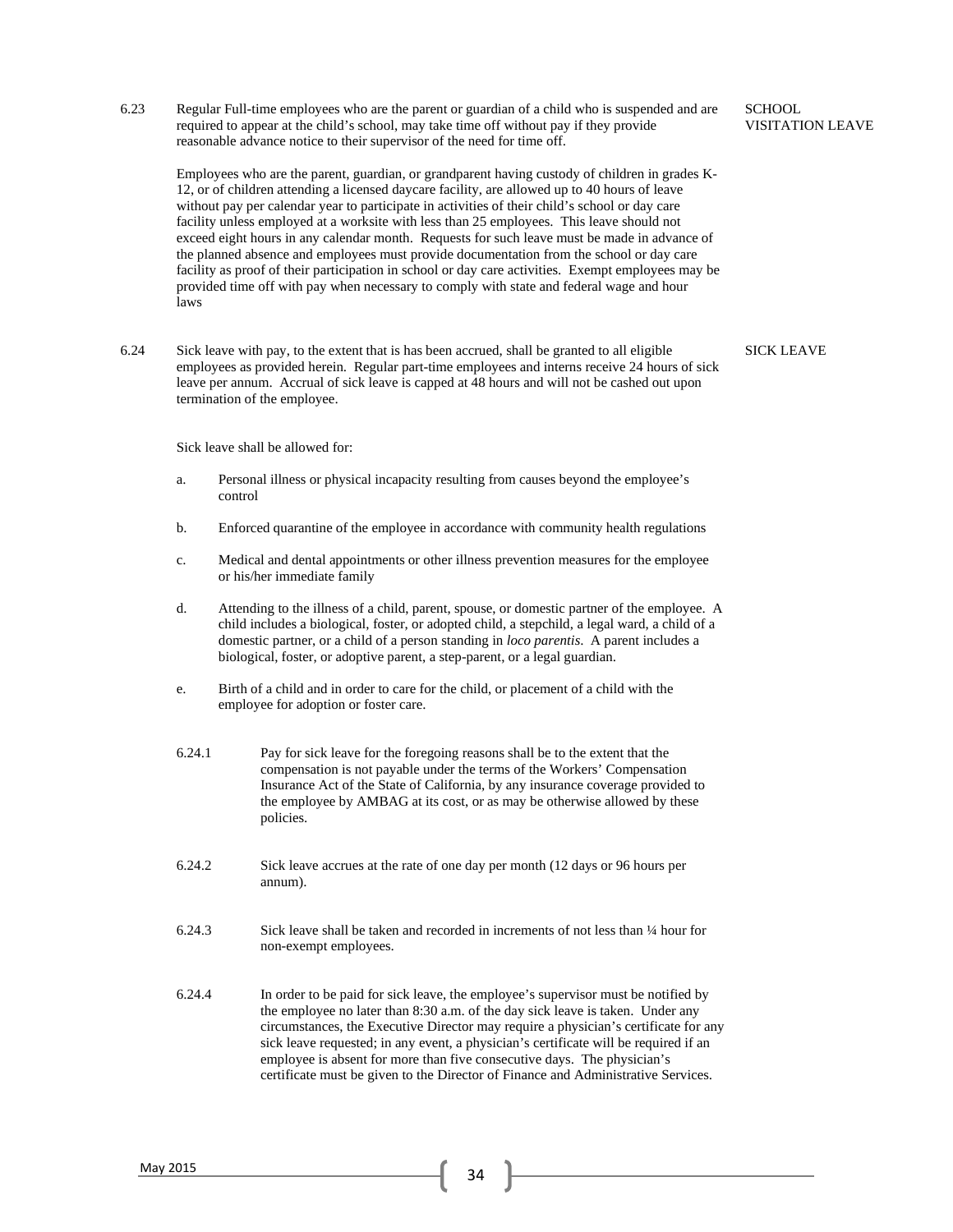**6.23 SCHOOL VISITATION LEAVE**

Regular Full-time employees who are the parent or guardian of a child who is suspended and are required to appear at the child's school, may take time off without pay if they provide reasonable advance notice to their supervisor of the need for time off.

Employees who are the parent, guardian, or grandparent having custody of children in grades K-12, or of children attending a licensed daycare facility, are allowed up to 40 hours of leave without pay per calendar year to participate in activities of their child's school or day care facility unless employed at a worksite with less than 25 employees. This leave should not exceed eight hours in any calendar month. Requests for such leave must be made in advance of the planned absence and employees must provide documentation from the school or day care facility as proof of their participation in school or day care activities. Exempt employees may be provided time off with pay when necessary to comply with state and federal wage and hour laws

**6.24 SICK LEAVE**

Sick leave with pay, to the extent that is has been accrued, shall be granted to all eligible employees as provided herein. Regular part-time employees and interns receive 24 hours of sick leave per annum. Accrual of sick leave is capped at 48 hours and will not be cashed out upon termination of the employee.

Sick leave shall be allowed for:

a. Personal illness or physical incapacity resulting from causes beyond the employee's control

b. Enforced quarantine of the employee in accordance with community health regulations

c. Medical and dental appointments or other illness prevention measures for the employee or his/her immediate family

d. Attending to the illness of a child, parent, spouse, or domestic partner of the employee. A child includes a biological, foster, or adopted child, a stepchild, a legal ward, a child of a domestic partner, or a child of a person standing in *loco parentis*. A parent includes a biological, foster, or adoptive parent, a step-parent, or a legal guardian.

e. Birth of a child and in order to care for the child, or placement of a child with the employee for adoption or foster care.

6.24.1 Pay for sick leave for the foregoing reasons shall be to the extent that the compensation is not payable under the terms of the Workers' Compensation Insurance Act of the State of California, by any insurance coverage provided to the employee by AMBAG at its cost, or as may be otherwise allowed by these policies.

6.24.2 Sick leave accrues at the rate of one day per month (12 days or 96 hours per annum).

6.24.3 Sick leave shall be taken and recorded in increments of not less than ¼ hour for non-exempt employees.

6.24.4 In order to be paid for sick leave, the employee's supervisor must be notified by the employee no later than 8:30 a.m. of the day sick leave is taken. Under any circumstances, the Executive Director may require a physician's certificate for any sick leave requested; in any event, a physician's certificate will be required if an employee is absent for more than five consecutive days. The physician's certificate must be given to the Director of Finance and Administrative Services.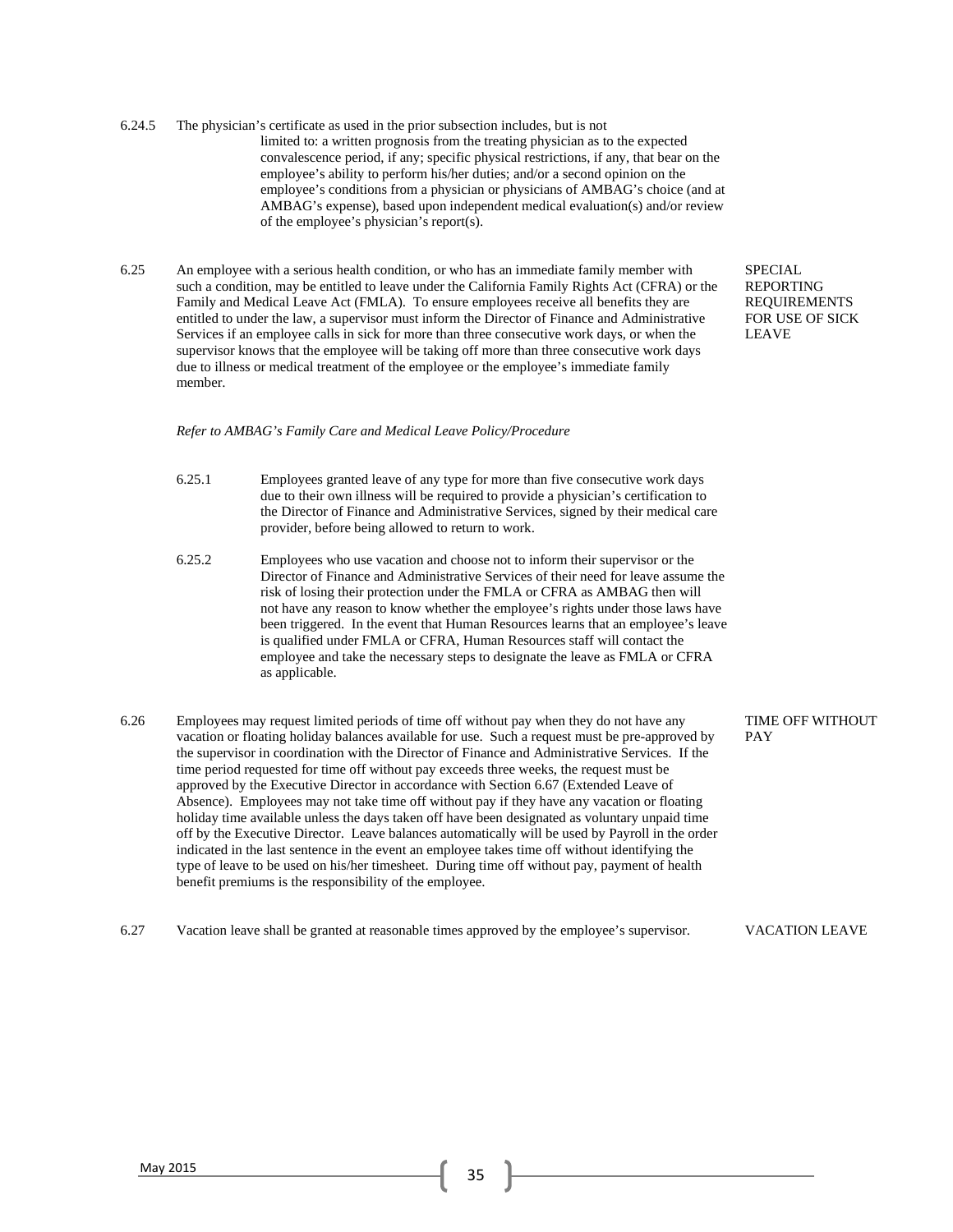6.24.5 The physician's certificate as used in the prior subsection includes, but is not limited to: a written prognosis from the treating physician as to the expected convalescence period, if any; specific physical restrictions, if any, that bear on the employee's ability to perform his/her duties; and/or a second opinion on the employee's conditions from a physician or physicians of AMBAG's choice (and at AMBAG's expense), based upon independent medical evaluation(s) and/or review of the employee's physician's report(s).

**SPECIAL REPORTING REQUIREMENTS FOR USE OF SICK LEAVE**

6.25 An employee with a serious health condition, or who has an immediate family member with such a condition, may be entitled to leave under the California Family Rights Act (CFRA) or the Family and Medical Leave Act (FMLA). To ensure employees receive all benefits they are entitled to under the law, a supervisor must inform the Director of Finance and Administrative Services if an employee calls in sick for more than three consecutive work days, or when the supervisor knows that the employee will be taking off more than three consecutive work days due to illness or medical treatment of the employee or the employee's immediate family member.

*Refer to AMBAG's Family Care and Medical Leave Policy/Procedure*

6.25.1 Employees granted leave of any type for more than five consecutive work days due to their own illness will be required to provide a physician's certification to the Director of Finance and Administrative Services, signed by their medical care provider, before being allowed to return to work.

6.25.2 Employees who use vacation and choose not to inform their supervisor or the Director of Finance and Administrative Services of their need for leave assume the risk of losing their protection under the FMLA or CFRA as AMBAG then will not have any reason to know whether the employee's rights under those laws have been triggered. In the event that Human Resources learns that an employee's leave is qualified under FMLA or CFRA, Human Resources staff will contact the employee and take the necessary steps to designate the leave as FMLA or CFRA as applicable.

**TIME OFF WITHOUT PAY**

6.26 Employees may request limited periods of time off without pay when they do not have any vacation or floating holiday balances available for use. Such a request must be pre-approved by the supervisor in coordination with the Director of Finance and Administrative Services. If the time period requested for time off without pay exceeds three weeks, the request must be approved by the Executive Director in accordance with Section 6.67 (Extended Leave of Absence). Employees may not take time off without pay if they have any vacation or floating holiday time available unless the days taken off have been designated as voluntary unpaid time off by the Executive Director. Leave balances automatically will be used by Payroll in the order indicated in the last sentence in the event an employee takes time off without identifying the type of leave to be used on his/her timesheet. During time off without pay, payment of health benefit premiums is the responsibility of the employee.

**VACATION LEAVE**

6.27 Vacation leave shall be granted at reasonable times approved by the employee's supervisor.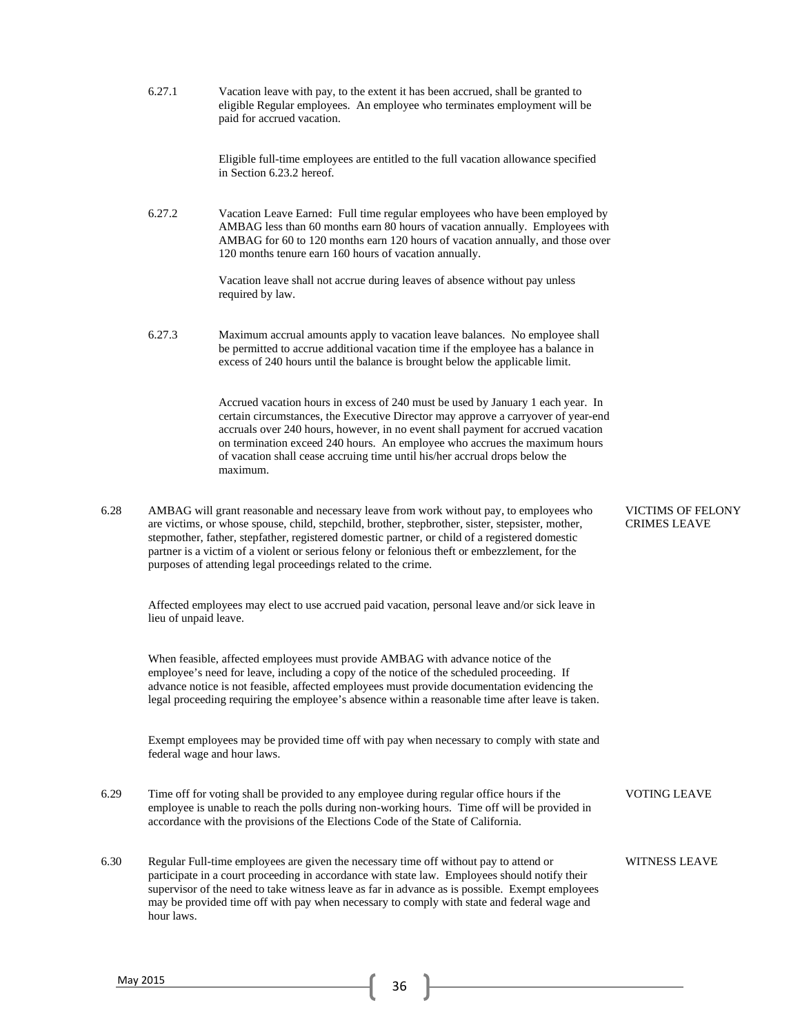6.27.1 Vacation leave with pay, to the extent it has been accrued, shall be granted to eligible Regular employees. An employee who terminates employment will be paid for accrued vacation.

Eligible full-time employees are entitled to the full vacation allowance specified in Section 6.23.2 hereof.

6.27.2 Vacation Leave Earned: Full time regular employees who have been employed by AMBAG less than 60 months earn 80 hours of vacation annually. Employees with AMBAG for 60 to 120 months earn 120 hours of vacation annually, and those over 120 months tenure earn 160 hours of vacation annually.

Vacation leave shall not accrue during leaves of absence without pay unless required by law.

6.27.3 Maximum accrual amounts apply to vacation leave balances. No employee shall be permitted to accrue additional vacation time if the employee has a balance in excess of 240 hours until the balance is brought below the applicable limit.

Accrued vacation hours in excess of 240 must be used by January 1 each year. In certain circumstances, the Executive Director may approve a carryover of year-end accruals over 240 hours, however, in no event shall payment for accrued vacation on termination exceed 240 hours. An employee who accrues the maximum hours of vacation shall cease accruing time until his/her accrual drops below the maximum.

**6.28 VICTIMS OF FELONY CRIMES LEAVE**

AMBAG will grant reasonable and necessary leave from work without pay, to employees who are victims, or whose spouse, child, stepchild, brother, stepbrother, sister, stepsister, mother, stepmother, father, stepfather, registered domestic partner, or child of a registered domestic partner is a victim of a violent or serious felony or felonious theft or embezzlement, for the purposes of attending legal proceedings related to the crime.

Affected employees may elect to use accrued paid vacation, personal leave and/or sick leave in lieu of unpaid leave.

When feasible, affected employees must provide AMBAG with advance notice of the employee's need for leave, including a copy of the notice of the scheduled proceeding. If advance notice is not feasible, affected employees must provide documentation evidencing the legal proceeding requiring the employee's absence within a reasonable time after leave is taken.

Exempt employees may be provided time off with pay when necessary to comply with state and federal wage and hour laws.

**6.29 VOTING LEAVE**

Time off for voting shall be provided to any employee during regular office hours if the employee is unable to reach the polls during non-working hours. Time off will be provided in accordance with the provisions of the Elections Code of the State of California.

**6.30 WITNESS LEAVE**

Regular Full-time employees are given the necessary time off without pay to attend or participate in a court proceeding in accordance with state law. Employees should notify their supervisor of the need to take witness leave as far in advance as is possible. Exempt employees may be provided time off with pay when necessary to comply with state and federal wage and hour laws.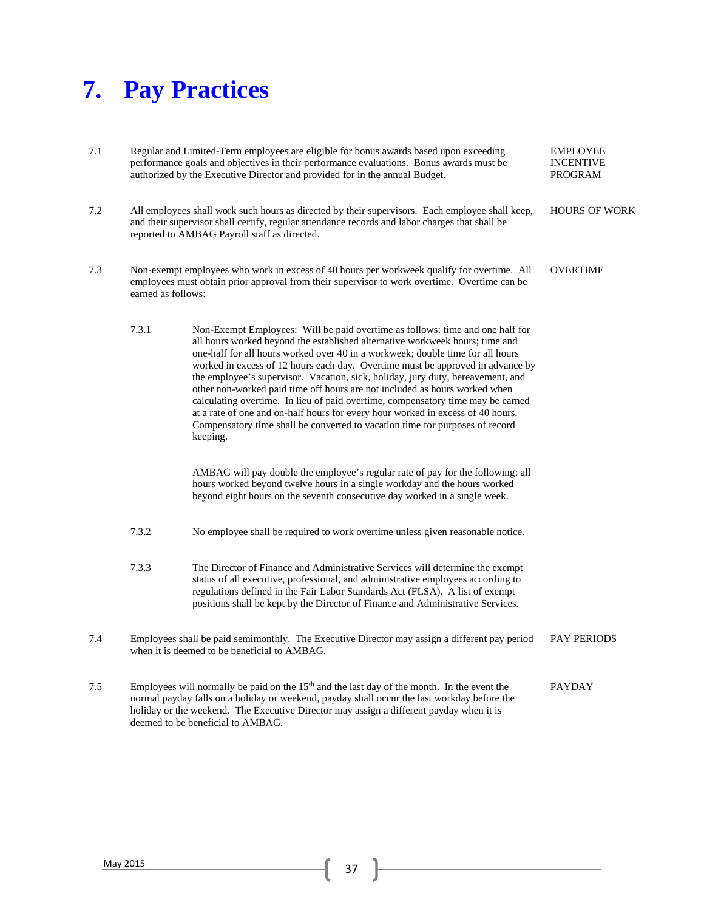# 7. Pay Practices

7.1 **EMPLOYEE INCENTIVE PROGRAM**

Regular and Limited-Term employees are eligible for bonus awards based upon exceeding performance goals and objectives in their performance evaluations. Bonus awards must be authorized by the Executive Director and provided for in the annual Budget.

7.2 **HOURS OF WORK**

All employees shall work such hours as directed by their supervisors. Each employee shall keep, and their supervisor shall certify, regular attendance records and labor charges that shall be reported to AMBAG Payroll staff as directed.

7.3 **OVERTIME**

Non-exempt employees who work in excess of 40 hours per workweek qualify for overtime. All employees must obtain prior approval from their supervisor to work overtime. Overtime can be earned as follows:

7.3.1 Non-Exempt Employees: Will be paid overtime as follows: time and one half for all hours worked beyond the established alternative workweek hours; time and one-half for all hours worked over 40 in a workweek; double time for all hours worked in excess of 12 hours each day. Overtime must be approved in advance by the employee's supervisor. Vacation, sick, holiday, jury duty, bereavement, and other non-worked paid time off hours are not included as hours worked when calculating overtime. In lieu of paid overtime, compensatory time may be earned at a rate of one and on-half hours for every hour worked in excess of 40 hours. Compensatory time shall be converted to vacation time for purposes of record keeping.

AMBAG will pay double the employee's regular rate of pay for the following: all hours worked beyond twelve hours in a single workday and the hours worked beyond eight hours on the seventh consecutive day worked in a single week.

7.3.2 No employee shall be required to work overtime unless given reasonable notice.

7.3.3 The Director of Finance and Administrative Services will determine the exempt status of all executive, professional, and administrative employees according to regulations defined in the Fair Labor Standards Act (FLSA). A list of exempt positions shall be kept by the Director of Finance and Administrative Services.

7.4 **PAY PERIODS**

Employees shall be paid semimonthly. The Executive Director may assign a different pay period when it is deemed to be beneficial to AMBAG.

7.5 **PAYDAY**

Employees will normally be paid on the 15th and the last day of the month. In the event the normal payday falls on a holiday or weekend, payday shall occur the last workday before the holiday or the weekend. The Executive Director may assign a different payday when it is deemed to be beneficial to AMBAG.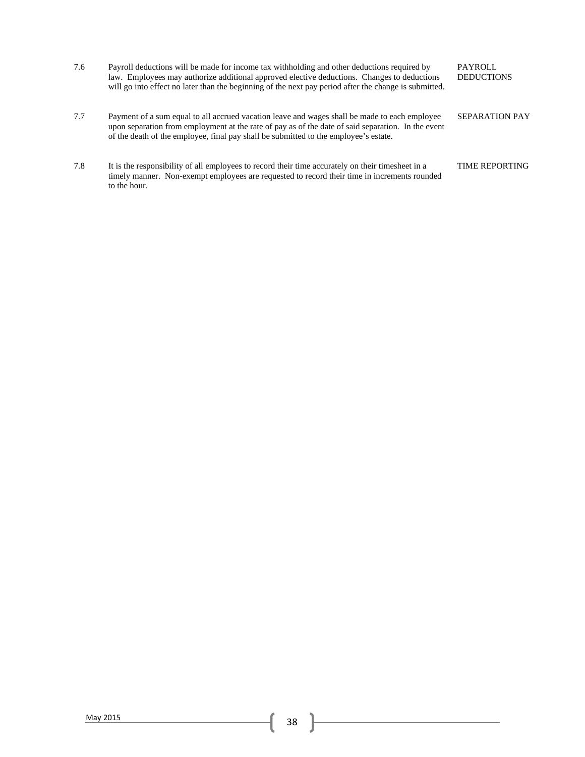7.6 Payroll deductions will be made for income tax withholding and other deductions required by law. Employees may authorize additional approved elective deductions. Changes to deductions will go into effect no later than the beginning of the next pay period after the change is submitted. — PAYROLL DEDUCTIONS

7.7 Payment of a sum equal to all accrued vacation leave and wages shall be made to each employee upon separation from employment at the rate of pay as of the date of said separation. In the event of the death of the employee, final pay shall be submitted to the employee's estate. — SEPARATION PAY

7.8 It is the responsibility of all employees to record their time accurately on their timesheet in a timely manner. Non-exempt employees are requested to record their time in increments rounded to the hour. — TIME REPORTING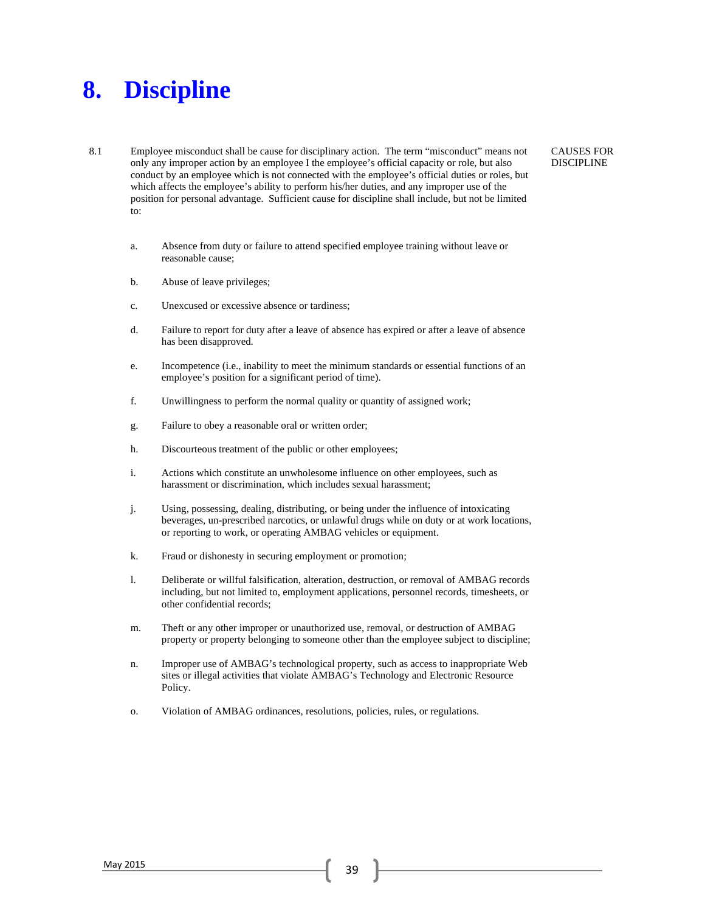# 8. Discipline

8.1 Employee misconduct shall be cause for disciplinary action. The term "misconduct" means not only any improper action by an employee I the employee's official capacity or role, but also conduct by an employee which is not connected with the employee's official duties or roles, but which affects the employee's ability to perform his/her duties, and any improper use of the position for personal advantage. Sufficient cause for discipline shall include, but not be limited to:

CAUSES FOR DISCIPLINE

a. Absence from duty or failure to attend specified employee training without leave or reasonable cause;

b. Abuse of leave privileges;

c. Unexcused or excessive absence or tardiness;

d. Failure to report for duty after a leave of absence has expired or after a leave of absence has been disapproved.

e. Incompetence (i.e., inability to meet the minimum standards or essential functions of an employee's position for a significant period of time).

f. Unwillingness to perform the normal quality or quantity of assigned work;

g. Failure to obey a reasonable oral or written order;

h. Discourteous treatment of the public or other employees;

i. Actions which constitute an unwholesome influence on other employees, such as harassment or discrimination, which includes sexual harassment;

j. Using, possessing, dealing, distributing, or being under the influence of intoxicating beverages, un-prescribed narcotics, or unlawful drugs while on duty or at work locations, or reporting to work, or operating AMBAG vehicles or equipment.

k. Fraud or dishonesty in securing employment or promotion;

l. Deliberate or willful falsification, alteration, destruction, or removal of AMBAG records including, but not limited to, employment applications, personnel records, timesheets, or other confidential records;

m. Theft or any other improper or unauthorized use, removal, or destruction of AMBAG property or property belonging to someone other than the employee subject to discipline;

n. Improper use of AMBAG's technological property, such as access to inappropriate Web sites or illegal activities that violate AMBAG's Technology and Electronic Resource Policy.

o. Violation of AMBAG ordinances, resolutions, policies, rules, or regulations.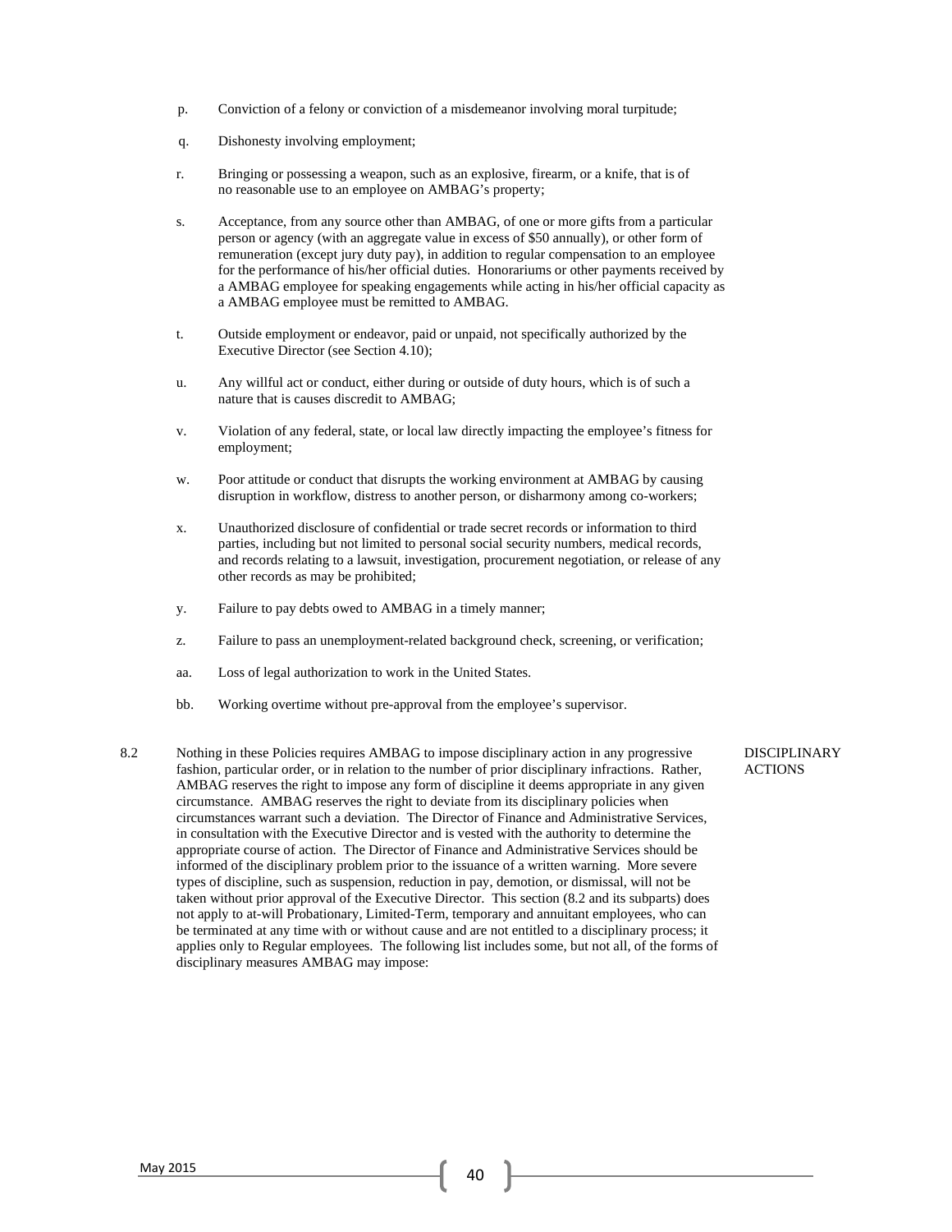p. Conviction of a felony or conviction of a misdemeanor involving moral turpitude;

q. Dishonesty involving employment;

r. Bringing or possessing a weapon, such as an explosive, firearm, or a knife, that is of no reasonable use to an employee on AMBAG's property;

s. Acceptance, from any source other than AMBAG, of one or more gifts from a particular person or agency (with an aggregate value in excess of $50 annually), or other form of remuneration (except jury duty pay), in addition to regular compensation to an employee for the performance of his/her official duties. Honorariums or other payments received by a AMBAG employee for speaking engagements while acting in his/her official capacity as a AMBAG employee must be remitted to AMBAG.

t. Outside employment or endeavor, paid or unpaid, not specifically authorized by the Executive Director (see Section 4.10);

u. Any willful act or conduct, either during or outside of duty hours, which is of such a nature that is causes discredit to AMBAG;

v. Violation of any federal, state, or local law directly impacting the employee's fitness for employment;

w. Poor attitude or conduct that disrupts the working environment at AMBAG by causing disruption in workflow, distress to another person, or disharmony among co-workers;

x. Unauthorized disclosure of confidential or trade secret records or information to third parties, including but not limited to personal social security numbers, medical records, and records relating to a lawsuit, investigation, procurement negotiation, or release of any other records as may be prohibited;

y. Failure to pay debts owed to AMBAG in a timely manner;

z. Failure to pass an unemployment-related background check, screening, or verification;

aa. Loss of legal authorization to work in the United States.

bb. Working overtime without pre-approval from the employee's supervisor.

**8.2 DISCIPLINARY ACTIONS**

Nothing in these Policies requires AMBAG to impose disciplinary action in any progressive fashion, particular order, or in relation to the number of prior disciplinary infractions. Rather, AMBAG reserves the right to impose any form of discipline it deems appropriate in any given circumstance. AMBAG reserves the right to deviate from its disciplinary policies when circumstances warrant such a deviation. The Director of Finance and Administrative Services, in consultation with the Executive Director and is vested with the authority to determine the appropriate course of action. The Director of Finance and Administrative Services should be informed of the disciplinary problem prior to the issuance of a written warning. More severe types of discipline, such as suspension, reduction in pay, demotion, or dismissal, will not be taken without prior approval of the Executive Director. This section (8.2 and its subparts) does not apply to at-will Probationary, Limited-Term, temporary and annuitant employees, who can be terminated at any time with or without cause and are not entitled to a disciplinary process; it applies only to Regular employees. The following list includes some, but not all, of the forms of disciplinary measures AMBAG may impose: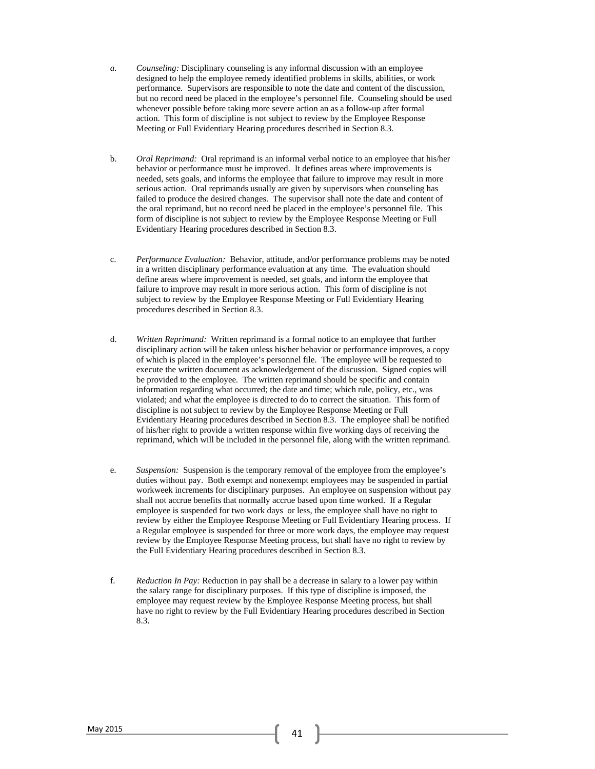*a.* *Counseling:* Disciplinary counseling is any informal discussion with an employee designed to help the employee remedy identified problems in skills, abilities, or work performance. Supervisors are responsible to note the date and content of the discussion, but no record need be placed in the employee's personnel file. Counseling should be used whenever possible before taking more severe action an as a follow-up after formal action. This form of discipline is not subject to review by the Employee Response Meeting or Full Evidentiary Hearing procedures described in Section 8.3.

b. *Oral Reprimand:* Oral reprimand is an informal verbal notice to an employee that his/her behavior or performance must be improved. It defines areas where improvements is needed, sets goals, and informs the employee that failure to improve may result in more serious action. Oral reprimands usually are given by supervisors when counseling has failed to produce the desired changes. The supervisor shall note the date and content of the oral reprimand, but no record need be placed in the employee's personnel file. This form of discipline is not subject to review by the Employee Response Meeting or Full Evidentiary Hearing procedures described in Section 8.3.

c. *Performance Evaluation:* Behavior, attitude, and/or performance problems may be noted in a written disciplinary performance evaluation at any time. The evaluation should define areas where improvement is needed, set goals, and inform the employee that failure to improve may result in more serious action. This form of discipline is not subject to review by the Employee Response Meeting or Full Evidentiary Hearing procedures described in Section 8.3.

d. *Written Reprimand:* Written reprimand is a formal notice to an employee that further disciplinary action will be taken unless his/her behavior or performance improves, a copy of which is placed in the employee's personnel file. The employee will be requested to execute the written document as acknowledgement of the discussion. Signed copies will be provided to the employee. The written reprimand should be specific and contain information regarding what occurred; the date and time; which rule, policy, etc., was violated; and what the employee is directed to do to correct the situation. This form of discipline is not subject to review by the Employee Response Meeting or Full Evidentiary Hearing procedures described in Section 8.3. The employee shall be notified of his/her right to provide a written response within five working days of receiving the reprimand, which will be included in the personnel file, along with the written reprimand.

e. *Suspension:* Suspension is the temporary removal of the employee from the employee's duties without pay. Both exempt and nonexempt employees may be suspended in partial workweek increments for disciplinary purposes. An employee on suspension without pay shall not accrue benefits that normally accrue based upon time worked. If a Regular employee is suspended for two work days or less, the employee shall have no right to review by either the Employee Response Meeting or Full Evidentiary Hearing process. If a Regular employee is suspended for three or more work days, the employee may request review by the Employee Response Meeting process, but shall have no right to review by the Full Evidentiary Hearing procedures described in Section 8.3.

f. *Reduction In Pay:* Reduction in pay shall be a decrease in salary to a lower pay within the salary range for disciplinary purposes. If this type of discipline is imposed, the employee may request review by the Employee Response Meeting process, but shall have no right to review by the Full Evidentiary Hearing procedures described in Section 8.3.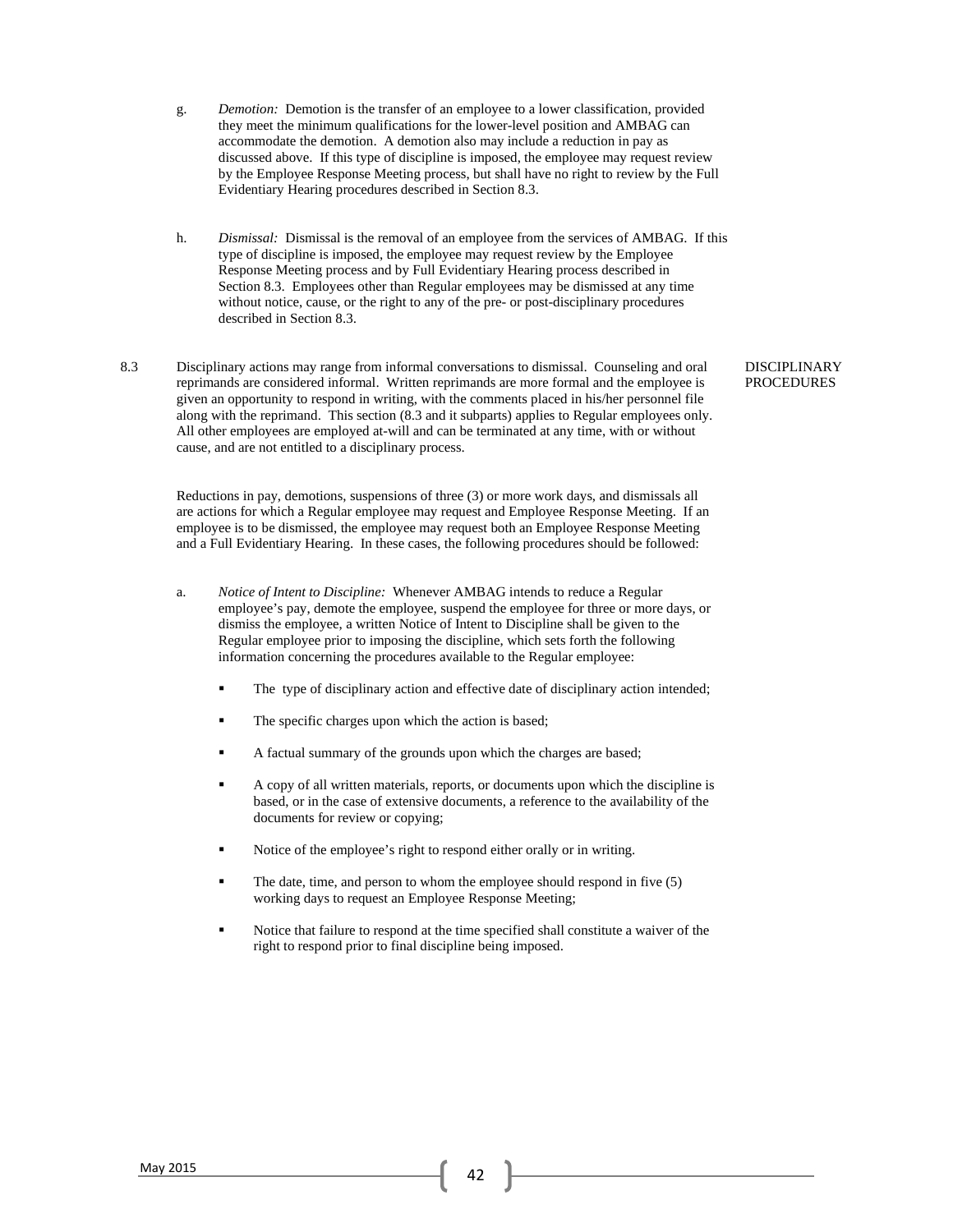g. *Demotion:* Demotion is the transfer of an employee to a lower classification, provided they meet the minimum qualifications for the lower-level position and AMBAG can accommodate the demotion. A demotion also may include a reduction in pay as discussed above. If this type of discipline is imposed, the employee may request review by the Employee Response Meeting process, but shall have no right to review by the Full Evidentiary Hearing procedures described in Section 8.3.

h. *Dismissal:* Dismissal is the removal of an employee from the services of AMBAG. If this type of discipline is imposed, the employee may request review by the Employee Response Meeting process and by Full Evidentiary Hearing process described in Section 8.3. Employees other than Regular employees may be dismissed at any time without notice, cause, or the right to any of the pre- or post-disciplinary procedures described in Section 8.3.

8.3 DISCIPLINARY PROCEDURES

Disciplinary actions may range from informal conversations to dismissal. Counseling and oral reprimands are considered informal. Written reprimands are more formal and the employee is given an opportunity to respond in writing, with the comments placed in his/her personnel file along with the reprimand. This section (8.3 and it subparts) applies to Regular employees only. All other employees are employed at-will and can be terminated at any time, with or without cause, and are not entitled to a disciplinary process.

Reductions in pay, demotions, suspensions of three (3) or more work days, and dismissals all are actions for which a Regular employee may request and Employee Response Meeting. If an employee is to be dismissed, the employee may request both an Employee Response Meeting and a Full Evidentiary Hearing. In these cases, the following procedures should be followed:

a. *Notice of Intent to Discipline:* Whenever AMBAG intends to reduce a Regular employee's pay, demote the employee, suspend the employee for three or more days, or dismiss the employee, a written Notice of Intent to Discipline shall be given to the Regular employee prior to imposing the discipline, which sets forth the following information concerning the procedures available to the Regular employee:

- The type of disciplinary action and effective date of disciplinary action intended;
- The specific charges upon which the action is based;
- A factual summary of the grounds upon which the charges are based;
- A copy of all written materials, reports, or documents upon which the discipline is based, or in the case of extensive documents, a reference to the availability of the documents for review or copying;
- Notice of the employee's right to respond either orally or in writing.
- The date, time, and person to whom the employee should respond in five (5) working days to request an Employee Response Meeting;
- Notice that failure to respond at the time specified shall constitute a waiver of the right to respond prior to final discipline being imposed.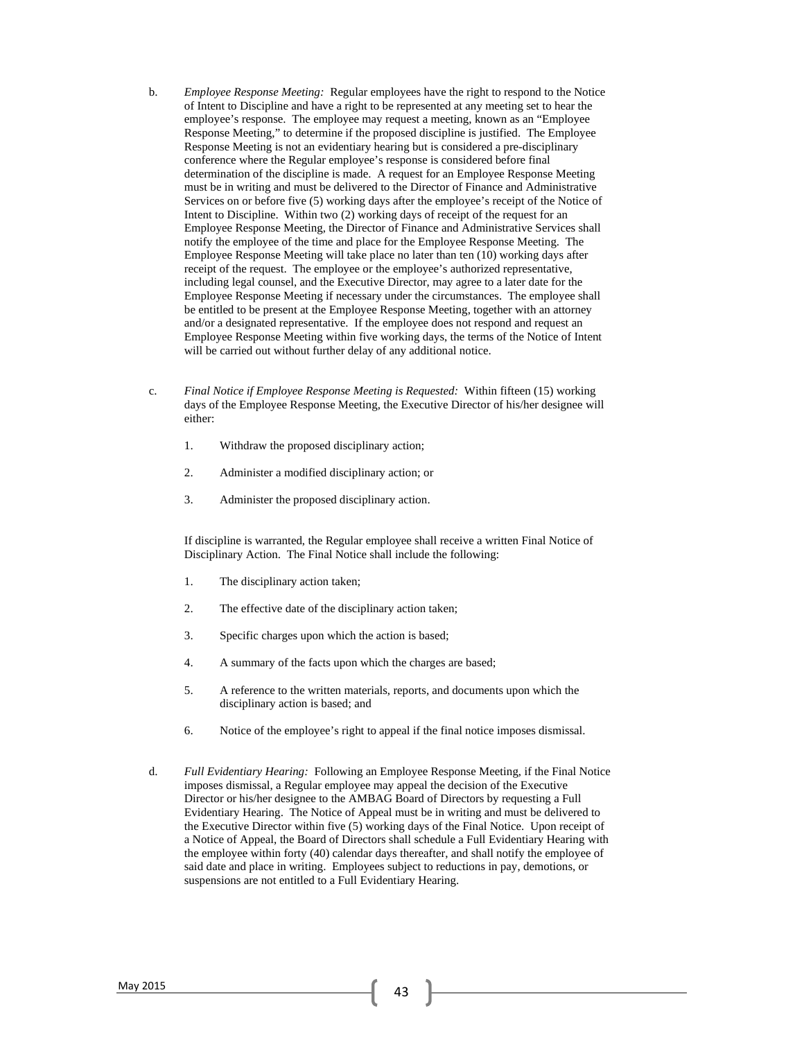b. *Employee Response Meeting:* Regular employees have the right to respond to the Notice of Intent to Discipline and have a right to be represented at any meeting set to hear the employee's response. The employee may request a meeting, known as an "Employee Response Meeting," to determine if the proposed discipline is justified. The Employee Response Meeting is not an evidentiary hearing but is considered a pre-disciplinary conference where the Regular employee's response is considered before final determination of the discipline is made. A request for an Employee Response Meeting must be in writing and must be delivered to the Director of Finance and Administrative Services on or before five (5) working days after the employee's receipt of the Notice of Intent to Discipline. Within two (2) working days of receipt of the request for an Employee Response Meeting, the Director of Finance and Administrative Services shall notify the employee of the time and place for the Employee Response Meeting. The Employee Response Meeting will take place no later than ten (10) working days after receipt of the request. The employee or the employee's authorized representative, including legal counsel, and the Executive Director, may agree to a later date for the Employee Response Meeting if necessary under the circumstances. The employee shall be entitled to be present at the Employee Response Meeting, together with an attorney and/or a designated representative. If the employee does not respond and request an Employee Response Meeting within five working days, the terms of the Notice of Intent will be carried out without further delay of any additional notice.

c. *Final Notice if Employee Response Meeting is Requested:* Within fifteen (15) working days of the Employee Response Meeting, the Executive Director of his/her designee will either:

   1. Withdraw the proposed disciplinary action;
   2. Administer a modified disciplinary action; or
   3. Administer the proposed disciplinary action.

   If discipline is warranted, the Regular employee shall receive a written Final Notice of Disciplinary Action. The Final Notice shall include the following:

   1. The disciplinary action taken;
   2. The effective date of the disciplinary action taken;
   3. Specific charges upon which the action is based;
   4. A summary of the facts upon which the charges are based;
   5. A reference to the written materials, reports, and documents upon which the disciplinary action is based; and
   6. Notice of the employee's right to appeal if the final notice imposes dismissal.

d. *Full Evidentiary Hearing:* Following an Employee Response Meeting, if the Final Notice imposes dismissal, a Regular employee may appeal the decision of the Executive Director or his/her designee to the AMBAG Board of Directors by requesting a Full Evidentiary Hearing. The Notice of Appeal must be in writing and must be delivered to the Executive Director within five (5) working days of the Final Notice. Upon receipt of a Notice of Appeal, the Board of Directors shall schedule a Full Evidentiary Hearing with the employee within forty (40) calendar days thereafter, and shall notify the employee of said date and place in writing. Employees subject to reductions in pay, demotions, or suspensions are not entitled to a Full Evidentiary Hearing.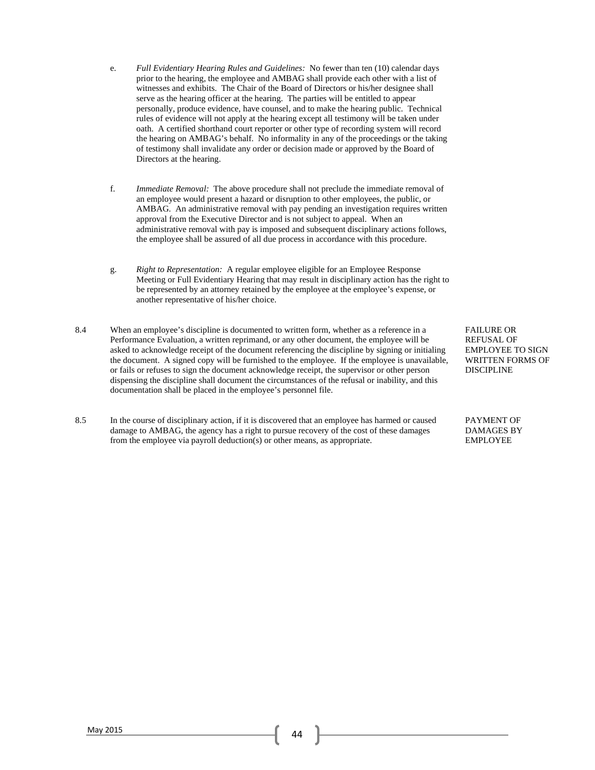e. *Full Evidentiary Hearing Rules and Guidelines:* No fewer than ten (10) calendar days prior to the hearing, the employee and AMBAG shall provide each other with a list of witnesses and exhibits. The Chair of the Board of Directors or his/her designee shall serve as the hearing officer at the hearing. The parties will be entitled to appear personally, produce evidence, have counsel, and to make the hearing public. Technical rules of evidence will not apply at the hearing except all testimony will be taken under oath. A certified shorthand court reporter or other type of recording system will record the hearing on AMBAG's behalf. No informality in any of the proceedings or the taking of testimony shall invalidate any order or decision made or approved by the Board of Directors at the hearing.

f. *Immediate Removal:* The above procedure shall not preclude the immediate removal of an employee would present a hazard or disruption to other employees, the public, or AMBAG. An administrative removal with pay pending an investigation requires written approval from the Executive Director and is not subject to appeal. When an administrative removal with pay is imposed and subsequent disciplinary actions follows, the employee shall be assured of all due process in accordance with this procedure.

g. *Right to Representation:* A regular employee eligible for an Employee Response Meeting or Full Evidentiary Hearing that may result in disciplinary action has the right to be represented by an attorney retained by the employee at the employee's expense, or another representative of his/her choice.

**8.4 FAILURE OR REFUSAL OF EMPLOYEE TO SIGN WRITTEN FORMS OF DISCIPLINE**

When an employee's discipline is documented to written form, whether as a reference in a Performance Evaluation, a written reprimand, or any other document, the employee will be asked to acknowledge receipt of the document referencing the discipline by signing or initialing the document. A signed copy will be furnished to the employee. If the employee is unavailable, or fails or refuses to sign the document acknowledge receipt, the supervisor or other person dispensing the discipline shall document the circumstances of the refusal or inability, and this documentation shall be placed in the employee's personnel file.

**8.5 PAYMENT OF DAMAGES BY EMPLOYEE**

In the course of disciplinary action, if it is discovered that an employee has harmed or caused damage to AMBAG, the agency has a right to pursue recovery of the cost of these damages from the employee via payroll deduction(s) or other means, as appropriate.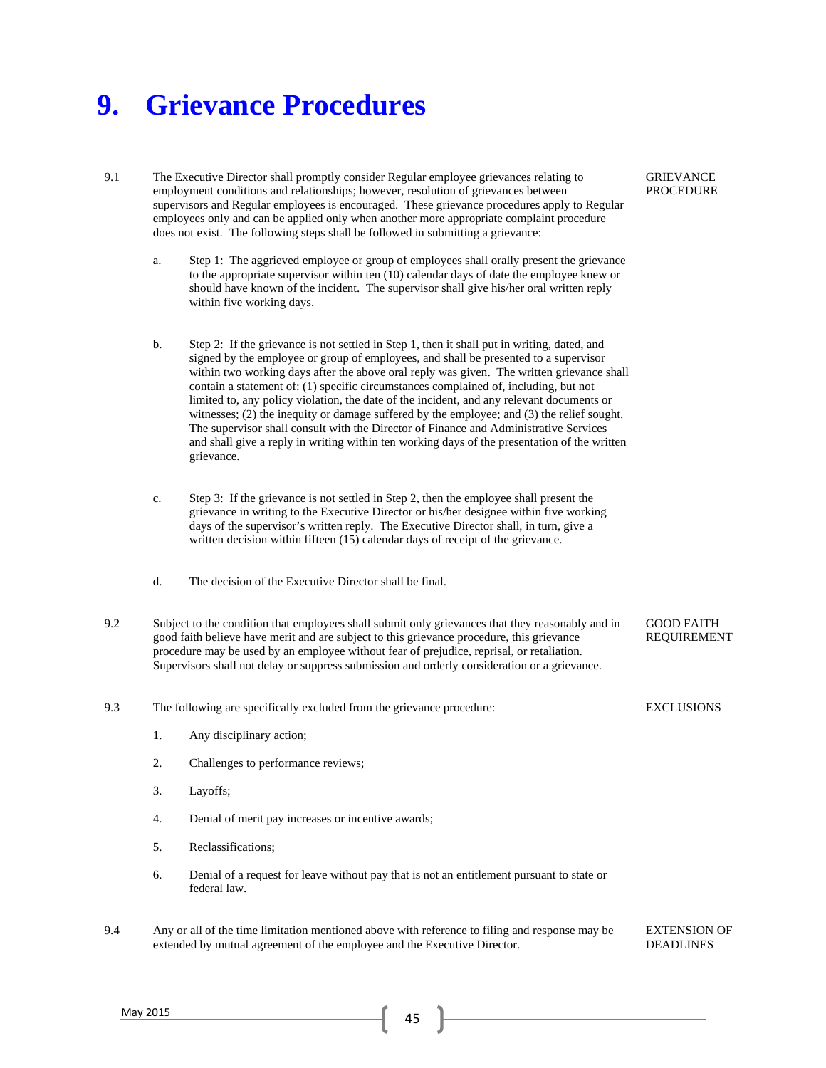# 9. Grievance Procedures

9.1 **GRIEVANCE PROCEDURE**

The Executive Director shall promptly consider Regular employee grievances relating to employment conditions and relationships; however, resolution of grievances between supervisors and Regular employees is encouraged. These grievance procedures apply to Regular employees only and can be applied only when another more appropriate complaint procedure does not exist. The following steps shall be followed in submitting a grievance:

a. Step 1: The aggrieved employee or group of employees shall orally present the grievance to the appropriate supervisor within ten (10) calendar days of date the employee knew or should have known of the incident. The supervisor shall give his/her oral written reply within five working days.

b. Step 2: If the grievance is not settled in Step 1, then it shall put in writing, dated, and signed by the employee or group of employees, and shall be presented to a supervisor within two working days after the above oral reply was given. The written grievance shall contain a statement of: (1) specific circumstances complained of, including, but not limited to, any policy violation, the date of the incident, and any relevant documents or witnesses; (2) the inequity or damage suffered by the employee; and (3) the relief sought. The supervisor shall consult with the Director of Finance and Administrative Services and shall give a reply in writing within ten working days of the presentation of the written grievance.

c. Step 3: If the grievance is not settled in Step 2, then the employee shall present the grievance in writing to the Executive Director or his/her designee within five working days of the supervisor's written reply. The Executive Director shall, in turn, give a written decision within fifteen (15) calendar days of receipt of the grievance.

d. The decision of the Executive Director shall be final.

9.2 **GOOD FAITH REQUIREMENT**

Subject to the condition that employees shall submit only grievances that they reasonably and in good faith believe have merit and are subject to this grievance procedure, this grievance procedure may be used by an employee without fear of prejudice, reprisal, or retaliation. Supervisors shall not delay or suppress submission and orderly consideration or a grievance.

9.3 **EXCLUSIONS**

The following are specifically excluded from the grievance procedure:

1. Any disciplinary action;
2. Challenges to performance reviews;
3. Layoffs;
4. Denial of merit pay increases or incentive awards;
5. Reclassifications;
6. Denial of a request for leave without pay that is not an entitlement pursuant to state or federal law.

9.4 **EXTENSION OF DEADLINES**

Any or all of the time limitation mentioned above with reference to filing and response may be extended by mutual agreement of the employee and the Executive Director.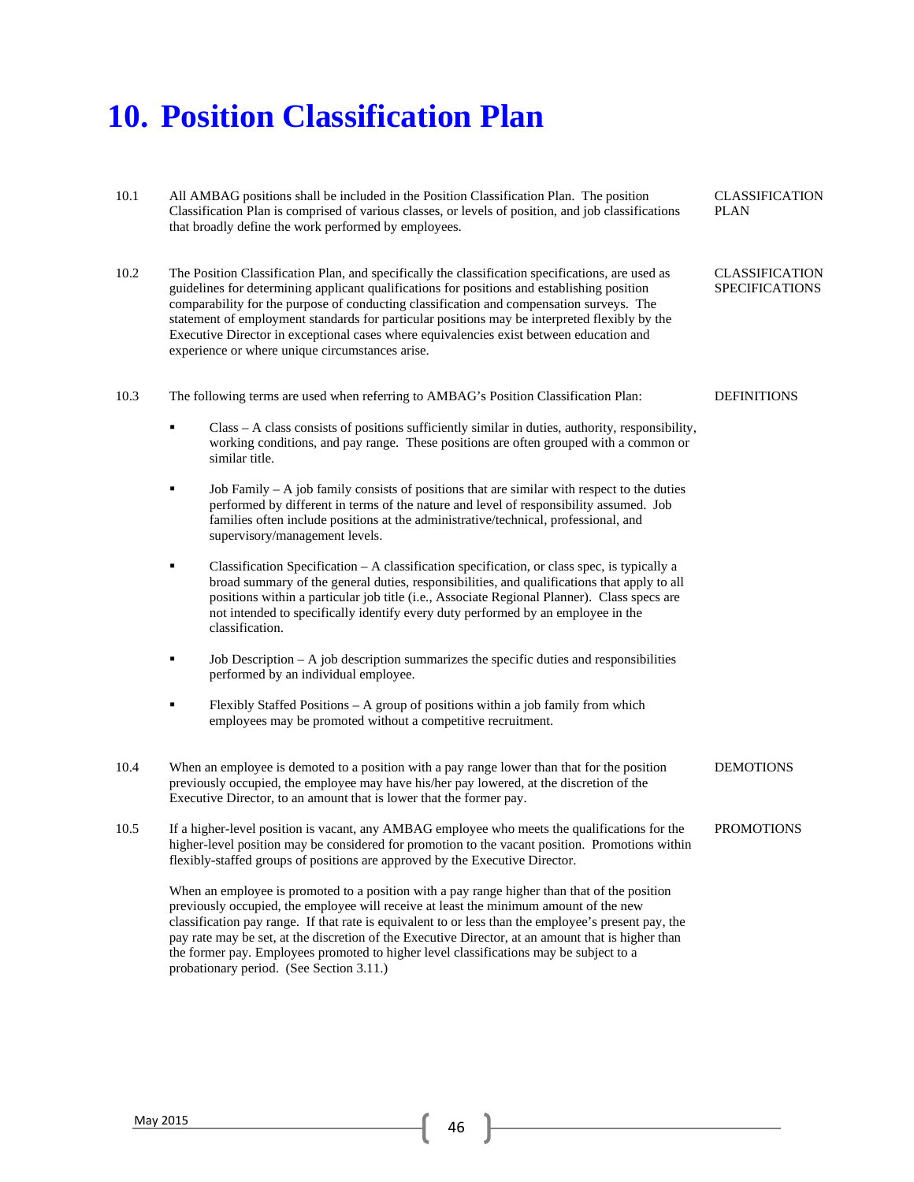# 10. Position Classification Plan

10.1 All AMBAG positions shall be included in the Position Classification Plan. The position Classification Plan is comprised of various classes, or levels of position, and job classifications that broadly define the work performed by employees. CLASSIFICATION PLAN

10.2 The Position Classification Plan, and specifically the classification specifications, are used as guidelines for determining applicant qualifications for positions and establishing position comparability for the purpose of conducting classification and compensation surveys. The statement of employment standards for particular positions may be interpreted flexibly by the Executive Director in exceptional cases where equivalencies exist between education and experience or where unique circumstances arise. CLASSIFICATION SPECIFICATIONS

10.3 The following terms are used when referring to AMBAG's Position Classification Plan: DEFINITIONS

- Class – A class consists of positions sufficiently similar in duties, authority, responsibility, working conditions, and pay range. These positions are often grouped with a common or similar title.
- Job Family – A job family consists of positions that are similar with respect to the duties performed by different in terms of the nature and level of responsibility assumed. Job families often include positions at the administrative/technical, professional, and supervisory/management levels.
- Classification Specification – A classification specification, or class spec, is typically a broad summary of the general duties, responsibilities, and qualifications that apply to all positions within a particular job title (i.e., Associate Regional Planner). Class specs are not intended to specifically identify every duty performed by an employee in the classification.
- Job Description – A job description summarizes the specific duties and responsibilities performed by an individual employee.
- Flexibly Staffed Positions – A group of positions within a job family from which employees may be promoted without a competitive recruitment.

10.4 When an employee is demoted to a position with a pay range lower than that for the position previously occupied, the employee may have his/her pay lowered, at the discretion of the Executive Director, to an amount that is lower that the former pay. DEMOTIONS

10.5 If a higher-level position is vacant, any AMBAG employee who meets the qualifications for the higher-level position may be considered for promotion to the vacant position. Promotions within flexibly-staffed groups of positions are approved by the Executive Director. PROMOTIONS

When an employee is promoted to a position with a pay range higher than that of the position previously occupied, the employee will receive at least the minimum amount of the new classification pay range. If that rate is equivalent to or less than the employee's present pay, the pay rate may be set, at the discretion of the Executive Director, at an amount that is higher than the former pay. Employees promoted to higher level classifications may be subject to a probationary period. (See Section 3.11.)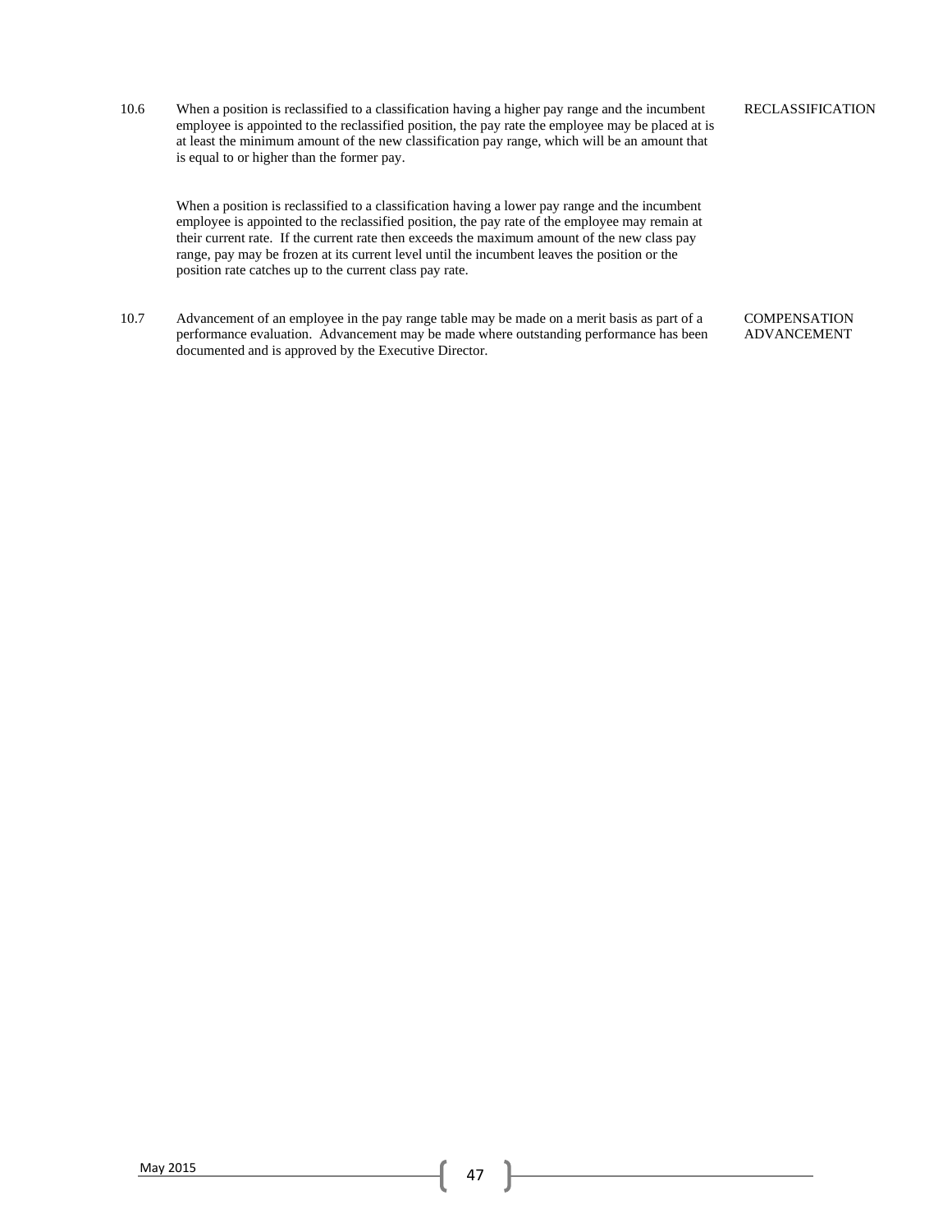10.6 When a position is reclassified to a classification having a higher pay range and the incumbent employee is appointed to the reclassified position, the pay rate the employee may be placed at is at least the minimum amount of the new classification pay range, which will be an amount that is equal to or higher than the former pay. **RECLASSIFICATION**

When a position is reclassified to a classification having a lower pay range and the incumbent employee is appointed to the reclassified position, the pay rate of the employee may remain at their current rate. If the current rate then exceeds the maximum amount of the new class pay range, pay may be frozen at its current level until the incumbent leaves the position or the position rate catches up to the current class pay rate.

10.7 Advancement of an employee in the pay range table may be made on a merit basis as part of a performance evaluation. Advancement may be made where outstanding performance has been documented and is approved by the Executive Director. **COMPENSATION ADVANCEMENT**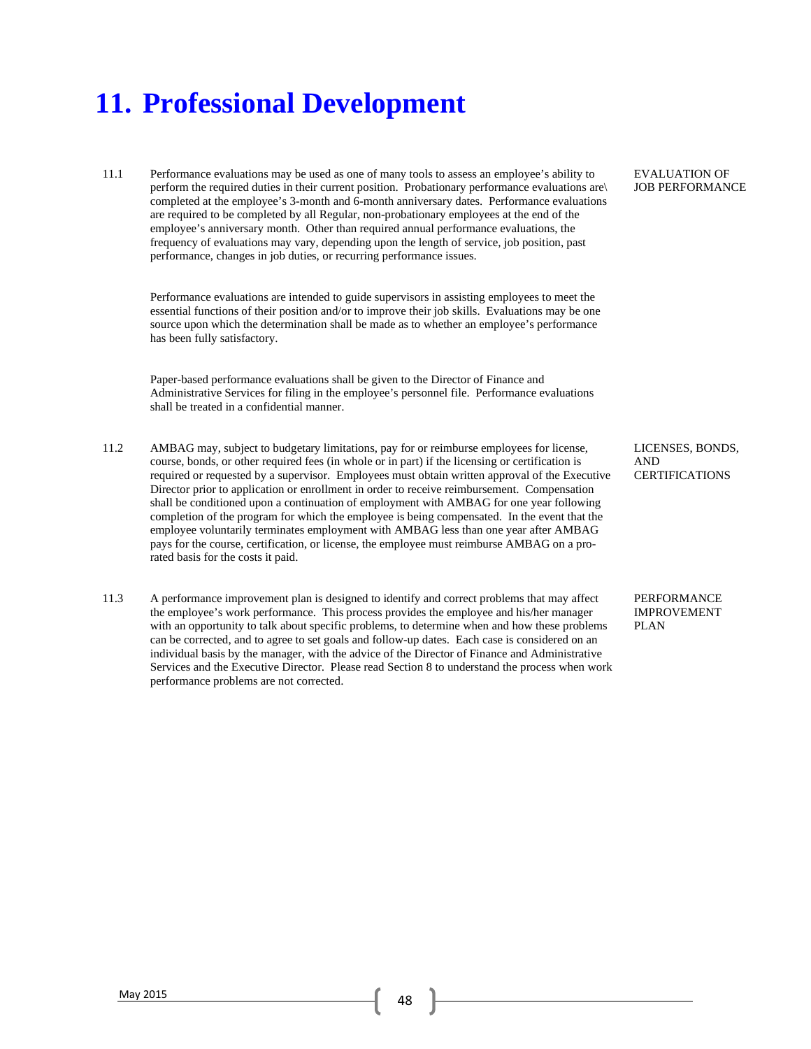# 11. Professional Development

11.1 **EVALUATION OF JOB PERFORMANCE**

Performance evaluations may be used as one of many tools to assess an employee's ability to perform the required duties in their current position. Probationary performance evaluations are\ completed at the employee's 3-month and 6-month anniversary dates. Performance evaluations are required to be completed by all Regular, non-probationary employees at the end of the employee's anniversary month. Other than required annual performance evaluations, the frequency of evaluations may vary, depending upon the length of service, job position, past performance, changes in job duties, or recurring performance issues.

Performance evaluations are intended to guide supervisors in assisting employees to meet the essential functions of their position and/or to improve their job skills. Evaluations may be one source upon which the determination shall be made as to whether an employee's performance has been fully satisfactory.

Paper-based performance evaluations shall be given to the Director of Finance and Administrative Services for filing in the employee's personnel file. Performance evaluations shall be treated in a confidential manner.

11.2 **LICENSES, BONDS, AND CERTIFICATIONS**

AMBAG may, subject to budgetary limitations, pay for or reimburse employees for license, course, bonds, or other required fees (in whole or in part) if the licensing or certification is required or requested by a supervisor. Employees must obtain written approval of the Executive Director prior to application or enrollment in order to receive reimbursement. Compensation shall be conditioned upon a continuation of employment with AMBAG for one year following completion of the program for which the employee is being compensated. In the event that the employee voluntarily terminates employment with AMBAG less than one year after AMBAG pays for the course, certification, or license, the employee must reimburse AMBAG on a pro-rated basis for the costs it paid.

11.3 **PERFORMANCE IMPROVEMENT PLAN**

A performance improvement plan is designed to identify and correct problems that may affect the employee's work performance. This process provides the employee and his/her manager with an opportunity to talk about specific problems, to determine when and how these problems can be corrected, and to agree to set goals and follow-up dates. Each case is considered on an individual basis by the manager, with the advice of the Director of Finance and Administrative Services and the Executive Director. Please read Section 8 to understand the process when work performance problems are not corrected.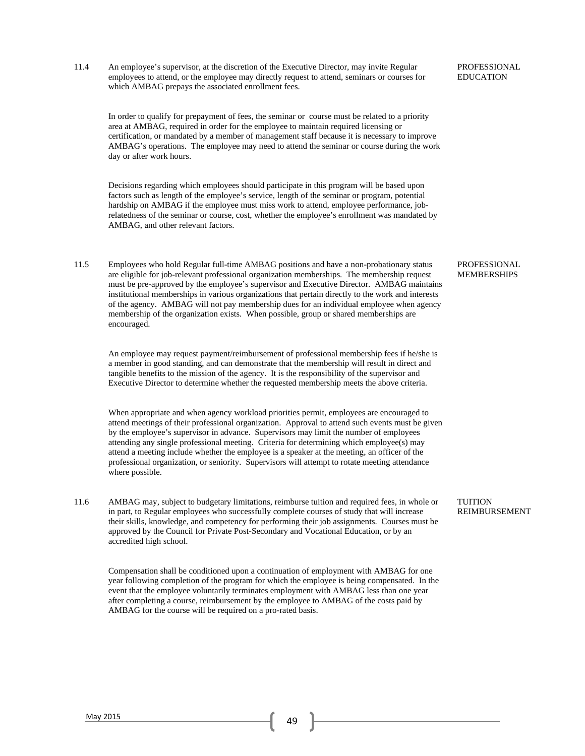**11.4 PROFESSIONAL EDUCATION**

An employee's supervisor, at the discretion of the Executive Director, may invite Regular employees to attend, or the employee may directly request to attend, seminars or courses for which AMBAG prepays the associated enrollment fees.

In order to qualify for prepayment of fees, the seminar or course must be related to a priority area at AMBAG, required in order for the employee to maintain required licensing or certification, or mandated by a member of management staff because it is necessary to improve AMBAG's operations. The employee may need to attend the seminar or course during the work day or after work hours.

Decisions regarding which employees should participate in this program will be based upon factors such as length of the employee's service, length of the seminar or program, potential hardship on AMBAG if the employee must miss work to attend, employee performance, job-relatedness of the seminar or course, cost, whether the employee's enrollment was mandated by AMBAG, and other relevant factors.

**11.5 PROFESSIONAL MEMBERSHIPS**

Employees who hold Regular full-time AMBAG positions and have a non-probationary status are eligible for job-relevant professional organization memberships. The membership request must be pre-approved by the employee's supervisor and Executive Director. AMBAG maintains institutional memberships in various organizations that pertain directly to the work and interests of the agency. AMBAG will not pay membership dues for an individual employee when agency membership of the organization exists. When possible, group or shared memberships are encouraged.

An employee may request payment/reimbursement of professional membership fees if he/she is a member in good standing, and can demonstrate that the membership will result in direct and tangible benefits to the mission of the agency. It is the responsibility of the supervisor and Executive Director to determine whether the requested membership meets the above criteria.

When appropriate and when agency workload priorities permit, employees are encouraged to attend meetings of their professional organization. Approval to attend such events must be given by the employee's supervisor in advance. Supervisors may limit the number of employees attending any single professional meeting. Criteria for determining which employee(s) may attend a meeting include whether the employee is a speaker at the meeting, an officer of the professional organization, or seniority. Supervisors will attempt to rotate meeting attendance where possible.

**11.6 TUITION REIMBURSEMENT**

AMBAG may, subject to budgetary limitations, reimburse tuition and required fees, in whole or in part, to Regular employees who successfully complete courses of study that will increase their skills, knowledge, and competency for performing their job assignments. Courses must be approved by the Council for Private Post-Secondary and Vocational Education, or by an accredited high school.

Compensation shall be conditioned upon a continuation of employment with AMBAG for one year following completion of the program for which the employee is being compensated. In the event that the employee voluntarily terminates employment with AMBAG less than one year after completing a course, reimbursement by the employee to AMBAG of the costs paid by AMBAG for the course will be required on a pro-rated basis.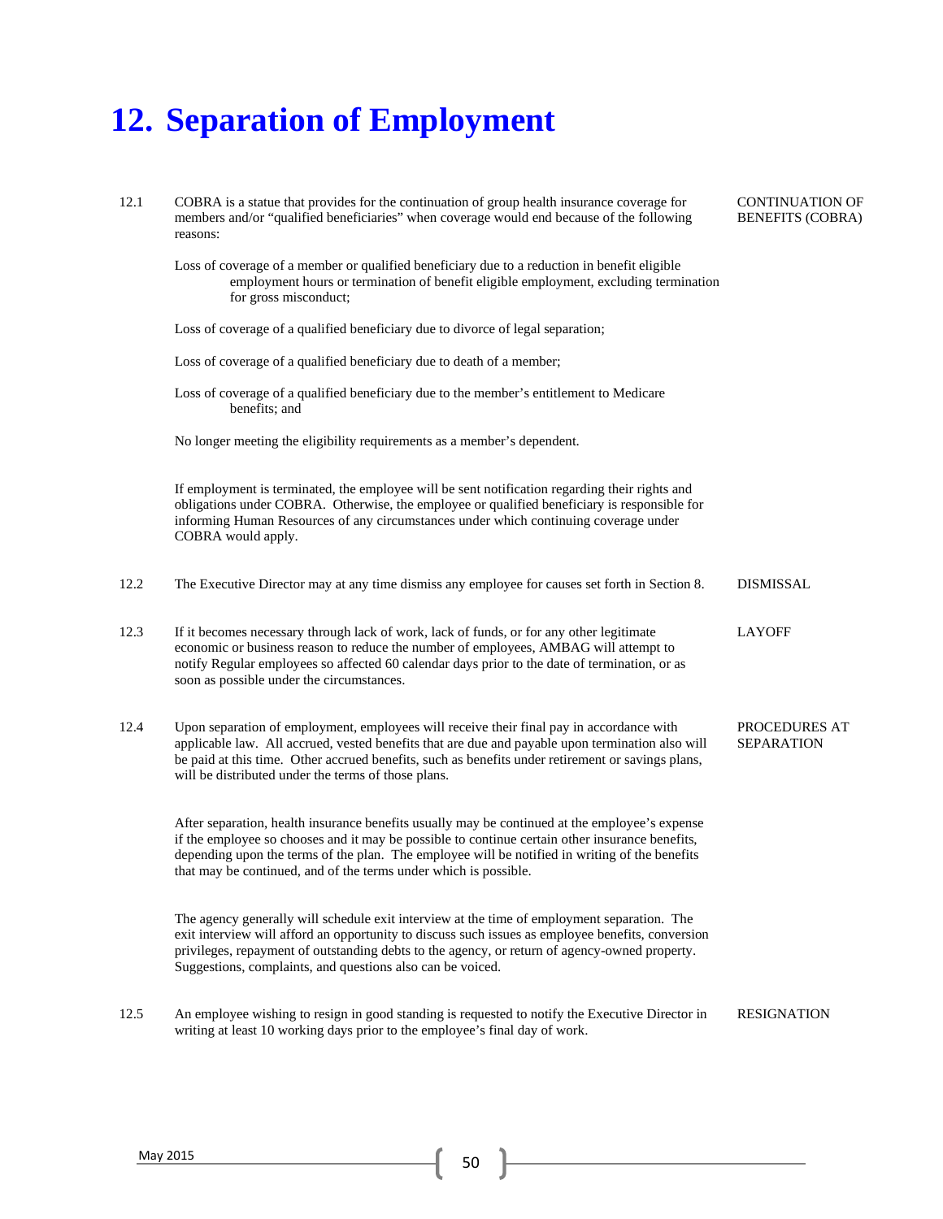# 12. Separation of Employment

12.1 **CONTINUATION OF BENEFITS (COBRA)**

COBRA is a statue that provides for the continuation of group health insurance coverage for members and/or "qualified beneficiaries" when coverage would end because of the following reasons:

Loss of coverage of a member or qualified beneficiary due to a reduction in benefit eligible employment hours or termination of benefit eligible employment, excluding termination for gross misconduct;

Loss of coverage of a qualified beneficiary due to divorce of legal separation;

Loss of coverage of a qualified beneficiary due to death of a member;

Loss of coverage of a qualified beneficiary due to the member's entitlement to Medicare benefits; and

No longer meeting the eligibility requirements as a member's dependent.

If employment is terminated, the employee will be sent notification regarding their rights and obligations under COBRA. Otherwise, the employee or qualified beneficiary is responsible for informing Human Resources of any circumstances under which continuing coverage under COBRA would apply.

12.2 **DISMISSAL**

The Executive Director may at any time dismiss any employee for causes set forth in Section 8.

12.3 **LAYOFF**

If it becomes necessary through lack of work, lack of funds, or for any other legitimate economic or business reason to reduce the number of employees, AMBAG will attempt to notify Regular employees so affected 60 calendar days prior to the date of termination, or as soon as possible under the circumstances.

12.4 **PROCEDURES AT SEPARATION**

Upon separation of employment, employees will receive their final pay in accordance with applicable law. All accrued, vested benefits that are due and payable upon termination also will be paid at this time. Other accrued benefits, such as benefits under retirement or savings plans, will be distributed under the terms of those plans.

After separation, health insurance benefits usually may be continued at the employee's expense if the employee so chooses and it may be possible to continue certain other insurance benefits, depending upon the terms of the plan. The employee will be notified in writing of the benefits that may be continued, and of the terms under which is possible.

The agency generally will schedule exit interview at the time of employment separation. The exit interview will afford an opportunity to discuss such issues as employee benefits, conversion privileges, repayment of outstanding debts to the agency, or return of agency-owned property. Suggestions, complaints, and questions also can be voiced.

12.5 **RESIGNATION**

An employee wishing to resign in good standing is requested to notify the Executive Director in writing at least 10 working days prior to the employee's final day of work.